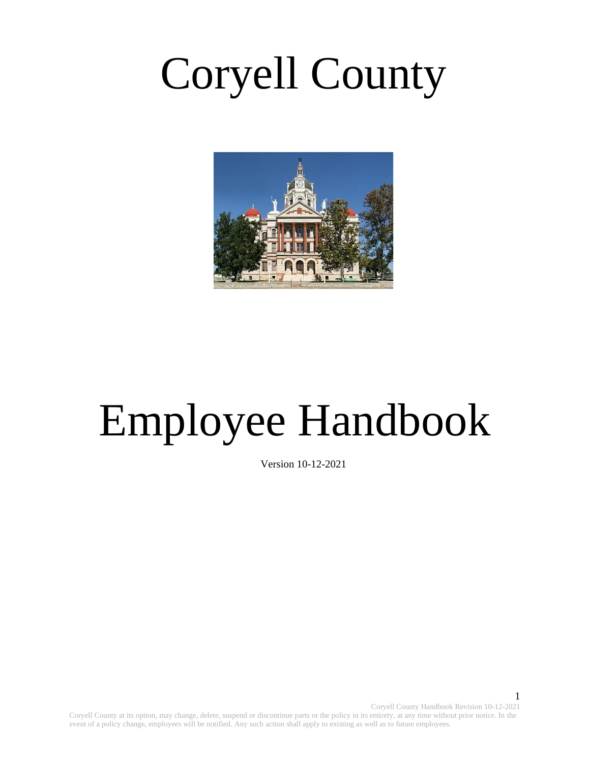# Coryell County

# Employee Handbook

Version 10-12-2021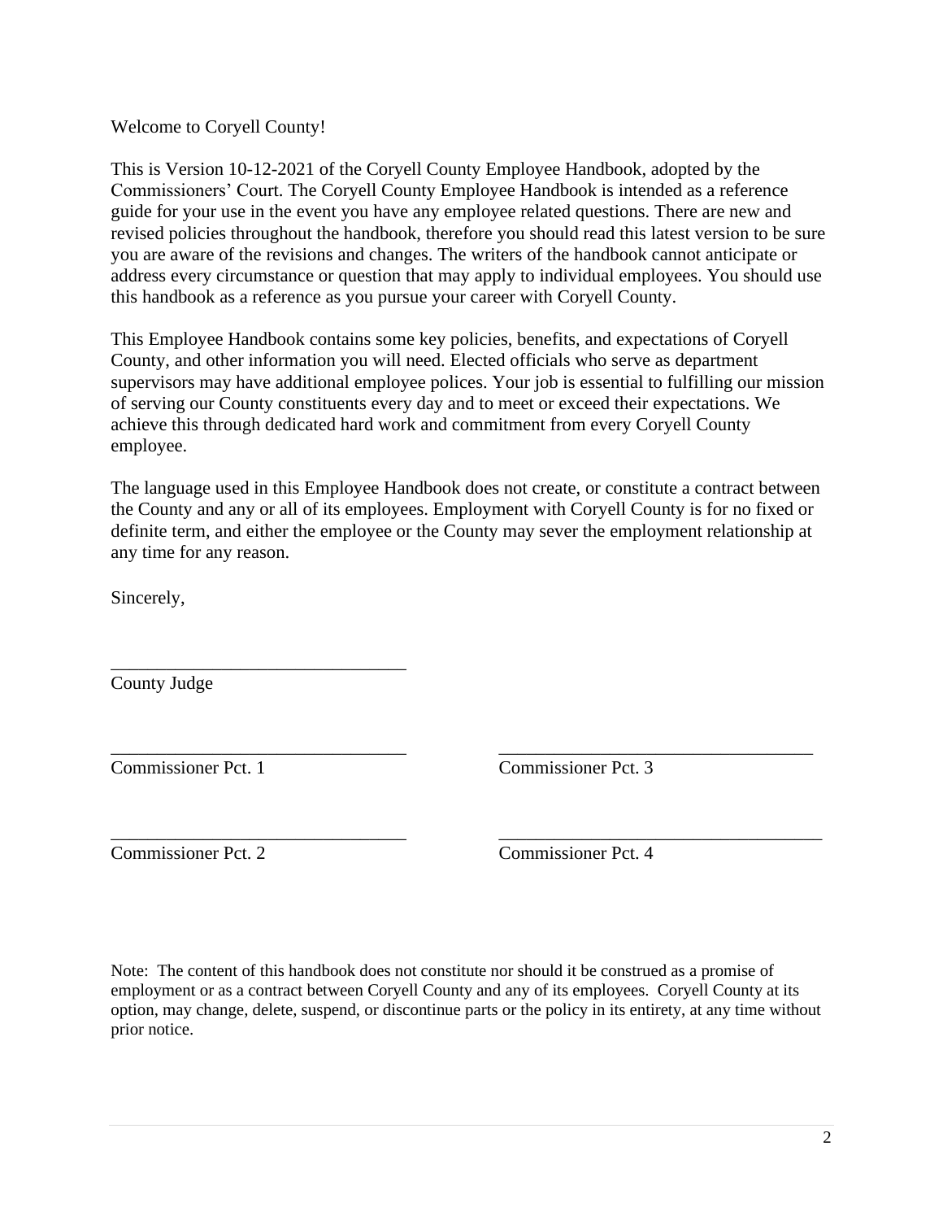Welcome to Coryell County!

This is Version 10-12-2021 of the Coryell County Employee Handbook, adopted by the Commissioners' Court. The Coryell County Employee Handbook is intended as a reference guide for your use in the event you have any employee related questions. There are new and revised policies throughout the handbook, therefore you should read this latest version to be sure you are aware of the revisions and changes. The writers of the handbook cannot anticipate or address every circumstance or question that may apply to individual employees. You should use this handbook as a reference as you pursue your career with Coryell County.

This Employee Handbook contains some key policies, benefits, and expectations of Coryell County, and other information you will need. Elected officials who serve as department supervisors may have additional employee polices. Your job is essential to fulfilling our mission of serving our County constituents every day and to meet or exceed their expectations. We achieve this through dedicated hard work and commitment from every Coryell County employee.

The language used in this Employee Handbook does not create, or constitute a contract between the County and any or all of its employees. Employment with Coryell County is for no fixed or definite term, and either the employee or the County may sever the employment relationship at any time for any reason.

Sincerely,

________________________________
County Judge

________________________________
Commissioner Pct. 1

________________________________
Commissioner Pct. 3

________________________________
Commissioner Pct. 2

________________________________
Commissioner Pct. 4

Note: The content of this handbook does not constitute nor should it be construed as a promise of employment or as a contract between Coryell County and any of its employees. Coryell County at its option, may change, delete, suspend, or discontinue parts or the policy in its entirety, at any time without prior notice.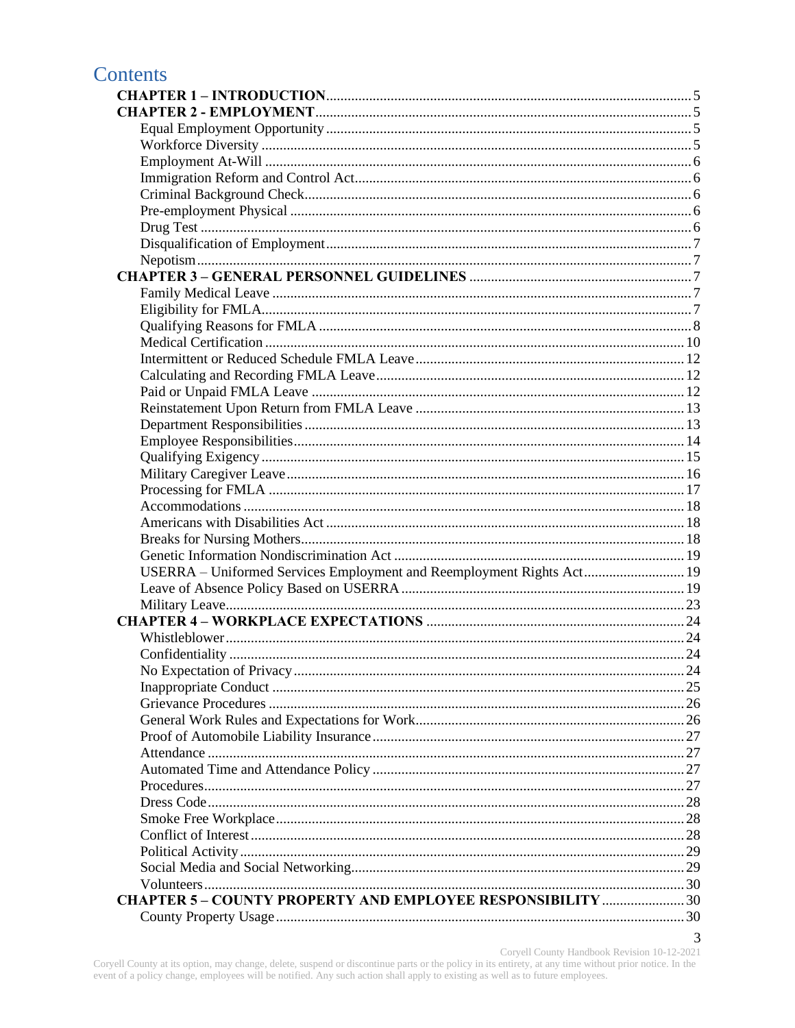# Contents

**CHAPTER 1 – INTRODUCTION** .......... 5
**CHAPTER 2 - EMPLOYMENT** .......... 5
- Equal Employment Opportunity .......... 5
- Workforce Diversity .......... 5
- Employment At-Will .......... 6
- Immigration Reform and Control Act .......... 6
- Criminal Background Check .......... 6
- Pre-employment Physical .......... 6
- Drug Test .......... 6
- Disqualification of Employment .......... 7
- Nepotism .......... 7

**CHAPTER 3 – GENERAL PERSONNEL GUIDELINES** .......... 7
- Family Medical Leave .......... 7
- Eligibility for FMLA .......... 7
- Qualifying Reasons for FMLA .......... 8
- Medical Certification .......... 10
- Intermittent or Reduced Schedule FMLA Leave .......... 12
- Calculating and Recording FMLA Leave .......... 12
- Paid or Unpaid FMLA Leave .......... 12
- Reinstatement Upon Return from FMLA Leave .......... 13
- Department Responsibilities .......... 13
- Employee Responsibilities .......... 14
- Qualifying Exigency .......... 15
- Military Caregiver Leave .......... 16
- Processing for FMLA .......... 17
- Accommodations .......... 18
- Americans with Disabilities Act .......... 18
- Breaks for Nursing Mothers .......... 18
- Genetic Information Nondiscrimination Act .......... 19
- USERRA – Uniformed Services Employment and Reemployment Rights Act .......... 19
- Leave of Absence Policy Based on USERRA .......... 19
- Military Leave .......... 23

**CHAPTER 4 – WORKPLACE EXPECTATIONS** .......... 24
- Whistleblower .......... 24
- Confidentiality .......... 24
- No Expectation of Privacy .......... 24
- Inappropriate Conduct .......... 25
- Grievance Procedures .......... 26
- General Work Rules and Expectations for Work .......... 26
- Proof of Automobile Liability Insurance .......... 27
- Attendance .......... 27
- Automated Time and Attendance Policy .......... 27
- Procedures .......... 27
- Dress Code .......... 28
- Smoke Free Workplace .......... 28
- Conflict of Interest .......... 28
- Political Activity .......... 29
- Social Media and Social Networking .......... 29
- Volunteers .......... 30

**CHAPTER 5 – COUNTY PROPERTY AND EMPLOYEE RESPONSIBILITY** .......... 30
- County Property Usage .......... 30

Coryell County at its option, may change, delete, suspend or discontinue parts or the policy in its entirety, at any time without prior notice. In the event of a policy change, employees will be notified. Any such action shall apply to existing as well as to future employees.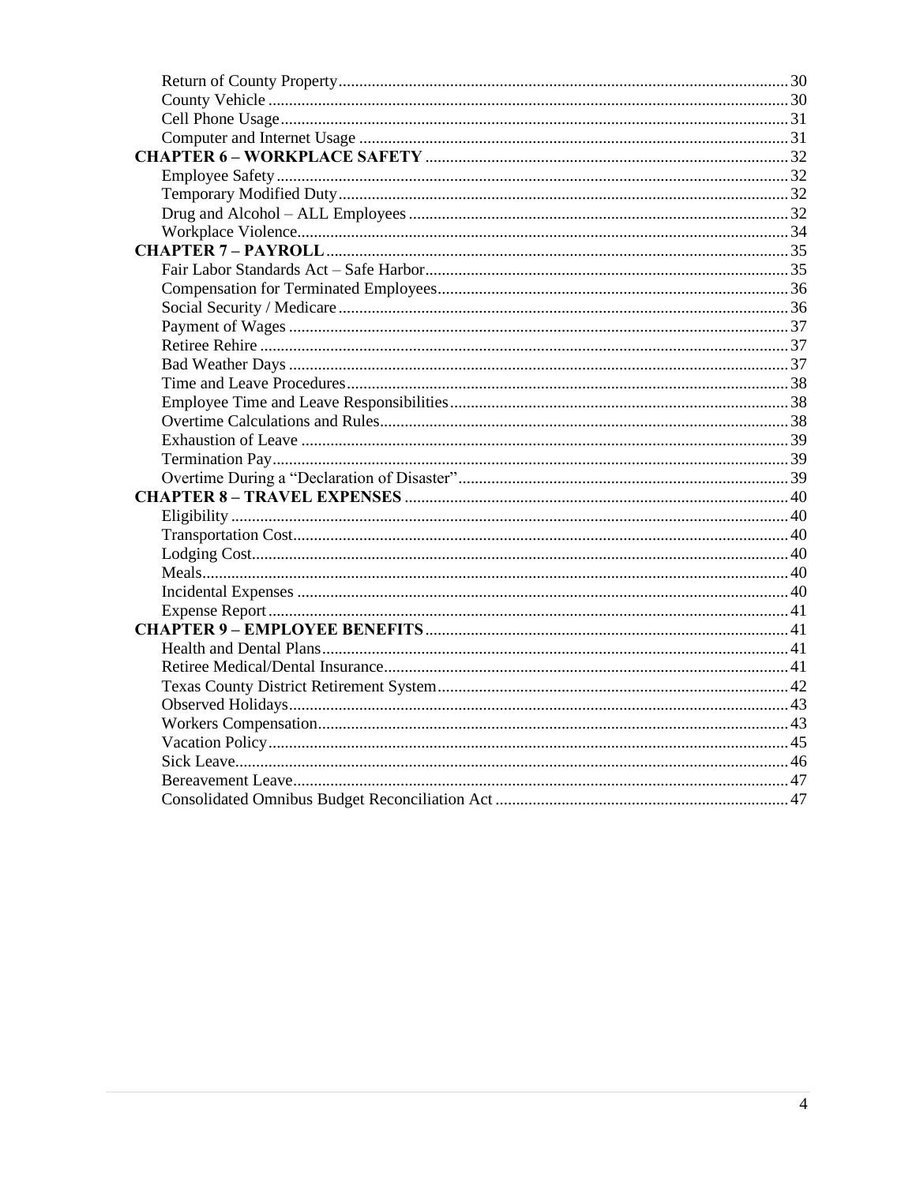Return of County Property ........................................................................................................ 30
County Vehicle .......................................................................................................................... 30
Cell Phone Usage ...................................................................................................................... 31
Computer and Internet Usage ................................................................................................... 31

**CHAPTER 6 – WORKPLACE SAFETY** ..................................................................................... 32
Employee Safety ........................................................................................................................ 32
Temporary Modified Duty ......................................................................................................... 32
Drug and Alcohol – ALL Employees ........................................................................................ 32
Workplace Violence .................................................................................................................. 34

**CHAPTER 7 – PAYROLL** ............................................................................................................ 35
Fair Labor Standards Act – Safe Harbor .................................................................................... 35
Compensation for Terminated Employees ................................................................................. 36
Social Security / Medicare ......................................................................................................... 36
Payment of Wages ..................................................................................................................... 37
Retiree Rehire ............................................................................................................................ 37
Bad Weather Days ..................................................................................................................... 37
Time and Leave Procedures ....................................................................................................... 38
Employee Time and Leave Responsibilities .............................................................................. 38
Overtime Calculations and Rules ............................................................................................... 38
Exhaustion of Leave .................................................................................................................. 39
Termination Pay ......................................................................................................................... 39
Overtime During a "Declaration of Disaster" ............................................................................ 39

**CHAPTER 8 – TRAVEL EXPENSES** .......................................................................................... 40
Eligibility ................................................................................................................................... 40
Transportation Cost .................................................................................................................... 40
Lodging Cost .............................................................................................................................. 40
Meals .......................................................................................................................................... 40
Incidental Expenses ................................................................................................................... 40
Expense Report .......................................................................................................................... 41

**CHAPTER 9 – EMPLOYEE BENEFITS** ..................................................................................... 41
Health and Dental Plans ............................................................................................................. 41
Retiree Medical/Dental Insurance .............................................................................................. 41
Texas County District Retirement System ................................................................................. 42
Observed Holidays ..................................................................................................................... 43
Workers Compensation .............................................................................................................. 43
Vacation Policy .......................................................................................................................... 45
Sick Leave .................................................................................................................................. 46
Bereavement Leave .................................................................................................................... 47
Consolidated Omnibus Budget Reconciliation Act ................................................................... 47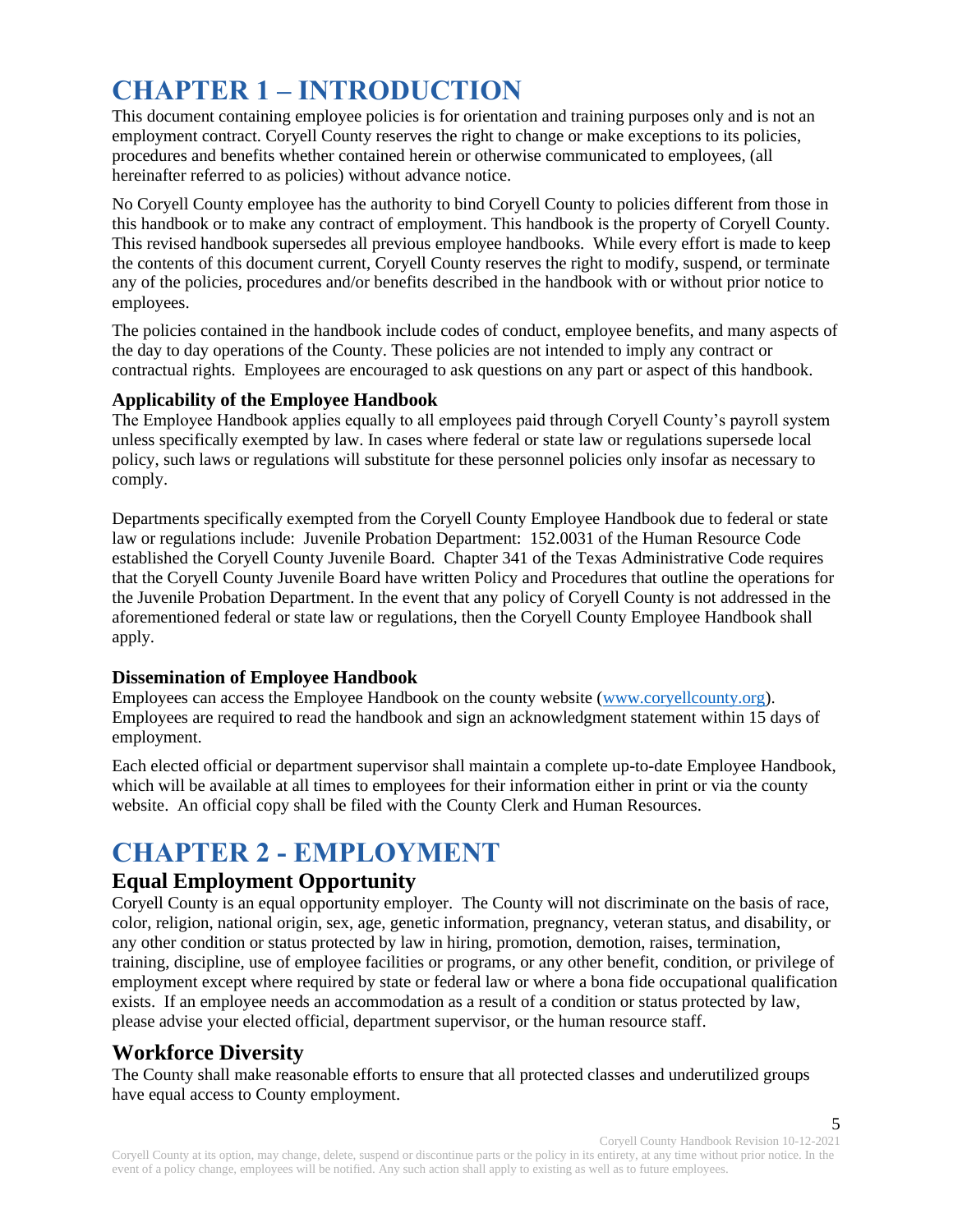# CHAPTER 1 – INTRODUCTION

This document containing employee policies is for orientation and training purposes only and is not an employment contract. Coryell County reserves the right to change or make exceptions to its policies, procedures and benefits whether contained herein or otherwise communicated to employees, (all hereinafter referred to as policies) without advance notice.

No Coryell County employee has the authority to bind Coryell County to policies different from those in this handbook or to make any contract of employment. This handbook is the property of Coryell County. This revised handbook supersedes all previous employee handbooks. While every effort is made to keep the contents of this document current, Coryell County reserves the right to modify, suspend, or terminate any of the policies, procedures and/or benefits described in the handbook with or without prior notice to employees.

The policies contained in the handbook include codes of conduct, employee benefits, and many aspects of the day to day operations of the County. These policies are not intended to imply any contract or contractual rights. Employees are encouraged to ask questions on any part or aspect of this handbook.

### Applicability of the Employee Handbook

The Employee Handbook applies equally to all employees paid through Coryell County's payroll system unless specifically exempted by law. In cases where federal or state law or regulations supersede local policy, such laws or regulations will substitute for these personnel policies only insofar as necessary to comply.

Departments specifically exempted from the Coryell County Employee Handbook due to federal or state law or regulations include: Juvenile Probation Department: 152.0031 of the Human Resource Code established the Coryell County Juvenile Board. Chapter 341 of the Texas Administrative Code requires that the Coryell County Juvenile Board have written Policy and Procedures that outline the operations for the Juvenile Probation Department. In the event that any policy of Coryell County is not addressed in the aforementioned federal or state law or regulations, then the Coryell County Employee Handbook shall apply.

### Dissemination of Employee Handbook

Employees can access the Employee Handbook on the county website (www.coryellcounty.org). Employees are required to read the handbook and sign an acknowledgment statement within 15 days of employment.

Each elected official or department supervisor shall maintain a complete up-to-date Employee Handbook, which will be available at all times to employees for their information either in print or via the county website. An official copy shall be filed with the County Clerk and Human Resources.

# CHAPTER 2 - EMPLOYMENT

## Equal Employment Opportunity

Coryell County is an equal opportunity employer. The County will not discriminate on the basis of race, color, religion, national origin, sex, age, genetic information, pregnancy, veteran status, and disability, or any other condition or status protected by law in hiring, promotion, demotion, raises, termination, training, discipline, use of employee facilities or programs, or any other benefit, condition, or privilege of employment except where required by state or federal law or where a bona fide occupational qualification exists. If an employee needs an accommodation as a result of a condition or status protected by law, please advise your elected official, department supervisor, or the human resource staff.

## Workforce Diversity

The County shall make reasonable efforts to ensure that all protected classes and underutilized groups have equal access to County employment.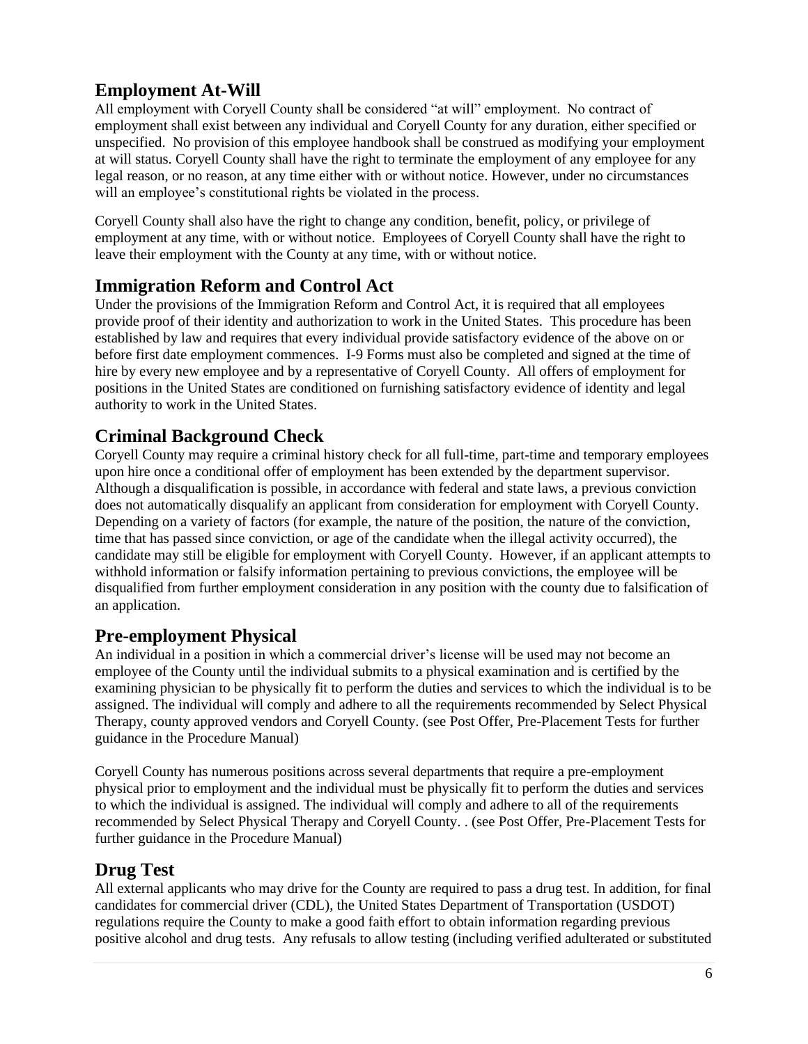## Employment At-Will

All employment with Coryell County shall be considered "at will" employment. No contract of employment shall exist between any individual and Coryell County for any duration, either specified or unspecified. No provision of this employee handbook shall be construed as modifying your employment at will status. Coryell County shall have the right to terminate the employment of any employee for any legal reason, or no reason, at any time either with or without notice. However, under no circumstances will an employee's constitutional rights be violated in the process.

Coryell County shall also have the right to change any condition, benefit, policy, or privilege of employment at any time, with or without notice. Employees of Coryell County shall have the right to leave their employment with the County at any time, with or without notice.

## Immigration Reform and Control Act

Under the provisions of the Immigration Reform and Control Act, it is required that all employees provide proof of their identity and authorization to work in the United States. This procedure has been established by law and requires that every individual provide satisfactory evidence of the above on or before first date employment commences. I-9 Forms must also be completed and signed at the time of hire by every new employee and by a representative of Coryell County. All offers of employment for positions in the United States are conditioned on furnishing satisfactory evidence of identity and legal authority to work in the United States.

## Criminal Background Check

Coryell County may require a criminal history check for all full-time, part-time and temporary employees upon hire once a conditional offer of employment has been extended by the department supervisor. Although a disqualification is possible, in accordance with federal and state laws, a previous conviction does not automatically disqualify an applicant from consideration for employment with Coryell County. Depending on a variety of factors (for example, the nature of the position, the nature of the conviction, time that has passed since conviction, or age of the candidate when the illegal activity occurred), the candidate may still be eligible for employment with Coryell County. However, if an applicant attempts to withhold information or falsify information pertaining to previous convictions, the employee will be disqualified from further employment consideration in any position with the county due to falsification of an application.

## Pre-employment Physical

An individual in a position in which a commercial driver's license will be used may not become an employee of the County until the individual submits to a physical examination and is certified by the examining physician to be physically fit to perform the duties and services to which the individual is to be assigned. The individual will comply and adhere to all the requirements recommended by Select Physical Therapy, county approved vendors and Coryell County. (see Post Offer, Pre-Placement Tests for further guidance in the Procedure Manual)

Coryell County has numerous positions across several departments that require a pre-employment physical prior to employment and the individual must be physically fit to perform the duties and services to which the individual is assigned. The individual will comply and adhere to all of the requirements recommended by Select Physical Therapy and Coryell County. . (see Post Offer, Pre-Placement Tests for further guidance in the Procedure Manual)

## Drug Test

All external applicants who may drive for the County are required to pass a drug test. In addition, for final candidates for commercial driver (CDL), the United States Department of Transportation (USDOT) regulations require the County to make a good faith effort to obtain information regarding previous positive alcohol and drug tests. Any refusals to allow testing (including verified adulterated or substituted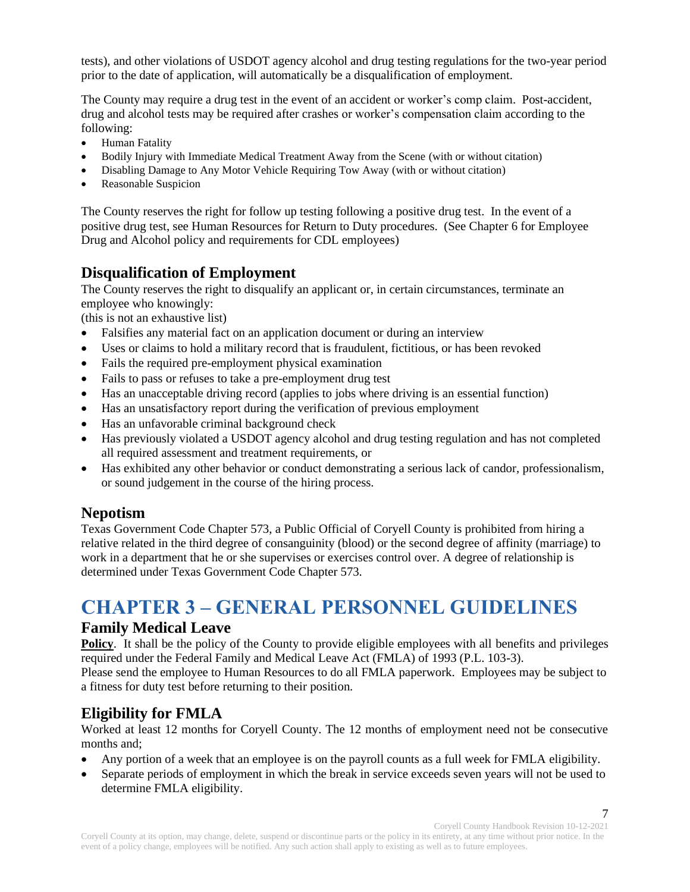tests), and other violations of USDOT agency alcohol and drug testing regulations for the two-year period prior to the date of application, will automatically be a disqualification of employment.

The County may require a drug test in the event of an accident or worker's comp claim. Post-accident, drug and alcohol tests may be required after crashes or worker's compensation claim according to the following:

- Human Fatality
- Bodily Injury with Immediate Medical Treatment Away from the Scene (with or without citation)
- Disabling Damage to Any Motor Vehicle Requiring Tow Away (with or without citation)
- Reasonable Suspicion

The County reserves the right for follow up testing following a positive drug test. In the event of a positive drug test, see Human Resources for Return to Duty procedures. (See Chapter 6 for Employee Drug and Alcohol policy and requirements for CDL employees)

## Disqualification of Employment

The County reserves the right to disqualify an applicant or, in certain circumstances, terminate an employee who knowingly:
(this is not an exhaustive list)

- Falsifies any material fact on an application document or during an interview
- Uses or claims to hold a military record that is fraudulent, fictitious, or has been revoked
- Fails the required pre-employment physical examination
- Fails to pass or refuses to take a pre-employment drug test
- Has an unacceptable driving record (applies to jobs where driving is an essential function)
- Has an unsatisfactory report during the verification of previous employment
- Has an unfavorable criminal background check
- Has previously violated a USDOT agency alcohol and drug testing regulation and has not completed all required assessment and treatment requirements, or
- Has exhibited any other behavior or conduct demonstrating a serious lack of candor, professionalism, or sound judgement in the course of the hiring process.

## Nepotism

Texas Government Code Chapter 573, a Public Official of Coryell County is prohibited from hiring a relative related in the third degree of consanguinity (blood) or the second degree of affinity (marriage) to work in a department that he or she supervises or exercises control over. A degree of relationship is determined under Texas Government Code Chapter 573.

# CHAPTER 3 – GENERAL PERSONNEL GUIDELINES

## Family Medical Leave

**Policy**. It shall be the policy of the County to provide eligible employees with all benefits and privileges required under the Federal Family and Medical Leave Act (FMLA) of 1993 (P.L. 103-3).
Please send the employee to Human Resources to do all FMLA paperwork. Employees may be subject to a fitness for duty test before returning to their position.

## Eligibility for FMLA

Worked at least 12 months for Coryell County. The 12 months of employment need not be consecutive months and;

- Any portion of a week that an employee is on the payroll counts as a full week for FMLA eligibility.
- Separate periods of employment in which the break in service exceeds seven years will not be used to determine FMLA eligibility.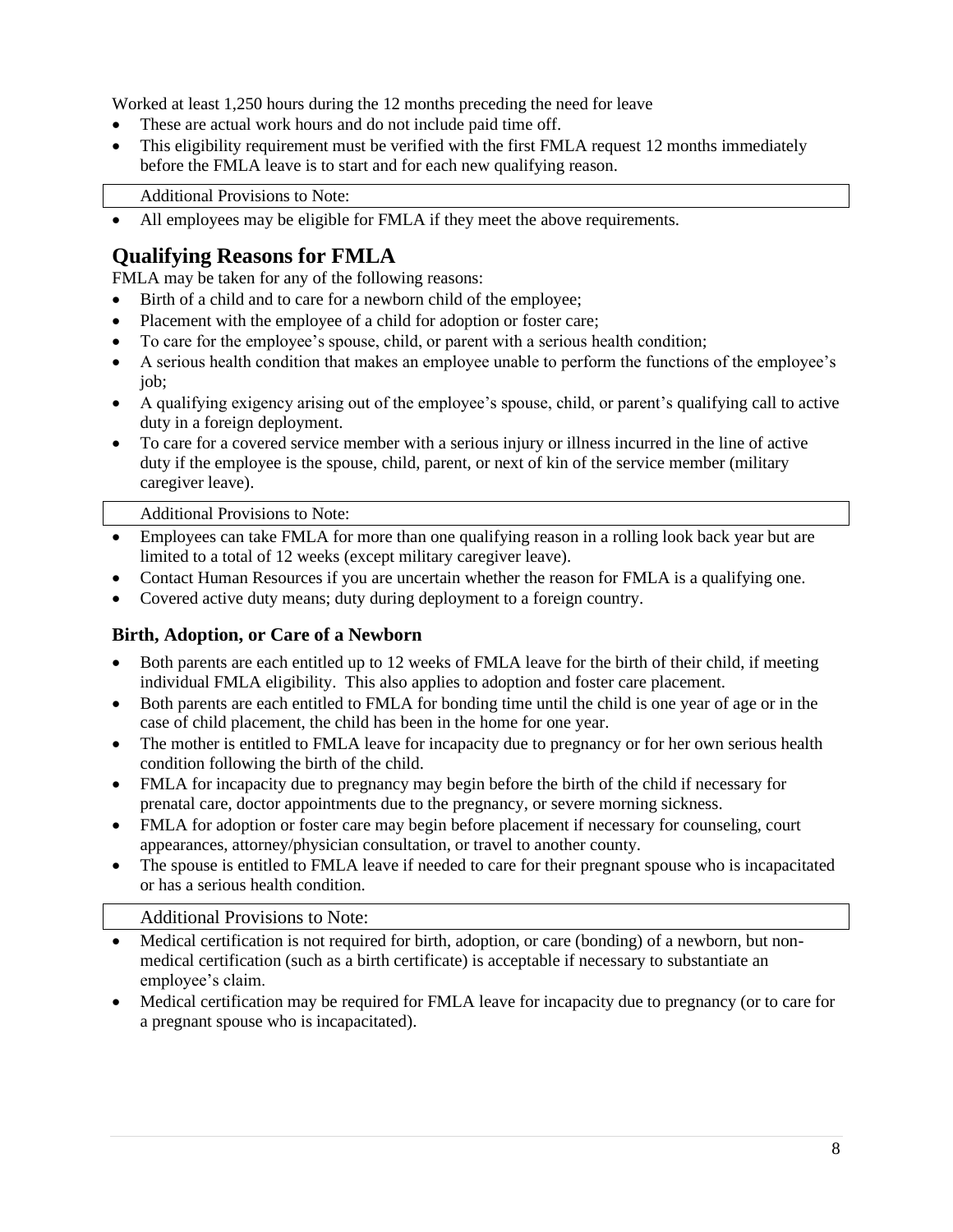Worked at least 1,250 hours during the 12 months preceding the need for leave

- These are actual work hours and do not include paid time off.
- This eligibility requirement must be verified with the first FMLA request 12 months immediately before the FMLA leave is to start and for each new qualifying reason.

Additional Provisions to Note:

- All employees may be eligible for FMLA if they meet the above requirements.

## Qualifying Reasons for FMLA

FMLA may be taken for any of the following reasons:

- Birth of a child and to care for a newborn child of the employee;
- Placement with the employee of a child for adoption or foster care;
- To care for the employee's spouse, child, or parent with a serious health condition;
- A serious health condition that makes an employee unable to perform the functions of the employee's job;
- A qualifying exigency arising out of the employee's spouse, child, or parent's qualifying call to active duty in a foreign deployment.
- To care for a covered service member with a serious injury or illness incurred in the line of active duty if the employee is the spouse, child, parent, or next of kin of the service member (military caregiver leave).

Additional Provisions to Note:

- Employees can take FMLA for more than one qualifying reason in a rolling look back year but are limited to a total of 12 weeks (except military caregiver leave).
- Contact Human Resources if you are uncertain whether the reason for FMLA is a qualifying one.
- Covered active duty means; duty during deployment to a foreign country.

### Birth, Adoption, or Care of a Newborn

- Both parents are each entitled up to 12 weeks of FMLA leave for the birth of their child, if meeting individual FMLA eligibility. This also applies to adoption and foster care placement.
- Both parents are each entitled to FMLA for bonding time until the child is one year of age or in the case of child placement, the child has been in the home for one year.
- The mother is entitled to FMLA leave for incapacity due to pregnancy or for her own serious health condition following the birth of the child.
- FMLA for incapacity due to pregnancy may begin before the birth of the child if necessary for prenatal care, doctor appointments due to the pregnancy, or severe morning sickness.
- FMLA for adoption or foster care may begin before placement if necessary for counseling, court appearances, attorney/physician consultation, or travel to another county.
- The spouse is entitled to FMLA leave if needed to care for their pregnant spouse who is incapacitated or has a serious health condition.

Additional Provisions to Note:

- Medical certification is not required for birth, adoption, or care (bonding) of a newborn, but non-medical certification (such as a birth certificate) is acceptable if necessary to substantiate an employee's claim.
- Medical certification may be required for FMLA leave for incapacity due to pregnancy (or to care for a pregnant spouse who is incapacitated).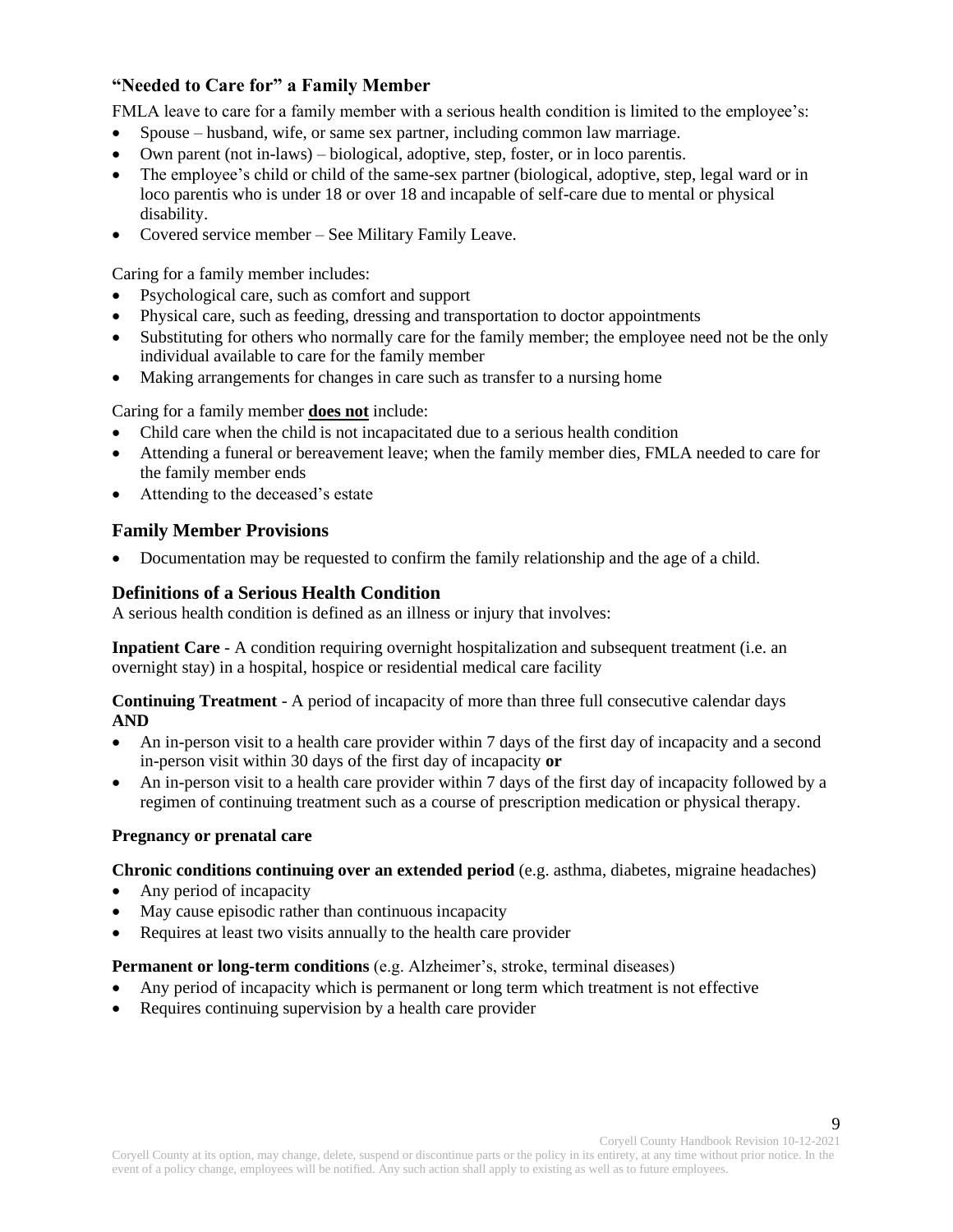## "Needed to Care for" a Family Member

FMLA leave to care for a family member with a serious health condition is limited to the employee's:

- Spouse – husband, wife, or same sex partner, including common law marriage.
- Own parent (not in-laws) – biological, adoptive, step, foster, or in loco parentis.
- The employee's child or child of the same-sex partner (biological, adoptive, step, legal ward or in loco parentis who is under 18 or over 18 and incapable of self-care due to mental or physical disability.
- Covered service member – See Military Family Leave.

Caring for a family member includes:

- Psychological care, such as comfort and support
- Physical care, such as feeding, dressing and transportation to doctor appointments
- Substituting for others who normally care for the family member; the employee need not be the only individual available to care for the family member
- Making arrangements for changes in care such as transfer to a nursing home

Caring for a family member **does not** include:

- Child care when the child is not incapacitated due to a serious health condition
- Attending a funeral or bereavement leave; when the family member dies, FMLA needed to care for the family member ends
- Attending to the deceased's estate

## Family Member Provisions

- Documentation may be requested to confirm the family relationship and the age of a child.

## Definitions of a Serious Health Condition

A serious health condition is defined as an illness or injury that involves:

**Inpatient Care** - A condition requiring overnight hospitalization and subsequent treatment (i.e. an overnight stay) in a hospital, hospice or residential medical care facility

**Continuing Treatment** - A period of incapacity of more than three full consecutive calendar days **AND**

- An in-person visit to a health care provider within 7 days of the first day of incapacity and a second in-person visit within 30 days of the first day of incapacity **or**
- An in-person visit to a health care provider within 7 days of the first day of incapacity followed by a regimen of continuing treatment such as a course of prescription medication or physical therapy.

**Pregnancy or prenatal care**

**Chronic conditions continuing over an extended period** (e.g. asthma, diabetes, migraine headaches)

- Any period of incapacity
- May cause episodic rather than continuous incapacity
- Requires at least two visits annually to the health care provider

**Permanent or long-term conditions** (e.g. Alzheimer's, stroke, terminal diseases)

- Any period of incapacity which is permanent or long term which treatment is not effective
- Requires continuing supervision by a health care provider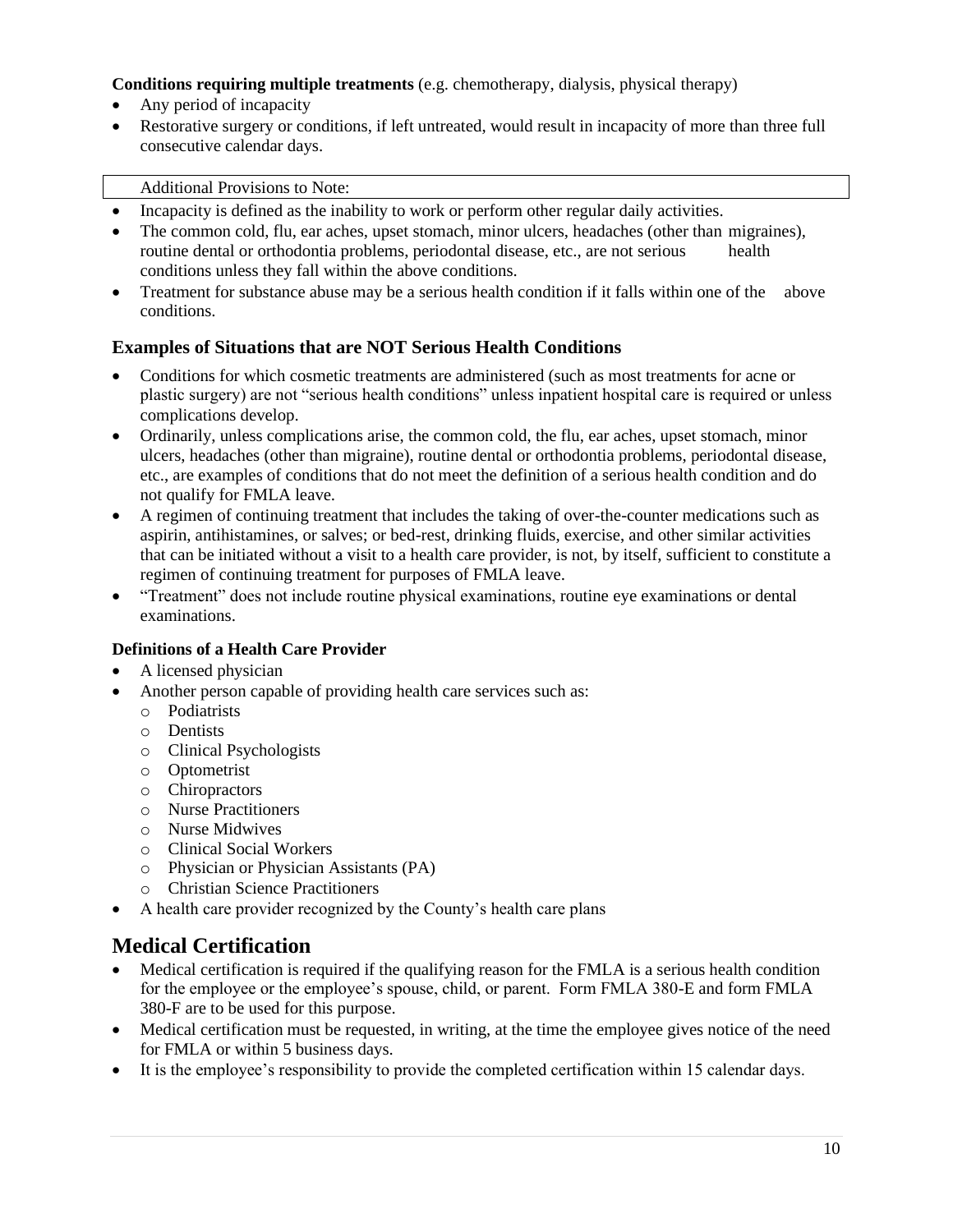**Conditions requiring multiple treatments** (e.g. chemotherapy, dialysis, physical therapy)

- Any period of incapacity
- Restorative surgery or conditions, if left untreated, would result in incapacity of more than three full consecutive calendar days.

Additional Provisions to Note:

- Incapacity is defined as the inability to work or perform other regular daily activities.
- The common cold, flu, ear aches, upset stomach, minor ulcers, headaches (other than migraines), routine dental or orthodontia problems, periodontal disease, etc., are not serious health conditions unless they fall within the above conditions.
- Treatment for substance abuse may be a serious health condition if it falls within one of the above conditions.

### Examples of Situations that are NOT Serious Health Conditions

- Conditions for which cosmetic treatments are administered (such as most treatments for acne or plastic surgery) are not "serious health conditions" unless inpatient hospital care is required or unless complications develop.
- Ordinarily, unless complications arise, the common cold, the flu, ear aches, upset stomach, minor ulcers, headaches (other than migraine), routine dental or orthodontia problems, periodontal disease, etc., are examples of conditions that do not meet the definition of a serious health condition and do not qualify for FMLA leave.
- A regimen of continuing treatment that includes the taking of over-the-counter medications such as aspirin, antihistamines, or salves; or bed-rest, drinking fluids, exercise, and other similar activities that can be initiated without a visit to a health care provider, is not, by itself, sufficient to constitute a regimen of continuing treatment for purposes of FMLA leave.
- "Treatment" does not include routine physical examinations, routine eye examinations or dental examinations.

**Definitions of a Health Care Provider**

- A licensed physician
- Another person capable of providing health care services such as:
  - Podiatrists
  - Dentists
  - Clinical Psychologists
  - Optometrist
  - Chiropractors
  - Nurse Practitioners
  - Nurse Midwives
  - Clinical Social Workers
  - Physician or Physician Assistants (PA)
  - Christian Science Practitioners
- A health care provider recognized by the County's health care plans

## Medical Certification

- Medical certification is required if the qualifying reason for the FMLA is a serious health condition for the employee or the employee's spouse, child, or parent. Form FMLA 380-E and form FMLA 380-F are to be used for this purpose.
- Medical certification must be requested, in writing, at the time the employee gives notice of the need for FMLA or within 5 business days.
- It is the employee's responsibility to provide the completed certification within 15 calendar days.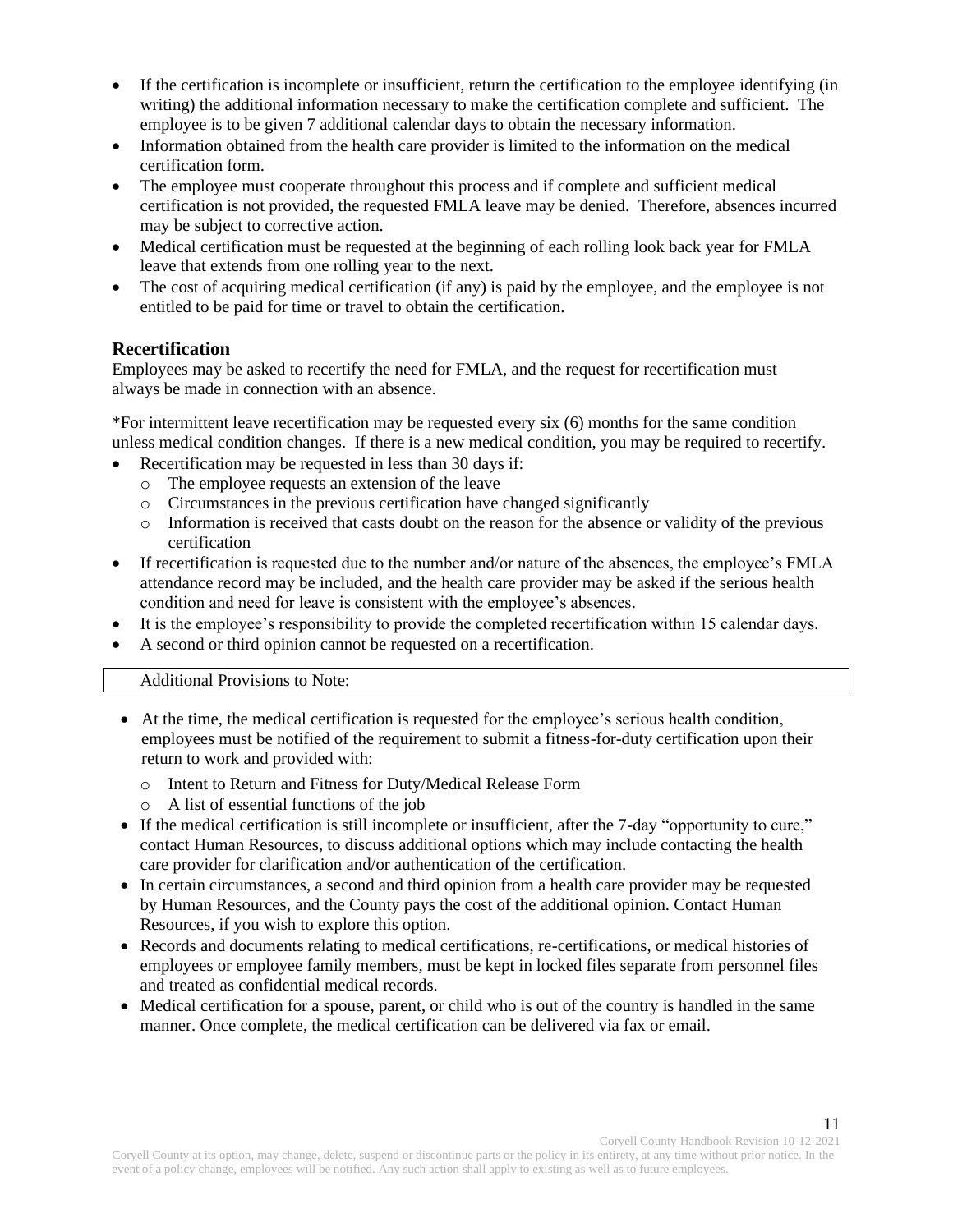- If the certification is incomplete or insufficient, return the certification to the employee identifying (in writing) the additional information necessary to make the certification complete and sufficient. The employee is to be given 7 additional calendar days to obtain the necessary information.
- Information obtained from the health care provider is limited to the information on the medical certification form.
- The employee must cooperate throughout this process and if complete and sufficient medical certification is not provided, the requested FMLA leave may be denied. Therefore, absences incurred may be subject to corrective action.
- Medical certification must be requested at the beginning of each rolling look back year for FMLA leave that extends from one rolling year to the next.
- The cost of acquiring medical certification (if any) is paid by the employee, and the employee is not entitled to be paid for time or travel to obtain the certification.

### Recertification

Employees may be asked to recertify the need for FMLA, and the request for recertification must always be made in connection with an absence.

*For intermittent leave recertification may be requested every six (6) months for the same condition unless medical condition changes. If there is a new medical condition, you may be required to recertify.

- Recertification may be requested in less than 30 days if:
  - The employee requests an extension of the leave
  - Circumstances in the previous certification have changed significantly
  - Information is received that casts doubt on the reason for the absence or validity of the previous certification
- If recertification is requested due to the number and/or nature of the absences, the employee's FMLA attendance record may be included, and the health care provider may be asked if the serious health condition and need for leave is consistent with the employee's absences.
- It is the employee's responsibility to provide the completed recertification within 15 calendar days.
- A second or third opinion cannot be requested on a recertification.

Additional Provisions to Note:

- At the time, the medical certification is requested for the employee's serious health condition, employees must be notified of the requirement to submit a fitness-for-duty certification upon their return to work and provided with:
  - Intent to Return and Fitness for Duty/Medical Release Form
  - A list of essential functions of the job
- If the medical certification is still incomplete or insufficient, after the 7-day "opportunity to cure," contact Human Resources, to discuss additional options which may include contacting the health care provider for clarification and/or authentication of the certification.
- In certain circumstances, a second and third opinion from a health care provider may be requested by Human Resources, and the County pays the cost of the additional opinion. Contact Human Resources, if you wish to explore this option.
- Records and documents relating to medical certifications, re-certifications, or medical histories of employees or employee family members, must be kept in locked files separate from personnel files and treated as confidential medical records.
- Medical certification for a spouse, parent, or child who is out of the country is handled in the same manner. Once complete, the medical certification can be delivered via fax or email.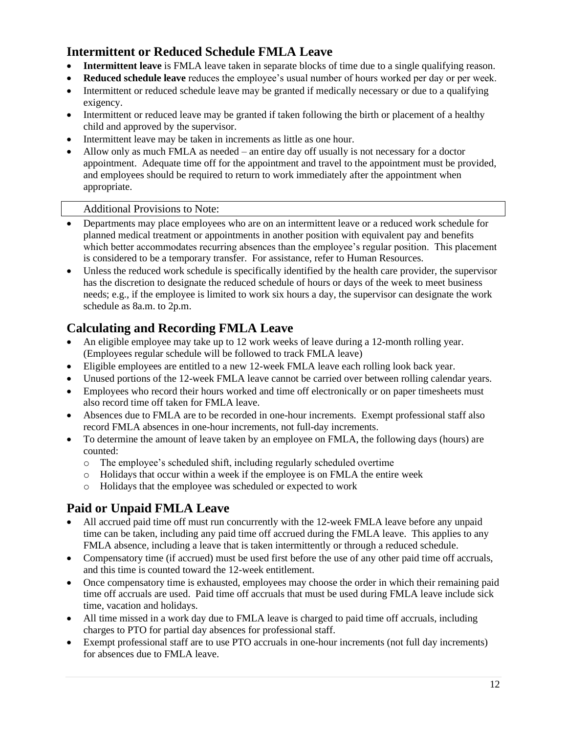## Intermittent or Reduced Schedule FMLA Leave

- **Intermittent leave** is FMLA leave taken in separate blocks of time due to a single qualifying reason.
- **Reduced schedule leave** reduces the employee's usual number of hours worked per day or per week.
- Intermittent or reduced schedule leave may be granted if medically necessary or due to a qualifying exigency.
- Intermittent or reduced leave may be granted if taken following the birth or placement of a healthy child and approved by the supervisor.
- Intermittent leave may be taken in increments as little as one hour.
- Allow only as much FMLA as needed – an entire day off usually is not necessary for a doctor appointment. Adequate time off for the appointment and travel to the appointment must be provided, and employees should be required to return to work immediately after the appointment when appropriate.

Additional Provisions to Note:

- Departments may place employees who are on an intermittent leave or a reduced work schedule for planned medical treatment or appointments in another position with equivalent pay and benefits which better accommodates recurring absences than the employee's regular position. This placement is considered to be a temporary transfer. For assistance, refer to Human Resources.
- Unless the reduced work schedule is specifically identified by the health care provider, the supervisor has the discretion to designate the reduced schedule of hours or days of the week to meet business needs; e.g., if the employee is limited to work six hours a day, the supervisor can designate the work schedule as 8a.m. to 2p.m.

## Calculating and Recording FMLA Leave

- An eligible employee may take up to 12 work weeks of leave during a 12-month rolling year. (Employees regular schedule will be followed to track FMLA leave)
- Eligible employees are entitled to a new 12-week FMLA leave each rolling look back year.
- Unused portions of the 12-week FMLA leave cannot be carried over between rolling calendar years.
- Employees who record their hours worked and time off electronically or on paper timesheets must also record time off taken for FMLA leave.
- Absences due to FMLA are to be recorded in one-hour increments. Exempt professional staff also record FMLA absences in one-hour increments, not full-day increments.
- To determine the amount of leave taken by an employee on FMLA, the following days (hours) are counted:
  - The employee's scheduled shift, including regularly scheduled overtime
  - Holidays that occur within a week if the employee is on FMLA the entire week
  - Holidays that the employee was scheduled or expected to work

## Paid or Unpaid FMLA Leave

- All accrued paid time off must run concurrently with the 12-week FMLA leave before any unpaid time can be taken, including any paid time off accrued during the FMLA leave. This applies to any FMLA absence, including a leave that is taken intermittently or through a reduced schedule.
- Compensatory time (if accrued) must be used first before the use of any other paid time off accruals, and this time is counted toward the 12-week entitlement.
- Once compensatory time is exhausted, employees may choose the order in which their remaining paid time off accruals are used. Paid time off accruals that must be used during FMLA leave include sick time, vacation and holidays.
- All time missed in a work day due to FMLA leave is charged to paid time off accruals, including charges to PTO for partial day absences for professional staff.
- Exempt professional staff are to use PTO accruals in one-hour increments (not full day increments) for absences due to FMLA leave.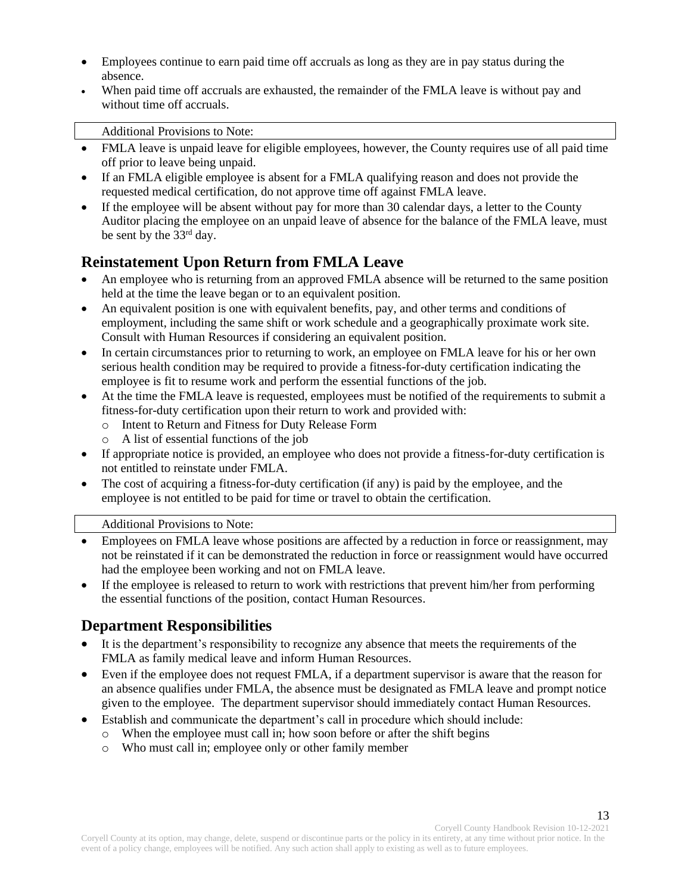- Employees continue to earn paid time off accruals as long as they are in pay status during the absence.
- When paid time off accruals are exhausted, the remainder of the FMLA leave is without pay and without time off accruals.

Additional Provisions to Note:

- FMLA leave is unpaid leave for eligible employees, however, the County requires use of all paid time off prior to leave being unpaid.
- If an FMLA eligible employee is absent for a FMLA qualifying reason and does not provide the requested medical certification, do not approve time off against FMLA leave.
- If the employee will be absent without pay for more than 30 calendar days, a letter to the County Auditor placing the employee on an unpaid leave of absence for the balance of the FMLA leave, must be sent by the 33rd day.

## Reinstatement Upon Return from FMLA Leave

- An employee who is returning from an approved FMLA absence will be returned to the same position held at the time the leave began or to an equivalent position.
- An equivalent position is one with equivalent benefits, pay, and other terms and conditions of employment, including the same shift or work schedule and a geographically proximate work site. Consult with Human Resources if considering an equivalent position.
- In certain circumstances prior to returning to work, an employee on FMLA leave for his or her own serious health condition may be required to provide a fitness-for-duty certification indicating the employee is fit to resume work and perform the essential functions of the job.
- At the time the FMLA leave is requested, employees must be notified of the requirements to submit a fitness-for-duty certification upon their return to work and provided with:
  - Intent to Return and Fitness for Duty Release Form
  - A list of essential functions of the job
- If appropriate notice is provided, an employee who does not provide a fitness-for-duty certification is not entitled to reinstate under FMLA.
- The cost of acquiring a fitness-for-duty certification (if any) is paid by the employee, and the employee is not entitled to be paid for time or travel to obtain the certification.

Additional Provisions to Note:

- Employees on FMLA leave whose positions are affected by a reduction in force or reassignment, may not be reinstated if it can be demonstrated the reduction in force or reassignment would have occurred had the employee been working and not on FMLA leave.
- If the employee is released to return to work with restrictions that prevent him/her from performing the essential functions of the position, contact Human Resources.

## Department Responsibilities

- It is the department's responsibility to recognize any absence that meets the requirements of the FMLA as family medical leave and inform Human Resources.
- Even if the employee does not request FMLA, if a department supervisor is aware that the reason for an absence qualifies under FMLA, the absence must be designated as FMLA leave and prompt notice given to the employee. The department supervisor should immediately contact Human Resources.
- Establish and communicate the department's call in procedure which should include:
  - When the employee must call in; how soon before or after the shift begins
  - Who must call in; employee only or other family member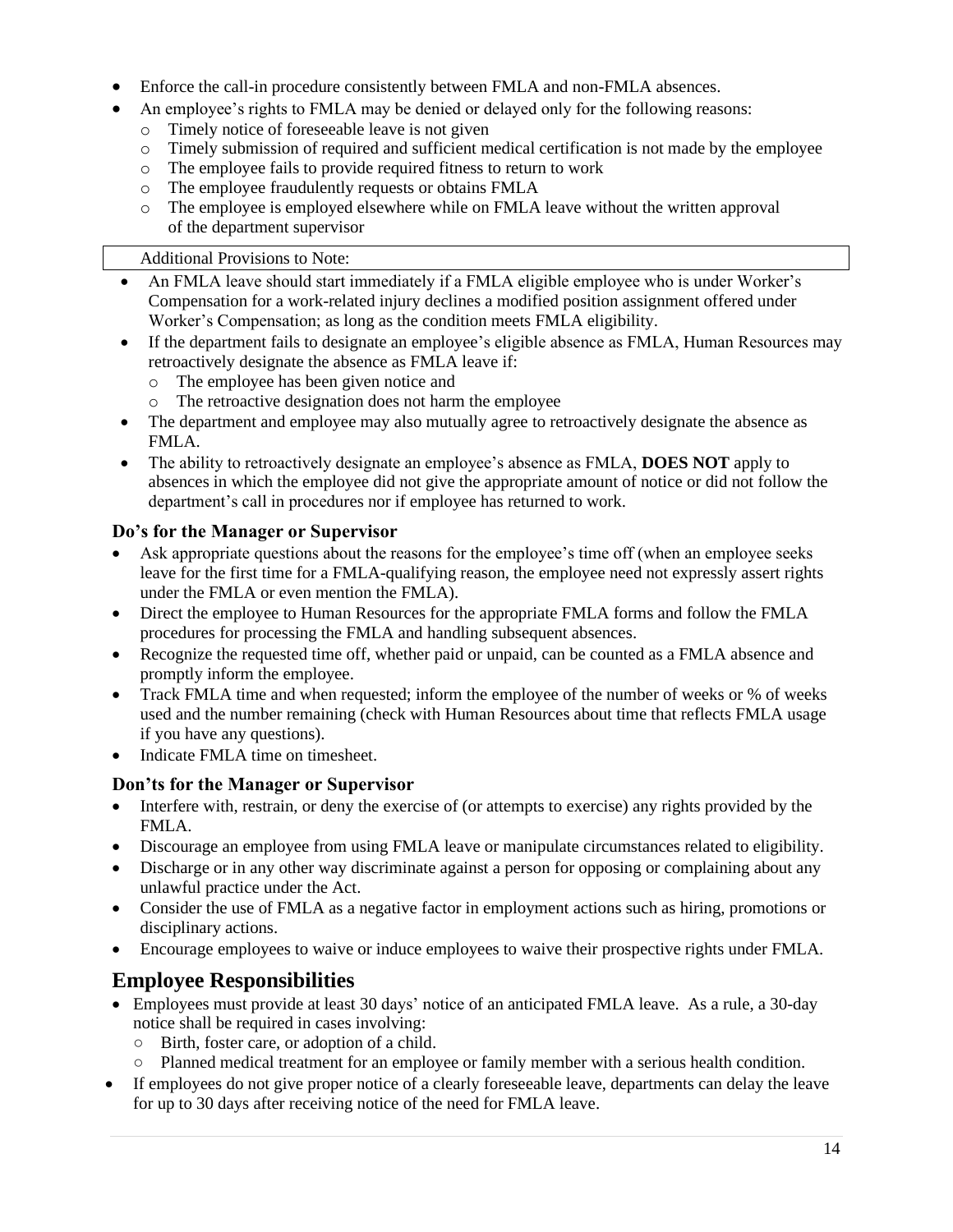- Enforce the call-in procedure consistently between FMLA and non-FMLA absences.
- An employee's rights to FMLA may be denied or delayed only for the following reasons:
  - Timely notice of foreseeable leave is not given
  - Timely submission of required and sufficient medical certification is not made by the employee
  - The employee fails to provide required fitness to return to work
  - The employee fraudulently requests or obtains FMLA
  - The employee is employed elsewhere while on FMLA leave without the written approval of the department supervisor

Additional Provisions to Note:

- An FMLA leave should start immediately if a FMLA eligible employee who is under Worker's Compensation for a work-related injury declines a modified position assignment offered under Worker's Compensation; as long as the condition meets FMLA eligibility.
- If the department fails to designate an employee's eligible absence as FMLA, Human Resources may retroactively designate the absence as FMLA leave if:
  - The employee has been given notice and
  - The retroactive designation does not harm the employee
- The department and employee may also mutually agree to retroactively designate the absence as FMLA.
- The ability to retroactively designate an employee's absence as FMLA, **DOES NOT** apply to absences in which the employee did not give the appropriate amount of notice or did not follow the department's call in procedures nor if employee has returned to work.

### Do's for the Manager or Supervisor

- Ask appropriate questions about the reasons for the employee's time off (when an employee seeks leave for the first time for a FMLA-qualifying reason, the employee need not expressly assert rights under the FMLA or even mention the FMLA).
- Direct the employee to Human Resources for the appropriate FMLA forms and follow the FMLA procedures for processing the FMLA and handling subsequent absences.
- Recognize the requested time off, whether paid or unpaid, can be counted as a FMLA absence and promptly inform the employee.
- Track FMLA time and when requested; inform the employee of the number of weeks or % of weeks used and the number remaining (check with Human Resources about time that reflects FMLA usage if you have any questions).
- Indicate FMLA time on timesheet.

### Don'ts for the Manager or Supervisor

- Interfere with, restrain, or deny the exercise of (or attempts to exercise) any rights provided by the FMLA.
- Discourage an employee from using FMLA leave or manipulate circumstances related to eligibility.
- Discharge or in any other way discriminate against a person for opposing or complaining about any unlawful practice under the Act.
- Consider the use of FMLA as a negative factor in employment actions such as hiring, promotions or disciplinary actions.
- Encourage employees to waive or induce employees to waive their prospective rights under FMLA.

## Employee Responsibilities

- Employees must provide at least 30 days' notice of an anticipated FMLA leave. As a rule, a 30-day notice shall be required in cases involving:
  - Birth, foster care, or adoption of a child.
  - Planned medical treatment for an employee or family member with a serious health condition.
- If employees do not give proper notice of a clearly foreseeable leave, departments can delay the leave for up to 30 days after receiving notice of the need for FMLA leave.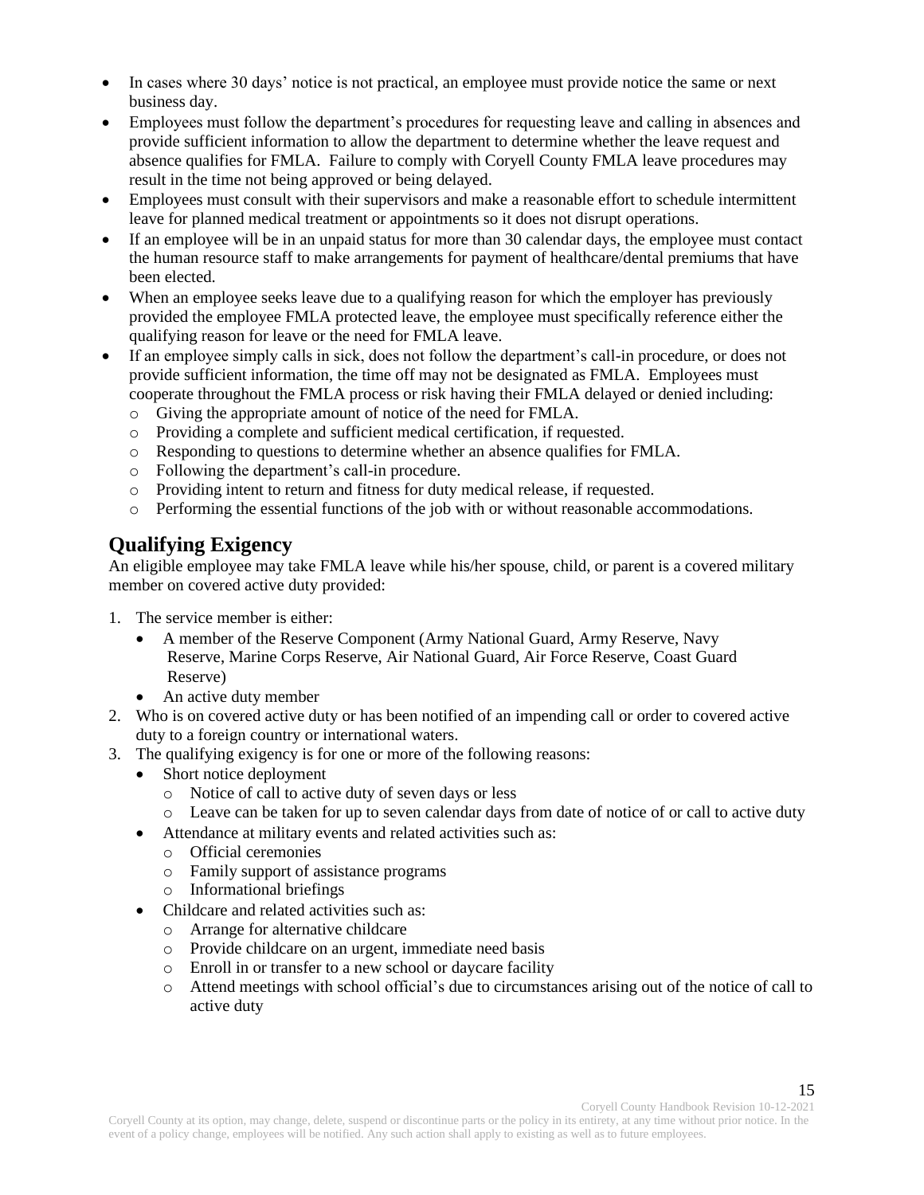- In cases where 30 days' notice is not practical, an employee must provide notice the same or next business day.
- Employees must follow the department's procedures for requesting leave and calling in absences and provide sufficient information to allow the department to determine whether the leave request and absence qualifies for FMLA. Failure to comply with Coryell County FMLA leave procedures may result in the time not being approved or being delayed.
- Employees must consult with their supervisors and make a reasonable effort to schedule intermittent leave for planned medical treatment or appointments so it does not disrupt operations.
- If an employee will be in an unpaid status for more than 30 calendar days, the employee must contact the human resource staff to make arrangements for payment of healthcare/dental premiums that have been elected.
- When an employee seeks leave due to a qualifying reason for which the employer has previously provided the employee FMLA protected leave, the employee must specifically reference either the qualifying reason for leave or the need for FMLA leave.
- If an employee simply calls in sick, does not follow the department's call-in procedure, or does not provide sufficient information, the time off may not be designated as FMLA. Employees must cooperate throughout the FMLA process or risk having their FMLA delayed or denied including:
  - Giving the appropriate amount of notice of the need for FMLA.
  - Providing a complete and sufficient medical certification, if requested.
  - Responding to questions to determine whether an absence qualifies for FMLA.
  - Following the department's call-in procedure.
  - Providing intent to return and fitness for duty medical release, if requested.
  - Performing the essential functions of the job with or without reasonable accommodations.

## Qualifying Exigency

An eligible employee may take FMLA leave while his/her spouse, child, or parent is a covered military member on covered active duty provided:

1. The service member is either:
   - A member of the Reserve Component (Army National Guard, Army Reserve, Navy Reserve, Marine Corps Reserve, Air National Guard, Air Force Reserve, Coast Guard Reserve)
   - An active duty member
2. Who is on covered active duty or has been notified of an impending call or order to covered active duty to a foreign country or international waters.
3. The qualifying exigency is for one or more of the following reasons:
   - Short notice deployment
     - Notice of call to active duty of seven days or less
     - Leave can be taken for up to seven calendar days from date of notice of or call to active duty
   - Attendance at military events and related activities such as:
     - Official ceremonies
     - Family support of assistance programs
     - Informational briefings
   - Childcare and related activities such as:
     - Arrange for alternative childcare
     - Provide childcare on an urgent, immediate need basis
     - Enroll in or transfer to a new school or daycare facility
     - Attend meetings with school official's due to circumstances arising out of the notice of call to active duty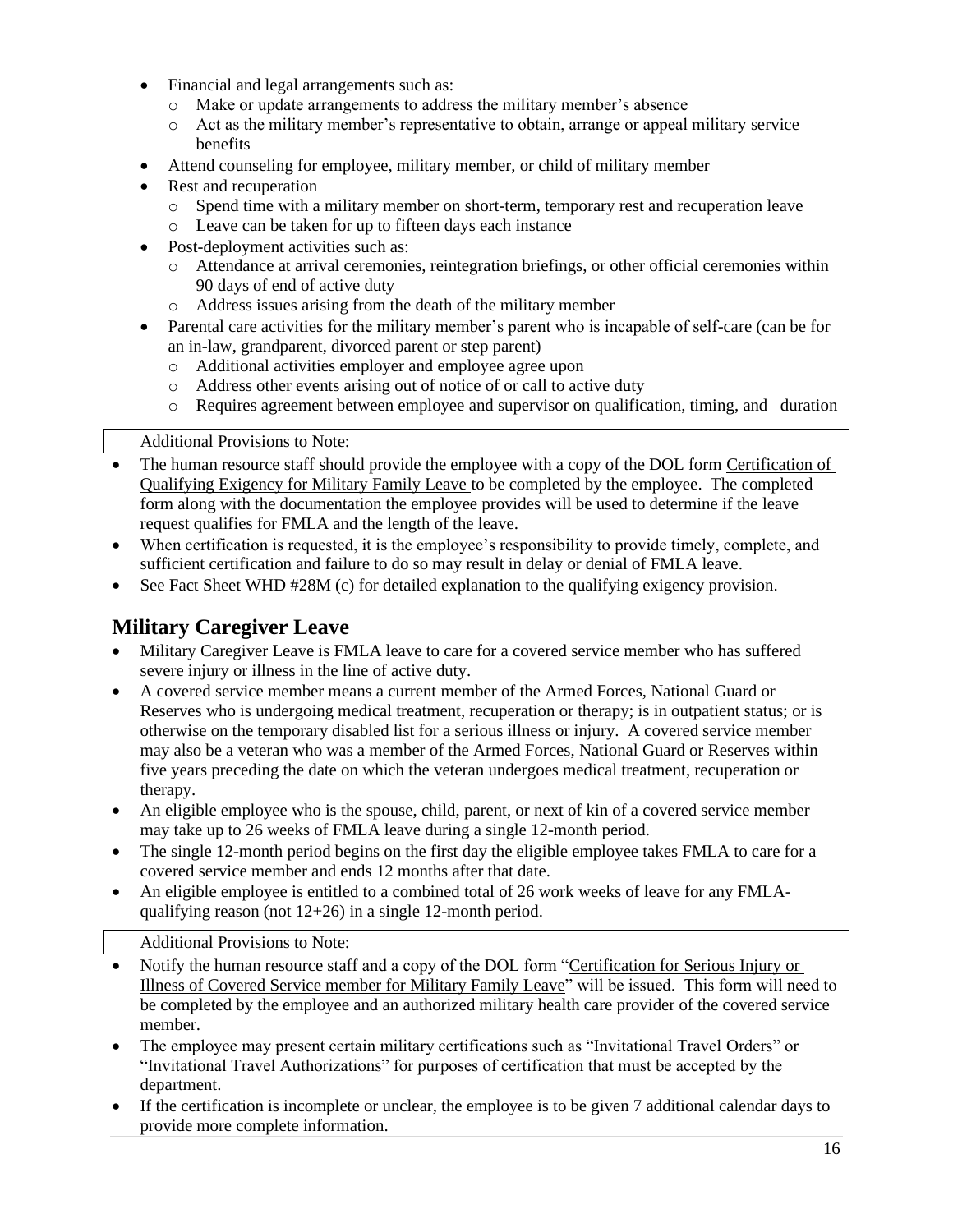- Financial and legal arrangements such as:
  - Make or update arrangements to address the military member's absence
  - Act as the military member's representative to obtain, arrange or appeal military service benefits
- Attend counseling for employee, military member, or child of military member
- Rest and recuperation
  - Spend time with a military member on short-term, temporary rest and recuperation leave
  - Leave can be taken for up to fifteen days each instance
- Post-deployment activities such as:
  - Attendance at arrival ceremonies, reintegration briefings, or other official ceremonies within 90 days of end of active duty
  - Address issues arising from the death of the military member
- Parental care activities for the military member's parent who is incapable of self-care (can be for an in-law, grandparent, divorced parent or step parent)
  - Additional activities employer and employee agree upon
  - Address other events arising out of notice of or call to active duty
  - Requires agreement between employee and supervisor on qualification, timing, and duration

Additional Provisions to Note:

- The human resource staff should provide the employee with a copy of the DOL form Certification of Qualifying Exigency for Military Family Leave to be completed by the employee. The completed form along with the documentation the employee provides will be used to determine if the leave request qualifies for FMLA and the length of the leave.
- When certification is requested, it is the employee's responsibility to provide timely, complete, and sufficient certification and failure to do so may result in delay or denial of FMLA leave.
- See Fact Sheet WHD #28M (c) for detailed explanation to the qualifying exigency provision.

## Military Caregiver Leave

- Military Caregiver Leave is FMLA leave to care for a covered service member who has suffered severe injury or illness in the line of active duty.
- A covered service member means a current member of the Armed Forces, National Guard or Reserves who is undergoing medical treatment, recuperation or therapy; is in outpatient status; or is otherwise on the temporary disabled list for a serious illness or injury. A covered service member may also be a veteran who was a member of the Armed Forces, National Guard or Reserves within five years preceding the date on which the veteran undergoes medical treatment, recuperation or therapy.
- An eligible employee who is the spouse, child, parent, or next of kin of a covered service member may take up to 26 weeks of FMLA leave during a single 12-month period.
- The single 12-month period begins on the first day the eligible employee takes FMLA to care for a covered service member and ends 12 months after that date.
- An eligible employee is entitled to a combined total of 26 work weeks of leave for any FMLA-qualifying reason (not 12+26) in a single 12-month period.

Additional Provisions to Note:

- Notify the human resource staff and a copy of the DOL form "Certification for Serious Injury or Illness of Covered Service member for Military Family Leave" will be issued. This form will need to be completed by the employee and an authorized military health care provider of the covered service member.
- The employee may present certain military certifications such as "Invitational Travel Orders" or "Invitational Travel Authorizations" for purposes of certification that must be accepted by the department.
- If the certification is incomplete or unclear, the employee is to be given 7 additional calendar days to provide more complete information.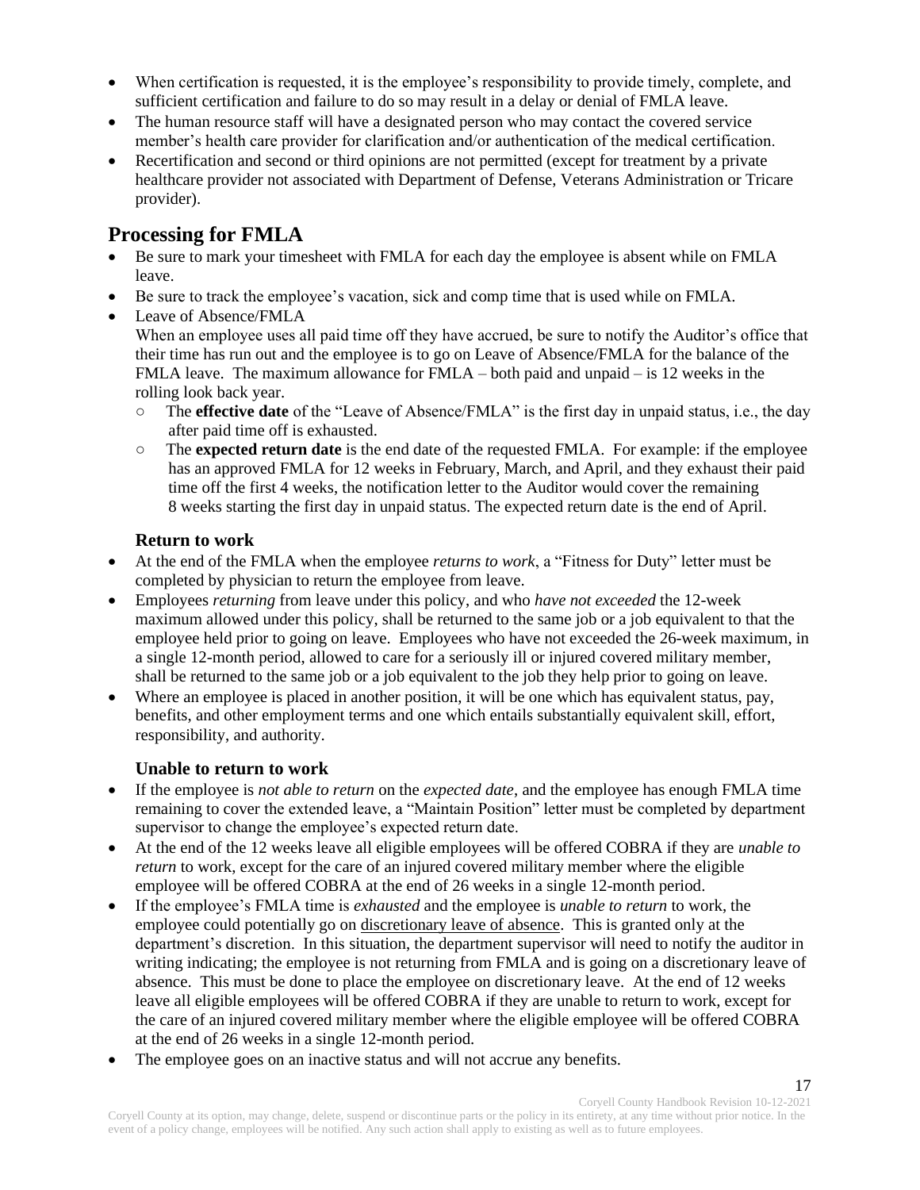- When certification is requested, it is the employee's responsibility to provide timely, complete, and sufficient certification and failure to do so may result in a delay or denial of FMLA leave.
- The human resource staff will have a designated person who may contact the covered service member's health care provider for clarification and/or authentication of the medical certification.
- Recertification and second or third opinions are not permitted (except for treatment by a private healthcare provider not associated with Department of Defense, Veterans Administration or Tricare provider).

## Processing for FMLA

- Be sure to mark your timesheet with FMLA for each day the employee is absent while on FMLA leave.
- Be sure to track the employee's vacation, sick and comp time that is used while on FMLA.
- Leave of Absence/FMLA
  When an employee uses all paid time off they have accrued, be sure to notify the Auditor's office that their time has run out and the employee is to go on Leave of Absence/FMLA for the balance of the FMLA leave. The maximum allowance for FMLA – both paid and unpaid – is 12 weeks in the rolling look back year.
  - The **effective date** of the "Leave of Absence/FMLA" is the first day in unpaid status, i.e., the day after paid time off is exhausted.
  - The **expected return date** is the end date of the requested FMLA. For example: if the employee has an approved FMLA for 12 weeks in February, March, and April, and they exhaust their paid time off the first 4 weeks, the notification letter to the Auditor would cover the remaining 8 weeks starting the first day in unpaid status. The expected return date is the end of April.

### Return to work

- At the end of the FMLA when the employee *returns to work*, a "Fitness for Duty" letter must be completed by physician to return the employee from leave.
- Employees *returning* from leave under this policy, and who *have not exceeded* the 12-week maximum allowed under this policy, shall be returned to the same job or a job equivalent to that the employee held prior to going on leave. Employees who have not exceeded the 26-week maximum, in a single 12-month period, allowed to care for a seriously ill or injured covered military member, shall be returned to the same job or a job equivalent to the job they help prior to going on leave.
- Where an employee is placed in another position, it will be one which has equivalent status, pay, benefits, and other employment terms and one which entails substantially equivalent skill, effort, responsibility, and authority.

### Unable to return to work

- If the employee is *not able to return* on the *expected date*, and the employee has enough FMLA time remaining to cover the extended leave, a "Maintain Position" letter must be completed by department supervisor to change the employee's expected return date.
- At the end of the 12 weeks leave all eligible employees will be offered COBRA if they are *unable to return* to work, except for the care of an injured covered military member where the eligible employee will be offered COBRA at the end of 26 weeks in a single 12-month period.
- If the employee's FMLA time is *exhausted* and the employee is *unable to return* to work, the employee could potentially go on <u>discretionary leave of absence</u>. This is granted only at the department's discretion. In this situation, the department supervisor will need to notify the auditor in writing indicating; the employee is not returning from FMLA and is going on a discretionary leave of absence. This must be done to place the employee on discretionary leave. At the end of 12 weeks leave all eligible employees will be offered COBRA if they are unable to return to work, except for the care of an injured covered military member where the eligible employee will be offered COBRA at the end of 26 weeks in a single 12-month period.
- The employee goes on an inactive status and will not accrue any benefits.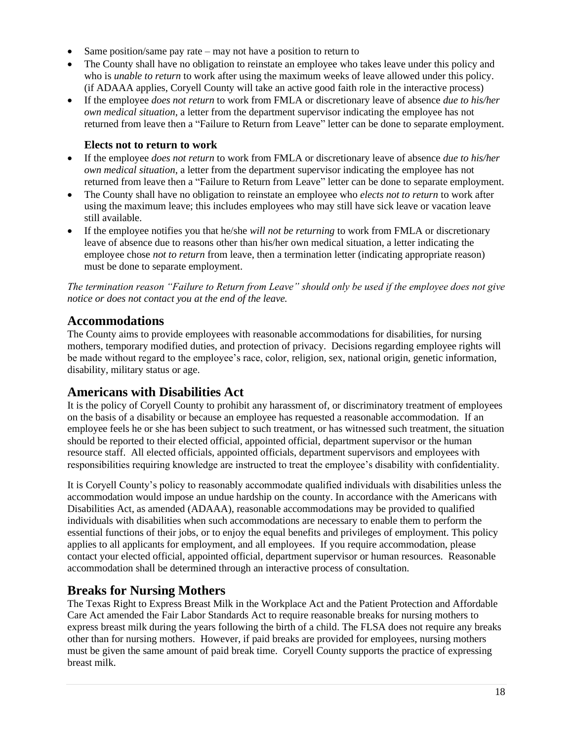- Same position/same pay rate – may not have a position to return to
- The County shall have no obligation to reinstate an employee who takes leave under this policy and who is *unable to return* to work after using the maximum weeks of leave allowed under this policy. (if ADAAA applies, Coryell County will take an active good faith role in the interactive process)
- If the employee *does not return* to work from FMLA or discretionary leave of absence *due to his/her own medical situation*, a letter from the department supervisor indicating the employee has not returned from leave then a "Failure to Return from Leave" letter can be done to separate employment.

**Elects not to return to work**

- If the employee *does not return* to work from FMLA or discretionary leave of absence *due to his/her own medical situation*, a letter from the department supervisor indicating the employee has not returned from leave then a "Failure to Return from Leave" letter can be done to separate employment.
- The County shall have no obligation to reinstate an employee who *elects not to return* to work after using the maximum leave; this includes employees who may still have sick leave or vacation leave still available.
- If the employee notifies you that he/she *will not be returning* to work from FMLA or discretionary leave of absence due to reasons other than his/her own medical situation, a letter indicating the employee chose *not to return* from leave, then a termination letter (indicating appropriate reason) must be done to separate employment.

*The termination reason "Failure to Return from Leave" should only be used if the employee does not give notice or does not contact you at the end of the leave.*

## Accommodations

The County aims to provide employees with reasonable accommodations for disabilities, for nursing mothers, temporary modified duties, and protection of privacy. Decisions regarding employee rights will be made without regard to the employee's race, color, religion, sex, national origin, genetic information, disability, military status or age.

## Americans with Disabilities Act

It is the policy of Coryell County to prohibit any harassment of, or discriminatory treatment of employees on the basis of a disability or because an employee has requested a reasonable accommodation. If an employee feels he or she has been subject to such treatment, or has witnessed such treatment, the situation should be reported to their elected official, appointed official, department supervisor or the human resource staff. All elected officials, appointed officials, department supervisors and employees with responsibilities requiring knowledge are instructed to treat the employee's disability with confidentiality.

It is Coryell County's policy to reasonably accommodate qualified individuals with disabilities unless the accommodation would impose an undue hardship on the county. In accordance with the Americans with Disabilities Act, as amended (ADAAA), reasonable accommodations may be provided to qualified individuals with disabilities when such accommodations are necessary to enable them to perform the essential functions of their jobs, or to enjoy the equal benefits and privileges of employment. This policy applies to all applicants for employment, and all employees. If you require accommodation, please contact your elected official, appointed official, department supervisor or human resources. Reasonable accommodation shall be determined through an interactive process of consultation.

## Breaks for Nursing Mothers

The Texas Right to Express Breast Milk in the Workplace Act and the Patient Protection and Affordable Care Act amended the Fair Labor Standards Act to require reasonable breaks for nursing mothers to express breast milk during the years following the birth of a child. The FLSA does not require any breaks other than for nursing mothers. However, if paid breaks are provided for employees, nursing mothers must be given the same amount of paid break time. Coryell County supports the practice of expressing breast milk.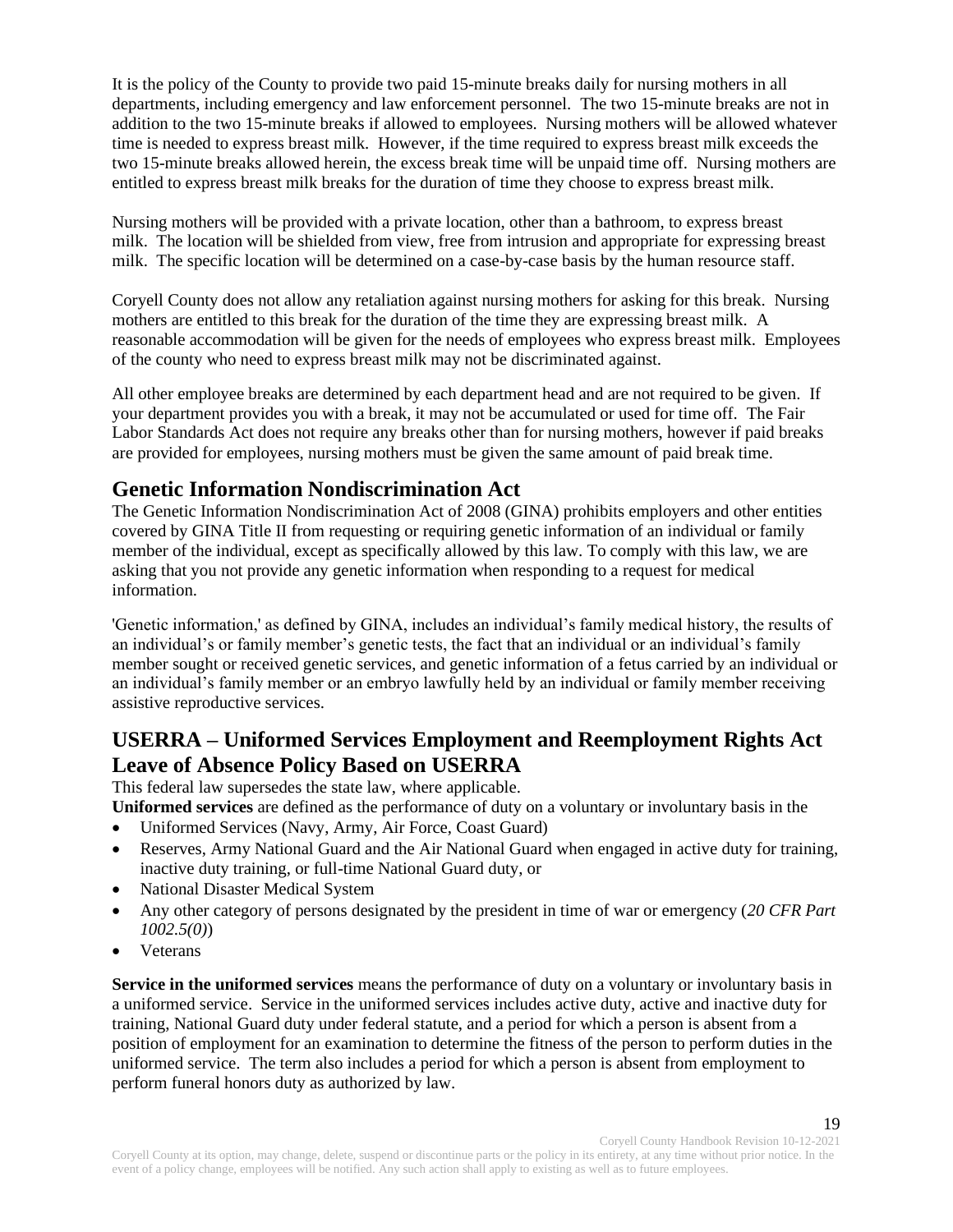It is the policy of the County to provide two paid 15-minute breaks daily for nursing mothers in all departments, including emergency and law enforcement personnel. The two 15-minute breaks are not in addition to the two 15-minute breaks if allowed to employees. Nursing mothers will be allowed whatever time is needed to express breast milk. However, if the time required to express breast milk exceeds the two 15-minute breaks allowed herein, the excess break time will be unpaid time off. Nursing mothers are entitled to express breast milk breaks for the duration of time they choose to express breast milk.

Nursing mothers will be provided with a private location, other than a bathroom, to express breast milk. The location will be shielded from view, free from intrusion and appropriate for expressing breast milk. The specific location will be determined on a case-by-case basis by the human resource staff.

Coryell County does not allow any retaliation against nursing mothers for asking for this break. Nursing mothers are entitled to this break for the duration of the time they are expressing breast milk. A reasonable accommodation will be given for the needs of employees who express breast milk. Employees of the county who need to express breast milk may not be discriminated against.

All other employee breaks are determined by each department head and are not required to be given. If your department provides you with a break, it may not be accumulated or used for time off. The Fair Labor Standards Act does not require any breaks other than for nursing mothers, however if paid breaks are provided for employees, nursing mothers must be given the same amount of paid break time.

## Genetic Information Nondiscrimination Act

The Genetic Information Nondiscrimination Act of 2008 (GINA) prohibits employers and other entities covered by GINA Title II from requesting or requiring genetic information of an individual or family member of the individual, except as specifically allowed by this law. To comply with this law, we are asking that you not provide any genetic information when responding to a request for medical information.

'Genetic information,' as defined by GINA, includes an individual's family medical history, the results of an individual's or family member's genetic tests, the fact that an individual or an individual's family member sought or received genetic services, and genetic information of a fetus carried by an individual or an individual's family member or an embryo lawfully held by an individual or family member receiving assistive reproductive services.

## USERRA – Uniformed Services Employment and Reemployment Rights Act Leave of Absence Policy Based on USERRA

This federal law supersedes the state law, where applicable.

**Uniformed services** are defined as the performance of duty on a voluntary or involuntary basis in the

- Uniformed Services (Navy, Army, Air Force, Coast Guard)
- Reserves, Army National Guard and the Air National Guard when engaged in active duty for training, inactive duty training, or full-time National Guard duty, or
- National Disaster Medical System
- Any other category of persons designated by the president in time of war or emergency (*20 CFR Part 1002.5(0)*)
- Veterans

**Service in the uniformed services** means the performance of duty on a voluntary or involuntary basis in a uniformed service. Service in the uniformed services includes active duty, active and inactive duty for training, National Guard duty under federal statute, and a period for which a person is absent from a position of employment for an examination to determine the fitness of the person to perform duties in the uniformed service. The term also includes a period for which a person is absent from employment to perform funeral honors duty as authorized by law.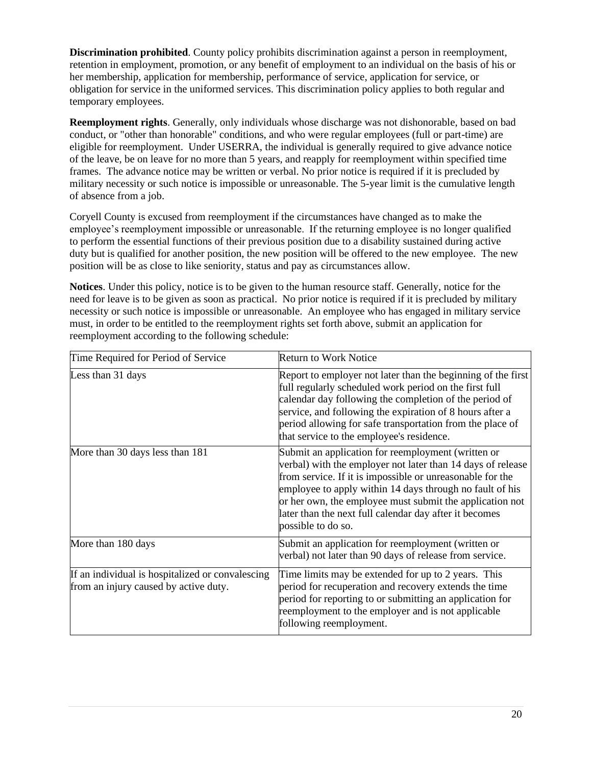**Discrimination prohibited**. County policy prohibits discrimination against a person in reemployment, retention in employment, promotion, or any benefit of employment to an individual on the basis of his or her membership, application for membership, performance of service, application for service, or obligation for service in the uniformed services. This discrimination policy applies to both regular and temporary employees.

**Reemployment rights**. Generally, only individuals whose discharge was not dishonorable, based on bad conduct, or "other than honorable" conditions, and who were regular employees (full or part-time) are eligible for reemployment. Under USERRA, the individual is generally required to give advance notice of the leave, be on leave for no more than 5 years, and reapply for reemployment within specified time frames. The advance notice may be written or verbal. No prior notice is required if it is precluded by military necessity or such notice is impossible or unreasonable. The 5-year limit is the cumulative length of absence from a job.

Coryell County is excused from reemployment if the circumstances have changed as to make the employee's reemployment impossible or unreasonable. If the returning employee is no longer qualified to perform the essential functions of their previous position due to a disability sustained during active duty but is qualified for another position, the new position will be offered to the new employee. The new position will be as close to like seniority, status and pay as circumstances allow.

**Notices**. Under this policy, notice is to be given to the human resource staff. Generally, notice for the need for leave is to be given as soon as practical. No prior notice is required if it is precluded by military necessity or such notice is impossible or unreasonable. An employee who has engaged in military service must, in order to be entitled to the reemployment rights set forth above, submit an application for reemployment according to the following schedule:

| Time Required for Period of Service | Return to Work Notice |
|---|---|
| Less than 31 days | Report to employer not later than the beginning of the first full regularly scheduled work period on the first full calendar day following the completion of the period of service, and following the expiration of 8 hours after a period allowing for safe transportation from the place of that service to the employee's residence. |
| More than 30 days less than 181 | Submit an application for reemployment (written or verbal) with the employer not later than 14 days of release from service. If it is impossible or unreasonable for the employee to apply within 14 days through no fault of his or her own, the employee must submit the application not later than the next full calendar day after it becomes possible to do so. |
| More than 180 days | Submit an application for reemployment (written or verbal) not later than 90 days of release from service. |
| If an individual is hospitalized or convalescing from an injury caused by active duty. | Time limits may be extended for up to 2 years. This period for recuperation and recovery extends the time period for reporting to or submitting an application for reemployment to the employer and is not applicable following reemployment. |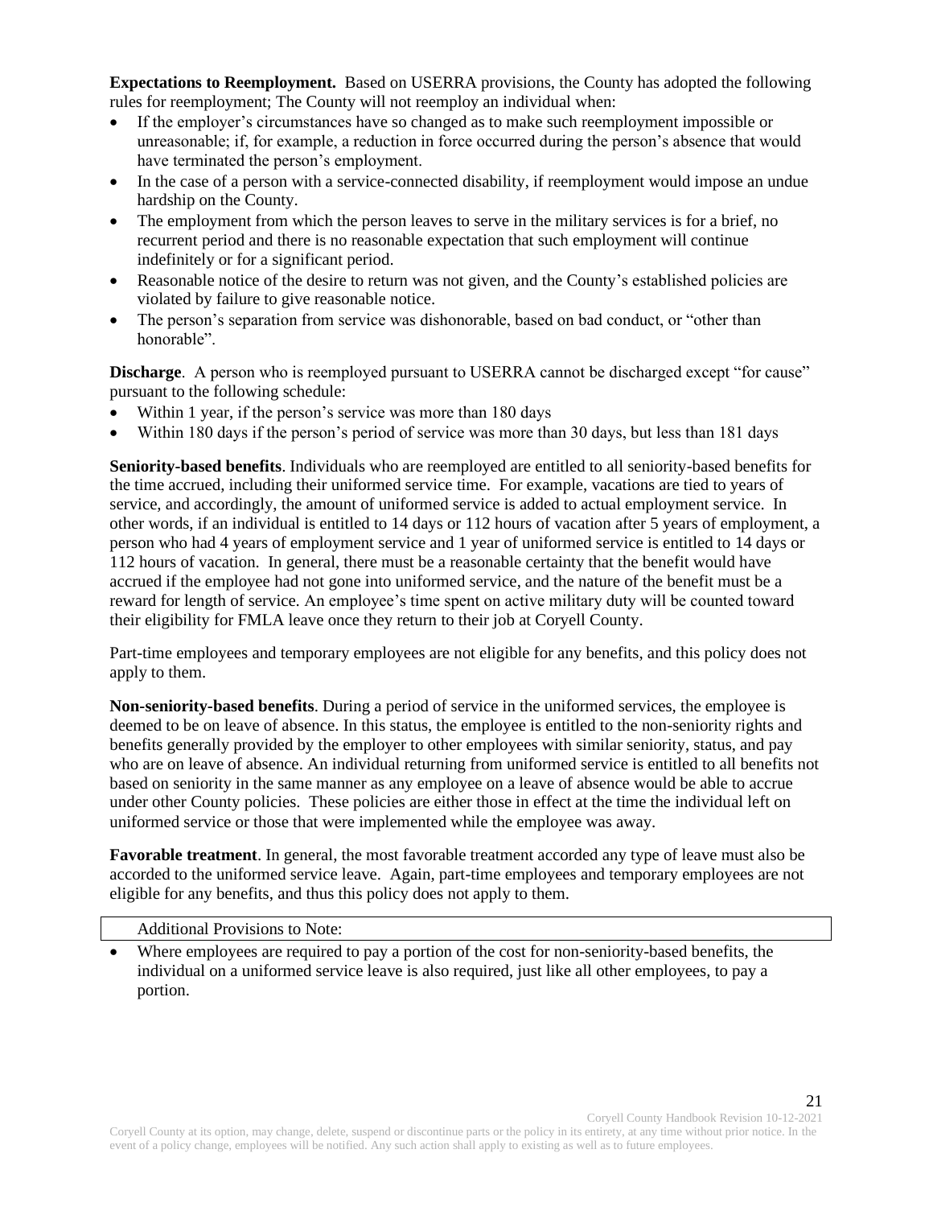**Expectations to Reemployment.** Based on USERRA provisions, the County has adopted the following rules for reemployment; The County will not reemploy an individual when:

- If the employer's circumstances have so changed as to make such reemployment impossible or unreasonable; if, for example, a reduction in force occurred during the person's absence that would have terminated the person's employment.
- In the case of a person with a service-connected disability, if reemployment would impose an undue hardship on the County.
- The employment from which the person leaves to serve in the military services is for a brief, no recurrent period and there is no reasonable expectation that such employment will continue indefinitely or for a significant period.
- Reasonable notice of the desire to return was not given, and the County's established policies are violated by failure to give reasonable notice.
- The person's separation from service was dishonorable, based on bad conduct, or "other than honorable".

**Discharge**. A person who is reemployed pursuant to USERRA cannot be discharged except "for cause" pursuant to the following schedule:

- Within 1 year, if the person's service was more than 180 days
- Within 180 days if the person's period of service was more than 30 days, but less than 181 days

**Seniority-based benefits**. Individuals who are reemployed are entitled to all seniority-based benefits for the time accrued, including their uniformed service time. For example, vacations are tied to years of service, and accordingly, the amount of uniformed service is added to actual employment service. In other words, if an individual is entitled to 14 days or 112 hours of vacation after 5 years of employment, a person who had 4 years of employment service and 1 year of uniformed service is entitled to 14 days or 112 hours of vacation. In general, there must be a reasonable certainty that the benefit would have accrued if the employee had not gone into uniformed service, and the nature of the benefit must be a reward for length of service. An employee's time spent on active military duty will be counted toward their eligibility for FMLA leave once they return to their job at Coryell County.

Part-time employees and temporary employees are not eligible for any benefits, and this policy does not apply to them.

**Non-seniority-based benefits**. During a period of service in the uniformed services, the employee is deemed to be on leave of absence. In this status, the employee is entitled to the non-seniority rights and benefits generally provided by the employer to other employees with similar seniority, status, and pay who are on leave of absence. An individual returning from uniformed service is entitled to all benefits not based on seniority in the same manner as any employee on a leave of absence would be able to accrue under other County policies. These policies are either those in effect at the time the individual left on uniformed service or those that were implemented while the employee was away.

**Favorable treatment**. In general, the most favorable treatment accorded any type of leave must also be accorded to the uniformed service leave. Again, part-time employees and temporary employees are not eligible for any benefits, and thus this policy does not apply to them.

Additional Provisions to Note:

- Where employees are required to pay a portion of the cost for non-seniority-based benefits, the individual on a uniformed service leave is also required, just like all other employees, to pay a portion.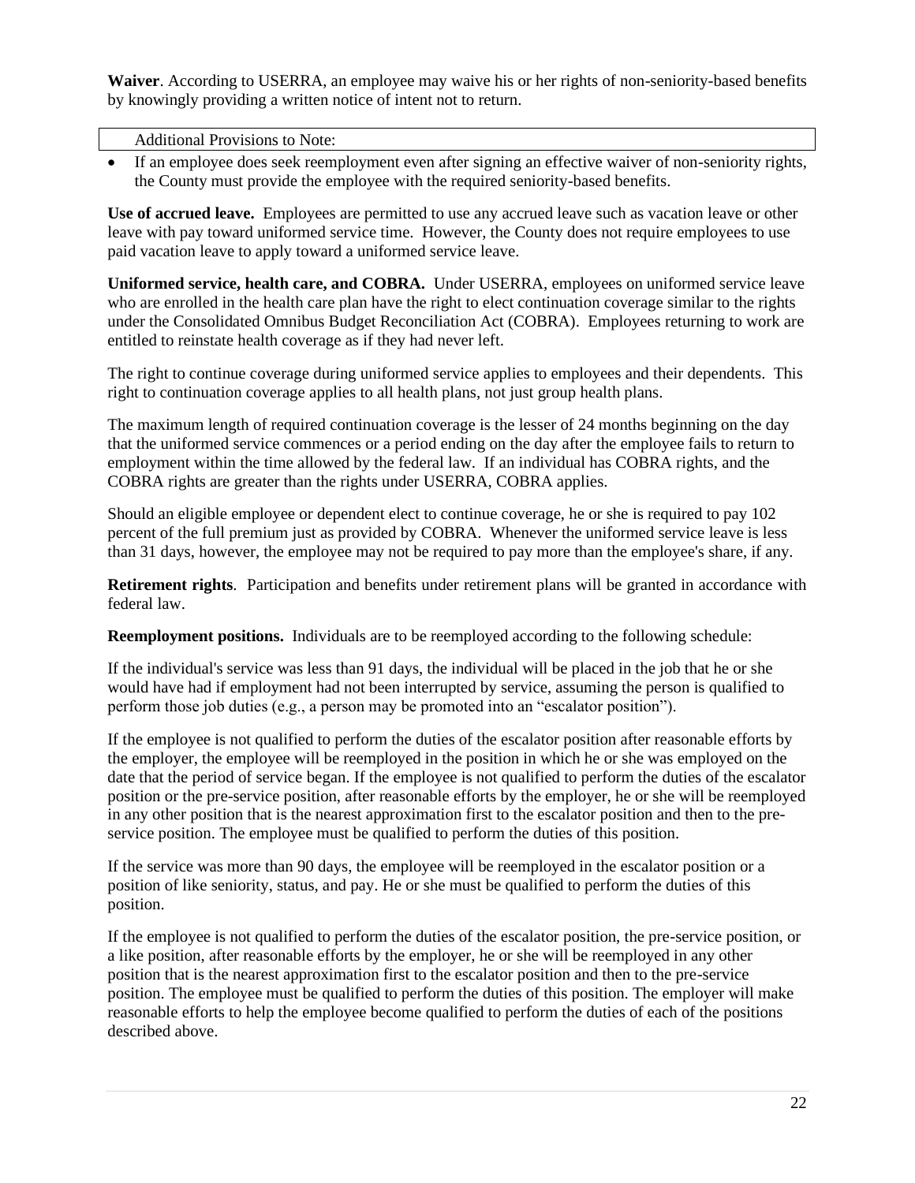**Waiver**. According to USERRA, an employee may waive his or her rights of non-seniority-based benefits by knowingly providing a written notice of intent not to return.

| Additional Provisions to Note: |
| --- |

- If an employee does seek reemployment even after signing an effective waiver of non-seniority rights, the County must provide the employee with the required seniority-based benefits.

**Use of accrued leave.** Employees are permitted to use any accrued leave such as vacation leave or other leave with pay toward uniformed service time. However, the County does not require employees to use paid vacation leave to apply toward a uniformed service leave.

**Uniformed service, health care, and COBRA.** Under USERRA, employees on uniformed service leave who are enrolled in the health care plan have the right to elect continuation coverage similar to the rights under the Consolidated Omnibus Budget Reconciliation Act (COBRA). Employees returning to work are entitled to reinstate health coverage as if they had never left.

The right to continue coverage during uniformed service applies to employees and their dependents. This right to continuation coverage applies to all health plans, not just group health plans.

The maximum length of required continuation coverage is the lesser of 24 months beginning on the day that the uniformed service commences or a period ending on the day after the employee fails to return to employment within the time allowed by the federal law. If an individual has COBRA rights, and the COBRA rights are greater than the rights under USERRA, COBRA applies.

Should an eligible employee or dependent elect to continue coverage, he or she is required to pay 102 percent of the full premium just as provided by COBRA. Whenever the uniformed service leave is less than 31 days, however, the employee may not be required to pay more than the employee's share, if any.

**Retirement rights**. Participation and benefits under retirement plans will be granted in accordance with federal law.

**Reemployment positions.** Individuals are to be reemployed according to the following schedule:

If the individual's service was less than 91 days, the individual will be placed in the job that he or she would have had if employment had not been interrupted by service, assuming the person is qualified to perform those job duties (e.g., a person may be promoted into an "escalator position").

If the employee is not qualified to perform the duties of the escalator position after reasonable efforts by the employer, the employee will be reemployed in the position in which he or she was employed on the date that the period of service began. If the employee is not qualified to perform the duties of the escalator position or the pre-service position, after reasonable efforts by the employer, he or she will be reemployed in any other position that is the nearest approximation first to the escalator position and then to the pre-service position. The employee must be qualified to perform the duties of this position.

If the service was more than 90 days, the employee will be reemployed in the escalator position or a position of like seniority, status, and pay. He or she must be qualified to perform the duties of this position.

If the employee is not qualified to perform the duties of the escalator position, the pre-service position, or a like position, after reasonable efforts by the employer, he or she will be reemployed in any other position that is the nearest approximation first to the escalator position and then to the pre-service position. The employee must be qualified to perform the duties of this position. The employer will make reasonable efforts to help the employee become qualified to perform the duties of each of the positions described above.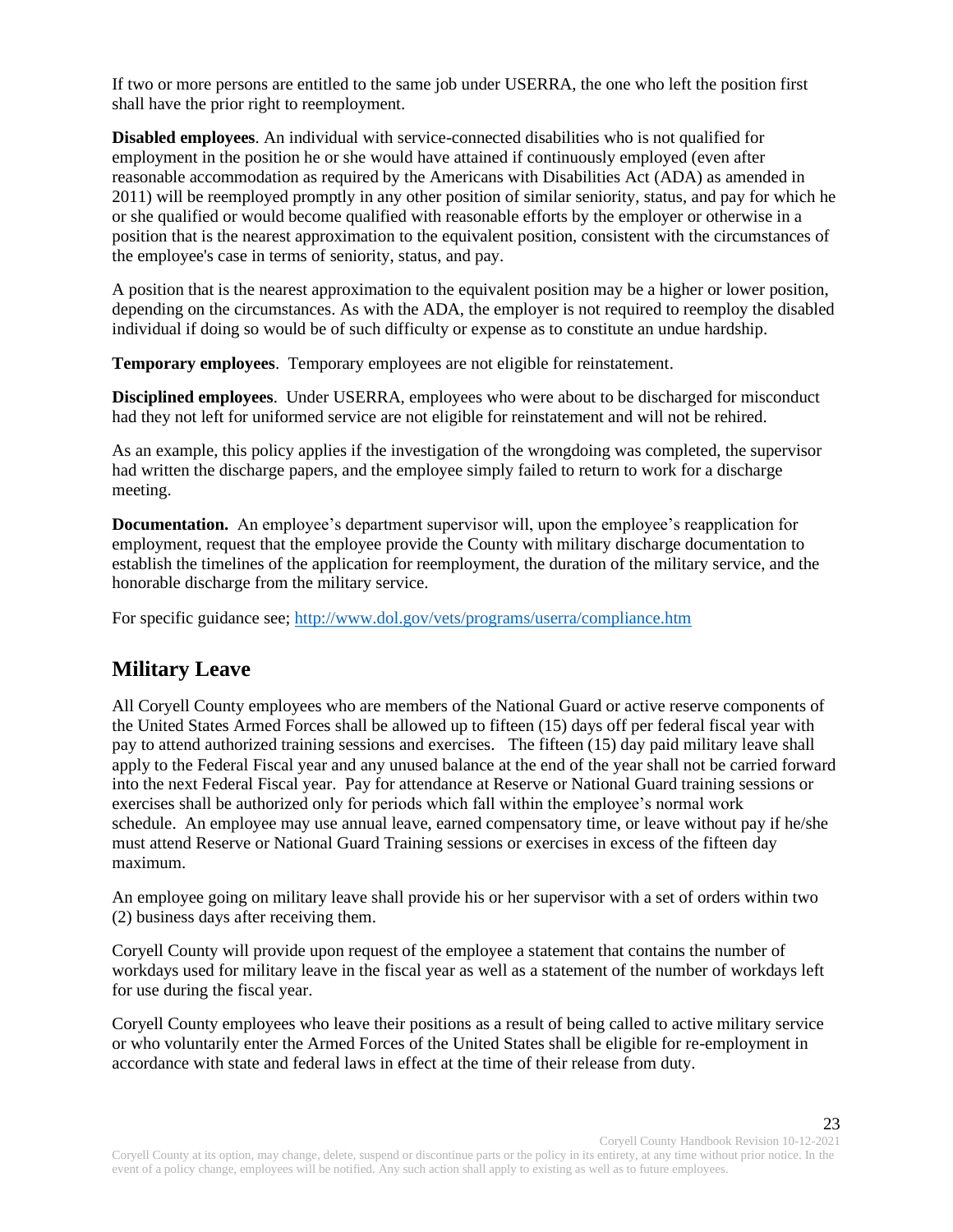If two or more persons are entitled to the same job under USERRA, the one who left the position first shall have the prior right to reemployment.

**Disabled employees**. An individual with service-connected disabilities who is not qualified for employment in the position he or she would have attained if continuously employed (even after reasonable accommodation as required by the Americans with Disabilities Act (ADA) as amended in 2011) will be reemployed promptly in any other position of similar seniority, status, and pay for which he or she qualified or would become qualified with reasonable efforts by the employer or otherwise in a position that is the nearest approximation to the equivalent position, consistent with the circumstances of the employee's case in terms of seniority, status, and pay.

A position that is the nearest approximation to the equivalent position may be a higher or lower position, depending on the circumstances. As with the ADA, the employer is not required to reemploy the disabled individual if doing so would be of such difficulty or expense as to constitute an undue hardship.

**Temporary employees**. Temporary employees are not eligible for reinstatement.

**Disciplined employees**. Under USERRA, employees who were about to be discharged for misconduct had they not left for uniformed service are not eligible for reinstatement and will not be rehired.

As an example, this policy applies if the investigation of the wrongdoing was completed, the supervisor had written the discharge papers, and the employee simply failed to return to work for a discharge meeting.

**Documentation.** An employee's department supervisor will, upon the employee's reapplication for employment, request that the employee provide the County with military discharge documentation to establish the timelines of the application for reemployment, the duration of the military service, and the honorable discharge from the military service.

For specific guidance see; http://www.dol.gov/vets/programs/userra/compliance.htm

## Military Leave

All Coryell County employees who are members of the National Guard or active reserve components of the United States Armed Forces shall be allowed up to fifteen (15) days off per federal fiscal year with pay to attend authorized training sessions and exercises. The fifteen (15) day paid military leave shall apply to the Federal Fiscal year and any unused balance at the end of the year shall not be carried forward into the next Federal Fiscal year. Pay for attendance at Reserve or National Guard training sessions or exercises shall be authorized only for periods which fall within the employee's normal work schedule. An employee may use annual leave, earned compensatory time, or leave without pay if he/she must attend Reserve or National Guard Training sessions or exercises in excess of the fifteen day maximum.

An employee going on military leave shall provide his or her supervisor with a set of orders within two (2) business days after receiving them.

Coryell County will provide upon request of the employee a statement that contains the number of workdays used for military leave in the fiscal year as well as a statement of the number of workdays left for use during the fiscal year.

Coryell County employees who leave their positions as a result of being called to active military service or who voluntarily enter the Armed Forces of the United States shall be eligible for re-employment in accordance with state and federal laws in effect at the time of their release from duty.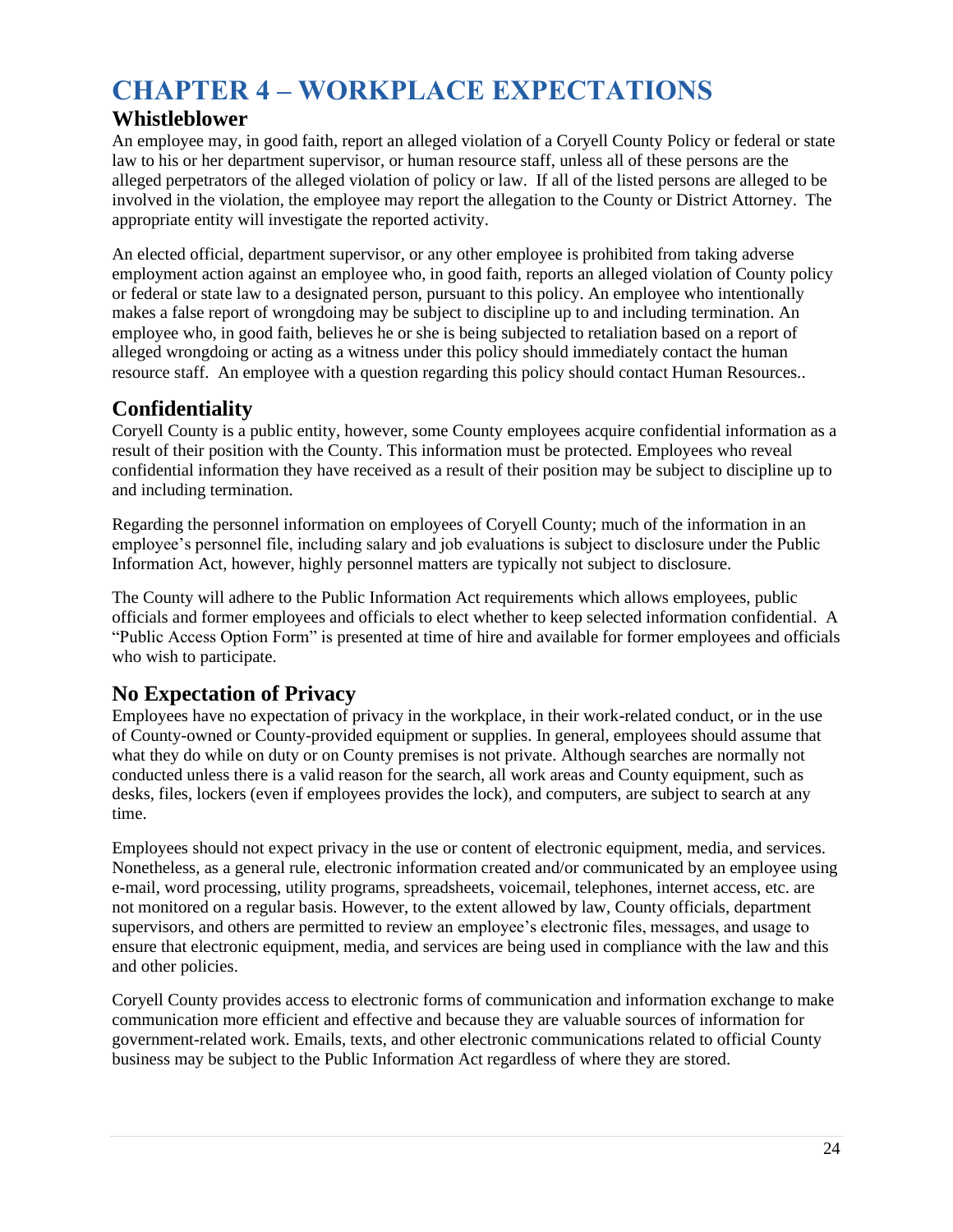# CHAPTER 4 – WORKPLACE EXPECTATIONS

## Whistleblower

An employee may, in good faith, report an alleged violation of a Coryell County Policy or federal or state law to his or her department supervisor, or human resource staff, unless all of these persons are the alleged perpetrators of the alleged violation of policy or law. If all of the listed persons are alleged to be involved in the violation, the employee may report the allegation to the County or District Attorney. The appropriate entity will investigate the reported activity.

An elected official, department supervisor, or any other employee is prohibited from taking adverse employment action against an employee who, in good faith, reports an alleged violation of County policy or federal or state law to a designated person, pursuant to this policy. An employee who intentionally makes a false report of wrongdoing may be subject to discipline up to and including termination. An employee who, in good faith, believes he or she is being subjected to retaliation based on a report of alleged wrongdoing or acting as a witness under this policy should immediately contact the human resource staff. An employee with a question regarding this policy should contact Human Resources..

## Confidentiality

Coryell County is a public entity, however, some County employees acquire confidential information as a result of their position with the County. This information must be protected. Employees who reveal confidential information they have received as a result of their position may be subject to discipline up to and including termination.

Regarding the personnel information on employees of Coryell County; much of the information in an employee's personnel file, including salary and job evaluations is subject to disclosure under the Public Information Act, however, highly personnel matters are typically not subject to disclosure.

The County will adhere to the Public Information Act requirements which allows employees, public officials and former employees and officials to elect whether to keep selected information confidential. A "Public Access Option Form" is presented at time of hire and available for former employees and officials who wish to participate.

## No Expectation of Privacy

Employees have no expectation of privacy in the workplace, in their work-related conduct, or in the use of County-owned or County-provided equipment or supplies. In general, employees should assume that what they do while on duty or on County premises is not private. Although searches are normally not conducted unless there is a valid reason for the search, all work areas and County equipment, such as desks, files, lockers (even if employees provides the lock), and computers, are subject to search at any time.

Employees should not expect privacy in the use or content of electronic equipment, media, and services. Nonetheless, as a general rule, electronic information created and/or communicated by an employee using e-mail, word processing, utility programs, spreadsheets, voicemail, telephones, internet access, etc. are not monitored on a regular basis. However, to the extent allowed by law, County officials, department supervisors, and others are permitted to review an employee's electronic files, messages, and usage to ensure that electronic equipment, media, and services are being used in compliance with the law and this and other policies.

Coryell County provides access to electronic forms of communication and information exchange to make communication more efficient and effective and because they are valuable sources of information for government-related work. Emails, texts, and other electronic communications related to official County business may be subject to the Public Information Act regardless of where they are stored.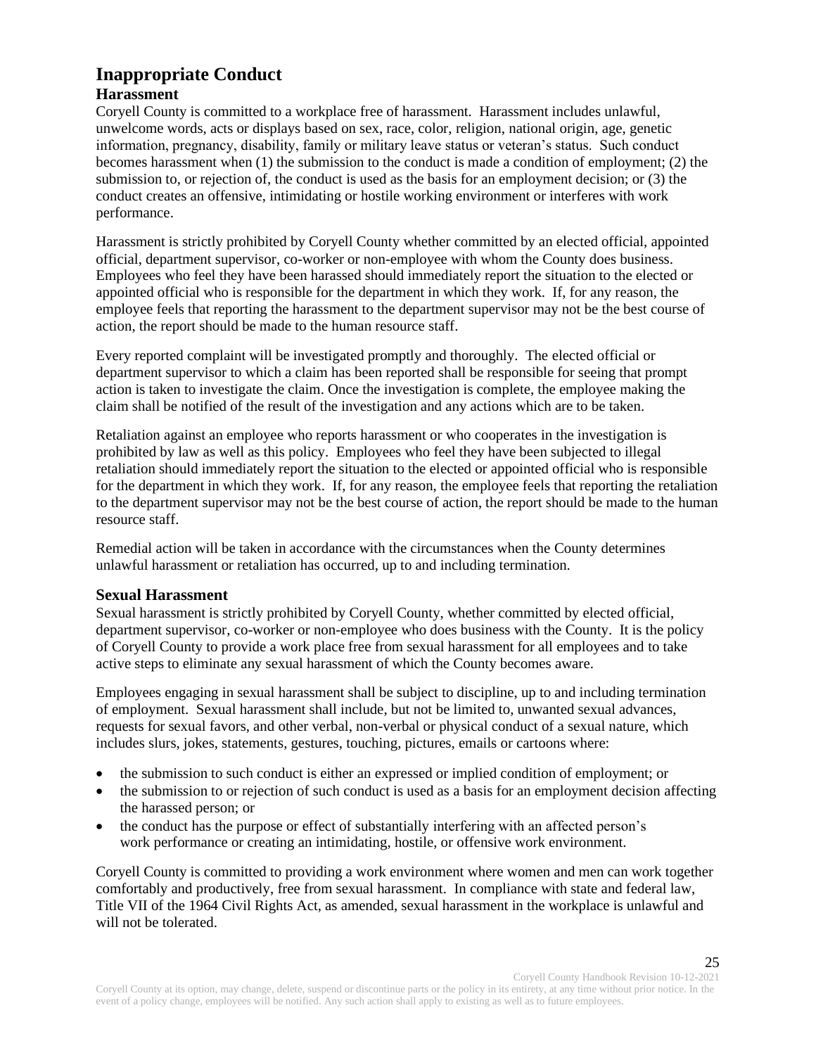# Inappropriate Conduct

## Harassment

Coryell County is committed to a workplace free of harassment. Harassment includes unlawful, unwelcome words, acts or displays based on sex, race, color, religion, national origin, age, genetic information, pregnancy, disability, family or military leave status or veteran's status. Such conduct becomes harassment when (1) the submission to the conduct is made a condition of employment; (2) the submission to, or rejection of, the conduct is used as the basis for an employment decision; or (3) the conduct creates an offensive, intimidating or hostile working environment or interferes with work performance.

Harassment is strictly prohibited by Coryell County whether committed by an elected official, appointed official, department supervisor, co-worker or non-employee with whom the County does business. Employees who feel they have been harassed should immediately report the situation to the elected or appointed official who is responsible for the department in which they work. If, for any reason, the employee feels that reporting the harassment to the department supervisor may not be the best course of action, the report should be made to the human resource staff.

Every reported complaint will be investigated promptly and thoroughly. The elected official or department supervisor to which a claim has been reported shall be responsible for seeing that prompt action is taken to investigate the claim. Once the investigation is complete, the employee making the claim shall be notified of the result of the investigation and any actions which are to be taken.

Retaliation against an employee who reports harassment or who cooperates in the investigation is prohibited by law as well as this policy. Employees who feel they have been subjected to illegal retaliation should immediately report the situation to the elected or appointed official who is responsible for the department in which they work. If, for any reason, the employee feels that reporting the retaliation to the department supervisor may not be the best course of action, the report should be made to the human resource staff.

Remedial action will be taken in accordance with the circumstances when the County determines unlawful harassment or retaliation has occurred, up to and including termination.

## Sexual Harassment

Sexual harassment is strictly prohibited by Coryell County, whether committed by elected official, department supervisor, co-worker or non-employee who does business with the County. It is the policy of Coryell County to provide a work place free from sexual harassment for all employees and to take active steps to eliminate any sexual harassment of which the County becomes aware.

Employees engaging in sexual harassment shall be subject to discipline, up to and including termination of employment. Sexual harassment shall include, but not be limited to, unwanted sexual advances, requests for sexual favors, and other verbal, non-verbal or physical conduct of a sexual nature, which includes slurs, jokes, statements, gestures, touching, pictures, emails or cartoons where:

- the submission to such conduct is either an expressed or implied condition of employment; or
- the submission to or rejection of such conduct is used as a basis for an employment decision affecting the harassed person; or
- the conduct has the purpose or effect of substantially interfering with an affected person's work performance or creating an intimidating, hostile, or offensive work environment.

Coryell County is committed to providing a work environment where women and men can work together comfortably and productively, free from sexual harassment. In compliance with state and federal law, Title VII of the 1964 Civil Rights Act, as amended, sexual harassment in the workplace is unlawful and will not be tolerated.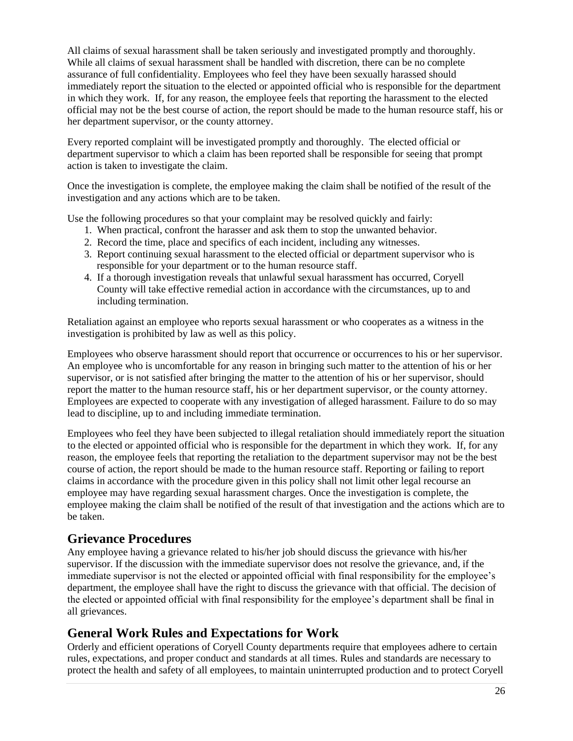All claims of sexual harassment shall be taken seriously and investigated promptly and thoroughly. While all claims of sexual harassment shall be handled with discretion, there can be no complete assurance of full confidentiality. Employees who feel they have been sexually harassed should immediately report the situation to the elected or appointed official who is responsible for the department in which they work. If, for any reason, the employee feels that reporting the harassment to the elected official may not be the best course of action, the report should be made to the human resource staff, his or her department supervisor, or the county attorney.

Every reported complaint will be investigated promptly and thoroughly. The elected official or department supervisor to which a claim has been reported shall be responsible for seeing that prompt action is taken to investigate the claim.

Once the investigation is complete, the employee making the claim shall be notified of the result of the investigation and any actions which are to be taken.

Use the following procedures so that your complaint may be resolved quickly and fairly:

1. When practical, confront the harasser and ask them to stop the unwanted behavior.
2. Record the time, place and specifics of each incident, including any witnesses.
3. Report continuing sexual harassment to the elected official or department supervisor who is responsible for your department or to the human resource staff.
4. If a thorough investigation reveals that unlawful sexual harassment has occurred, Coryell County will take effective remedial action in accordance with the circumstances, up to and including termination.

Retaliation against an employee who reports sexual harassment or who cooperates as a witness in the investigation is prohibited by law as well as this policy.

Employees who observe harassment should report that occurrence or occurrences to his or her supervisor. An employee who is uncomfortable for any reason in bringing such matter to the attention of his or her supervisor, or is not satisfied after bringing the matter to the attention of his or her supervisor, should report the matter to the human resource staff, his or her department supervisor, or the county attorney. Employees are expected to cooperate with any investigation of alleged harassment. Failure to do so may lead to discipline, up to and including immediate termination.

Employees who feel they have been subjected to illegal retaliation should immediately report the situation to the elected or appointed official who is responsible for the department in which they work. If, for any reason, the employee feels that reporting the retaliation to the department supervisor may not be the best course of action, the report should be made to the human resource staff. Reporting or failing to report claims in accordance with the procedure given in this policy shall not limit other legal recourse an employee may have regarding sexual harassment charges. Once the investigation is complete, the employee making the claim shall be notified of the result of that investigation and the actions which are to be taken.

## Grievance Procedures

Any employee having a grievance related to his/her job should discuss the grievance with his/her supervisor. If the discussion with the immediate supervisor does not resolve the grievance, and, if the immediate supervisor is not the elected or appointed official with final responsibility for the employee's department, the employee shall have the right to discuss the grievance with that official. The decision of the elected or appointed official with final responsibility for the employee's department shall be final in all grievances.

## General Work Rules and Expectations for Work

Orderly and efficient operations of Coryell County departments require that employees adhere to certain rules, expectations, and proper conduct and standards at all times. Rules and standards are necessary to protect the health and safety of all employees, to maintain uninterrupted production and to protect Coryell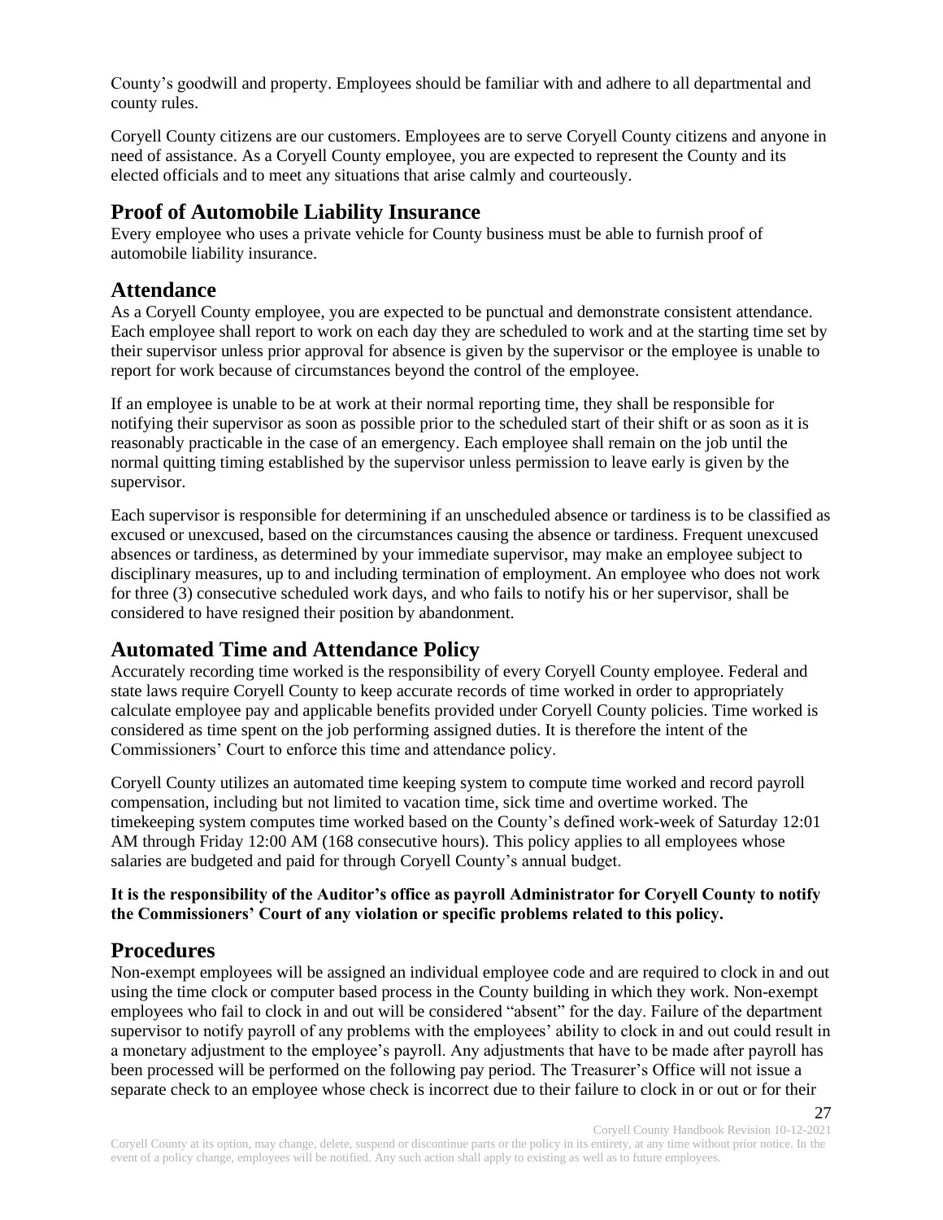County's goodwill and property. Employees should be familiar with and adhere to all departmental and county rules.

Coryell County citizens are our customers. Employees are to serve Coryell County citizens and anyone in need of assistance. As a Coryell County employee, you are expected to represent the County and its elected officials and to meet any situations that arise calmly and courteously.

## Proof of Automobile Liability Insurance

Every employee who uses a private vehicle for County business must be able to furnish proof of automobile liability insurance.

## Attendance

As a Coryell County employee, you are expected to be punctual and demonstrate consistent attendance. Each employee shall report to work on each day they are scheduled to work and at the starting time set by their supervisor unless prior approval for absence is given by the supervisor or the employee is unable to report for work because of circumstances beyond the control of the employee.

If an employee is unable to be at work at their normal reporting time, they shall be responsible for notifying their supervisor as soon as possible prior to the scheduled start of their shift or as soon as it is reasonably practicable in the case of an emergency. Each employee shall remain on the job until the normal quitting timing established by the supervisor unless permission to leave early is given by the supervisor.

Each supervisor is responsible for determining if an unscheduled absence or tardiness is to be classified as excused or unexcused, based on the circumstances causing the absence or tardiness. Frequent unexcused absences or tardiness, as determined by your immediate supervisor, may make an employee subject to disciplinary measures, up to and including termination of employment. An employee who does not work for three (3) consecutive scheduled work days, and who fails to notify his or her supervisor, shall be considered to have resigned their position by abandonment.

## Automated Time and Attendance Policy

Accurately recording time worked is the responsibility of every Coryell County employee. Federal and state laws require Coryell County to keep accurate records of time worked in order to appropriately calculate employee pay and applicable benefits provided under Coryell County policies. Time worked is considered as time spent on the job performing assigned duties. It is therefore the intent of the Commissioners' Court to enforce this time and attendance policy.

Coryell County utilizes an automated time keeping system to compute time worked and record payroll compensation, including but not limited to vacation time, sick time and overtime worked. The timekeeping system computes time worked based on the County's defined work-week of Saturday 12:01 AM through Friday 12:00 AM (168 consecutive hours). This policy applies to all employees whose salaries are budgeted and paid for through Coryell County's annual budget.

**It is the responsibility of the Auditor's office as payroll Administrator for Coryell County to notify the Commissioners' Court of any violation or specific problems related to this policy.**

## Procedures

Non-exempt employees will be assigned an individual employee code and are required to clock in and out using the time clock or computer based process in the County building in which they work. Non-exempt employees who fail to clock in and out will be considered "absent" for the day. Failure of the department supervisor to notify payroll of any problems with the employees' ability to clock in and out could result in a monetary adjustment to the employee's payroll. Any adjustments that have to be made after payroll has been processed will be performed on the following pay period. The Treasurer's Office will not issue a separate check to an employee whose check is incorrect due to their failure to clock in or out or for their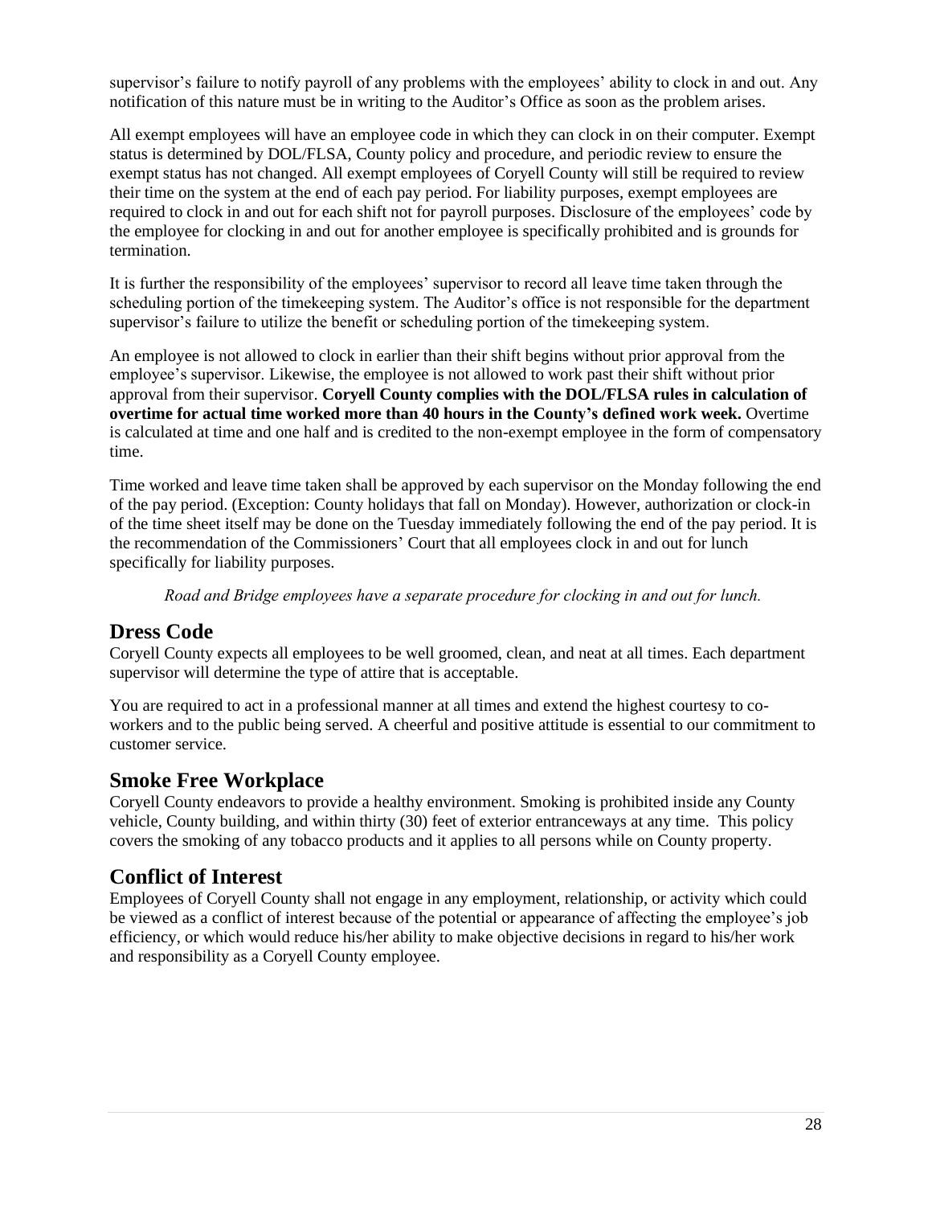supervisor's failure to notify payroll of any problems with the employees' ability to clock in and out. Any notification of this nature must be in writing to the Auditor's Office as soon as the problem arises.

All exempt employees will have an employee code in which they can clock in on their computer. Exempt status is determined by DOL/FLSA, County policy and procedure, and periodic review to ensure the exempt status has not changed. All exempt employees of Coryell County will still be required to review their time on the system at the end of each pay period. For liability purposes, exempt employees are required to clock in and out for each shift not for payroll purposes. Disclosure of the employees' code by the employee for clocking in and out for another employee is specifically prohibited and is grounds for termination.

It is further the responsibility of the employees' supervisor to record all leave time taken through the scheduling portion of the timekeeping system. The Auditor's office is not responsible for the department supervisor's failure to utilize the benefit or scheduling portion of the timekeeping system.

An employee is not allowed to clock in earlier than their shift begins without prior approval from the employee's supervisor. Likewise, the employee is not allowed to work past their shift without prior approval from their supervisor. **Coryell County complies with the DOL/FLSA rules in calculation of overtime for actual time worked more than 40 hours in the County's defined work week.** Overtime is calculated at time and one half and is credited to the non-exempt employee in the form of compensatory time.

Time worked and leave time taken shall be approved by each supervisor on the Monday following the end of the pay period. (Exception: County holidays that fall on Monday). However, authorization or clock-in of the time sheet itself may be done on the Tuesday immediately following the end of the pay period. It is the recommendation of the Commissioners' Court that all employees clock in and out for lunch specifically for liability purposes.

*Road and Bridge employees have a separate procedure for clocking in and out for lunch.*

## Dress Code

Coryell County expects all employees to be well groomed, clean, and neat at all times. Each department supervisor will determine the type of attire that is acceptable.

You are required to act in a professional manner at all times and extend the highest courtesy to co-workers and to the public being served. A cheerful and positive attitude is essential to our commitment to customer service.

## Smoke Free Workplace

Coryell County endeavors to provide a healthy environment. Smoking is prohibited inside any County vehicle, County building, and within thirty (30) feet of exterior entranceways at any time. This policy covers the smoking of any tobacco products and it applies to all persons while on County property.

## Conflict of Interest

Employees of Coryell County shall not engage in any employment, relationship, or activity which could be viewed as a conflict of interest because of the potential or appearance of affecting the employee's job efficiency, or which would reduce his/her ability to make objective decisions in regard to his/her work and responsibility as a Coryell County employee.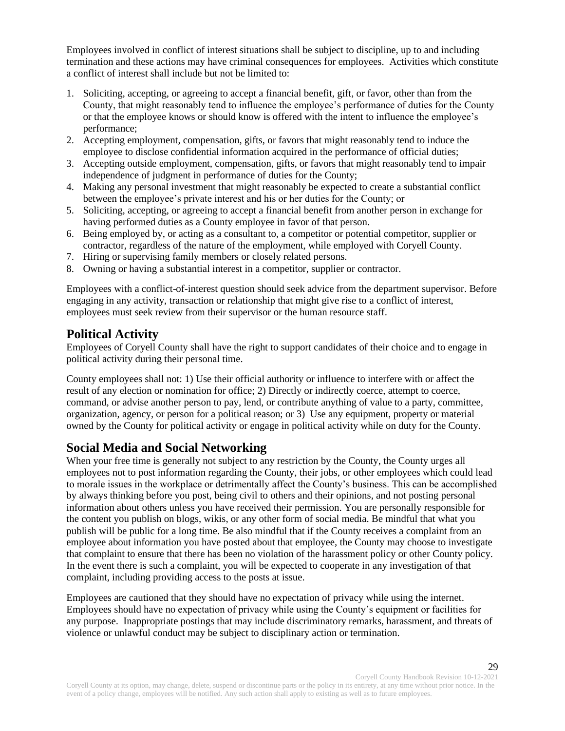Employees involved in conflict of interest situations shall be subject to discipline, up to and including termination and these actions may have criminal consequences for employees. Activities which constitute a conflict of interest shall include but not be limited to:

1. Soliciting, accepting, or agreeing to accept a financial benefit, gift, or favor, other than from the County, that might reasonably tend to influence the employee's performance of duties for the County or that the employee knows or should know is offered with the intent to influence the employee's performance;
2. Accepting employment, compensation, gifts, or favors that might reasonably tend to induce the employee to disclose confidential information acquired in the performance of official duties;
3. Accepting outside employment, compensation, gifts, or favors that might reasonably tend to impair independence of judgment in performance of duties for the County;
4. Making any personal investment that might reasonably be expected to create a substantial conflict between the employee's private interest and his or her duties for the County; or
5. Soliciting, accepting, or agreeing to accept a financial benefit from another person in exchange for having performed duties as a County employee in favor of that person.
6. Being employed by, or acting as a consultant to, a competitor or potential competitor, supplier or contractor, regardless of the nature of the employment, while employed with Coryell County.
7. Hiring or supervising family members or closely related persons.
8. Owning or having a substantial interest in a competitor, supplier or contractor.

Employees with a conflict-of-interest question should seek advice from the department supervisor. Before engaging in any activity, transaction or relationship that might give rise to a conflict of interest, employees must seek review from their supervisor or the human resource staff.

## Political Activity

Employees of Coryell County shall have the right to support candidates of their choice and to engage in political activity during their personal time.

County employees shall not: 1) Use their official authority or influence to interfere with or affect the result of any election or nomination for office; 2) Directly or indirectly coerce, attempt to coerce, command, or advise another person to pay, lend, or contribute anything of value to a party, committee, organization, agency, or person for a political reason; or 3) Use any equipment, property or material owned by the County for political activity or engage in political activity while on duty for the County.

## Social Media and Social Networking

When your free time is generally not subject to any restriction by the County, the County urges all employees not to post information regarding the County, their jobs, or other employees which could lead to morale issues in the workplace or detrimentally affect the County's business. This can be accomplished by always thinking before you post, being civil to others and their opinions, and not posting personal information about others unless you have received their permission. You are personally responsible for the content you publish on blogs, wikis, or any other form of social media. Be mindful that what you publish will be public for a long time. Be also mindful that if the County receives a complaint from an employee about information you have posted about that employee, the County may choose to investigate that complaint to ensure that there has been no violation of the harassment policy or other County policy. In the event there is such a complaint, you will be expected to cooperate in any investigation of that complaint, including providing access to the posts at issue.

Employees are cautioned that they should have no expectation of privacy while using the internet. Employees should have no expectation of privacy while using the County's equipment or facilities for any purpose. Inappropriate postings that may include discriminatory remarks, harassment, and threats of violence or unlawful conduct may be subject to disciplinary action or termination.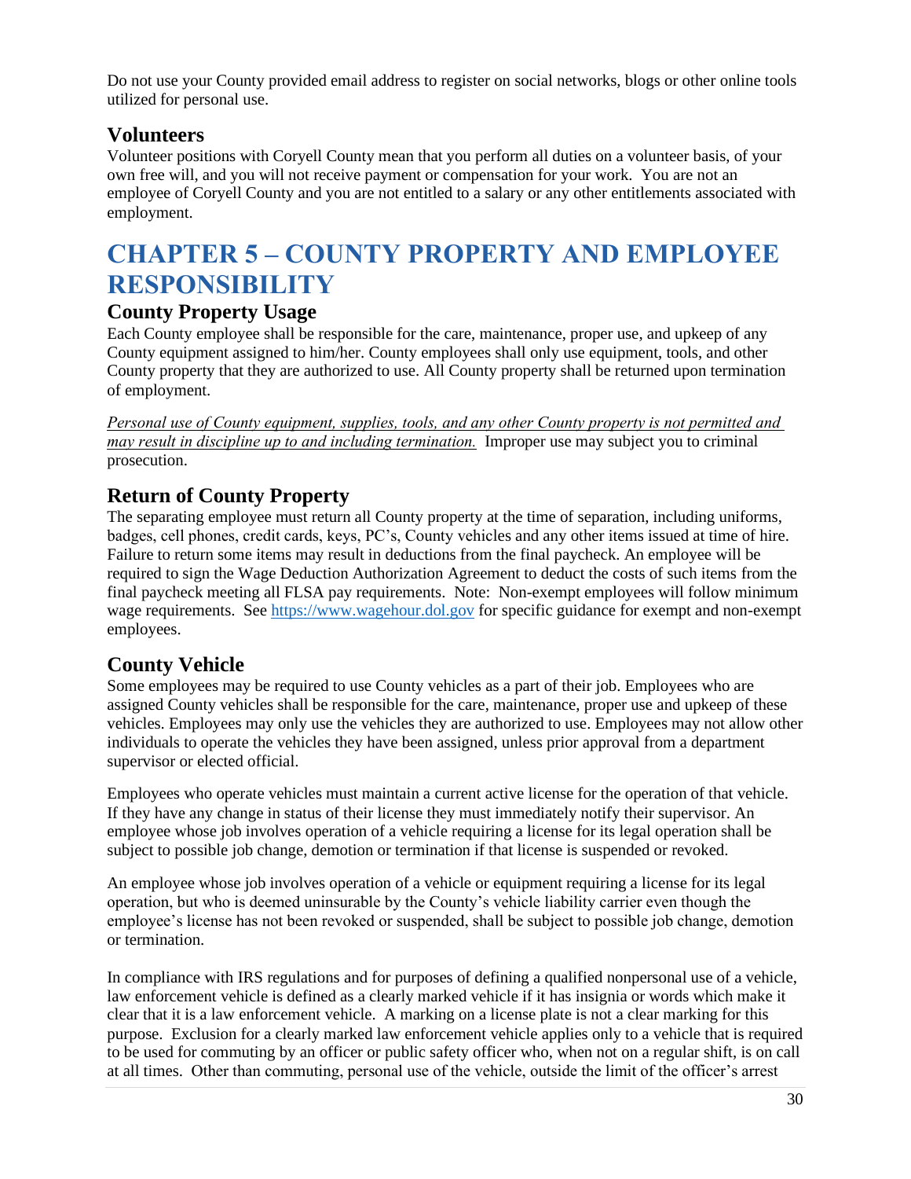Do not use your County provided email address to register on social networks, blogs or other online tools utilized for personal use.

## Volunteers

Volunteer positions with Coryell County mean that you perform all duties on a volunteer basis, of your own free will, and you will not receive payment or compensation for your work. You are not an employee of Coryell County and you are not entitled to a salary or any other entitlements associated with employment.

# CHAPTER 5 – COUNTY PROPERTY AND EMPLOYEE RESPONSIBILITY

## County Property Usage

Each County employee shall be responsible for the care, maintenance, proper use, and upkeep of any County equipment assigned to him/her. County employees shall only use equipment, tools, and other County property that they are authorized to use. All County property shall be returned upon termination of employment.

*<u>Personal use of County equipment, supplies, tools, and any other County property is not permitted and may result in discipline up to and including termination.</u>* Improper use may subject you to criminal prosecution.

## Return of County Property

The separating employee must return all County property at the time of separation, including uniforms, badges, cell phones, credit cards, keys, PC's, County vehicles and any other items issued at time of hire. Failure to return some items may result in deductions from the final paycheck. An employee will be required to sign the Wage Deduction Authorization Agreement to deduct the costs of such items from the final paycheck meeting all FLSA pay requirements. Note: Non-exempt employees will follow minimum wage requirements. See [https://www.wagehour.dol.gov](https://www.wagehour.dol.gov) for specific guidance for exempt and non-exempt employees.

## County Vehicle

Some employees may be required to use County vehicles as a part of their job. Employees who are assigned County vehicles shall be responsible for the care, maintenance, proper use and upkeep of these vehicles. Employees may only use the vehicles they are authorized to use. Employees may not allow other individuals to operate the vehicles they have been assigned, unless prior approval from a department supervisor or elected official.

Employees who operate vehicles must maintain a current active license for the operation of that vehicle. If they have any change in status of their license they must immediately notify their supervisor. An employee whose job involves operation of a vehicle requiring a license for its legal operation shall be subject to possible job change, demotion or termination if that license is suspended or revoked.

An employee whose job involves operation of a vehicle or equipment requiring a license for its legal operation, but who is deemed uninsurable by the County's vehicle liability carrier even though the employee's license has not been revoked or suspended, shall be subject to possible job change, demotion or termination.

In compliance with IRS regulations and for purposes of defining a qualified nonpersonal use of a vehicle, law enforcement vehicle is defined as a clearly marked vehicle if it has insignia or words which make it clear that it is a law enforcement vehicle. A marking on a license plate is not a clear marking for this purpose. Exclusion for a clearly marked law enforcement vehicle applies only to a vehicle that is required to be used for commuting by an officer or public safety officer who, when not on a regular shift, is on call at all times. Other than commuting, personal use of the vehicle, outside the limit of the officer's arrest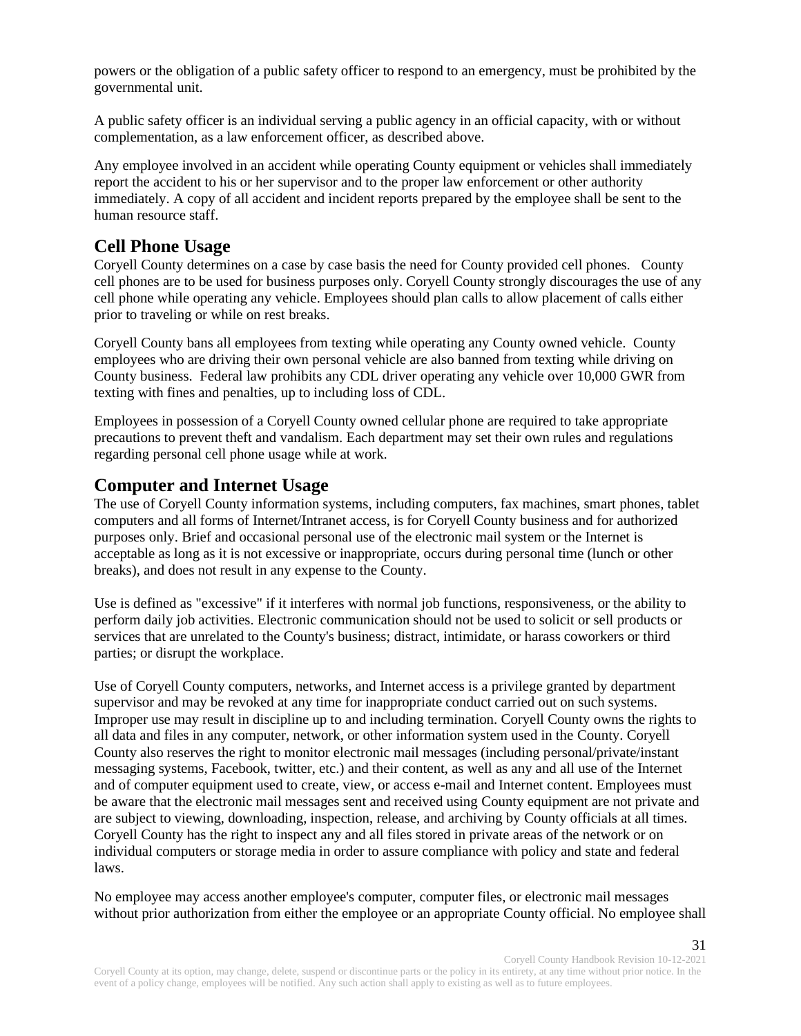powers or the obligation of a public safety officer to respond to an emergency, must be prohibited by the governmental unit.

A public safety officer is an individual serving a public agency in an official capacity, with or without complementation, as a law enforcement officer, as described above.

Any employee involved in an accident while operating County equipment or vehicles shall immediately report the accident to his or her supervisor and to the proper law enforcement or other authority immediately. A copy of all accident and incident reports prepared by the employee shall be sent to the human resource staff.

## Cell Phone Usage

Coryell County determines on a case by case basis the need for County provided cell phones. County cell phones are to be used for business purposes only. Coryell County strongly discourages the use of any cell phone while operating any vehicle. Employees should plan calls to allow placement of calls either prior to traveling or while on rest breaks.

Coryell County bans all employees from texting while operating any County owned vehicle. County employees who are driving their own personal vehicle are also banned from texting while driving on County business. Federal law prohibits any CDL driver operating any vehicle over 10,000 GWR from texting with fines and penalties, up to including loss of CDL.

Employees in possession of a Coryell County owned cellular phone are required to take appropriate precautions to prevent theft and vandalism. Each department may set their own rules and regulations regarding personal cell phone usage while at work.

## Computer and Internet Usage

The use of Coryell County information systems, including computers, fax machines, smart phones, tablet computers and all forms of Internet/Intranet access, is for Coryell County business and for authorized purposes only. Brief and occasional personal use of the electronic mail system or the Internet is acceptable as long as it is not excessive or inappropriate, occurs during personal time (lunch or other breaks), and does not result in any expense to the County.

Use is defined as "excessive" if it interferes with normal job functions, responsiveness, or the ability to perform daily job activities. Electronic communication should not be used to solicit or sell products or services that are unrelated to the County's business; distract, intimidate, or harass coworkers or third parties; or disrupt the workplace.

Use of Coryell County computers, networks, and Internet access is a privilege granted by department supervisor and may be revoked at any time for inappropriate conduct carried out on such systems. Improper use may result in discipline up to and including termination. Coryell County owns the rights to all data and files in any computer, network, or other information system used in the County. Coryell County also reserves the right to monitor electronic mail messages (including personal/private/instant messaging systems, Facebook, twitter, etc.) and their content, as well as any and all use of the Internet and of computer equipment used to create, view, or access e-mail and Internet content. Employees must be aware that the electronic mail messages sent and received using County equipment are not private and are subject to viewing, downloading, inspection, release, and archiving by County officials at all times. Coryell County has the right to inspect any and all files stored in private areas of the network or on individual computers or storage media in order to assure compliance with policy and state and federal laws.

No employee may access another employee's computer, computer files, or electronic mail messages without prior authorization from either the employee or an appropriate County official. No employee shall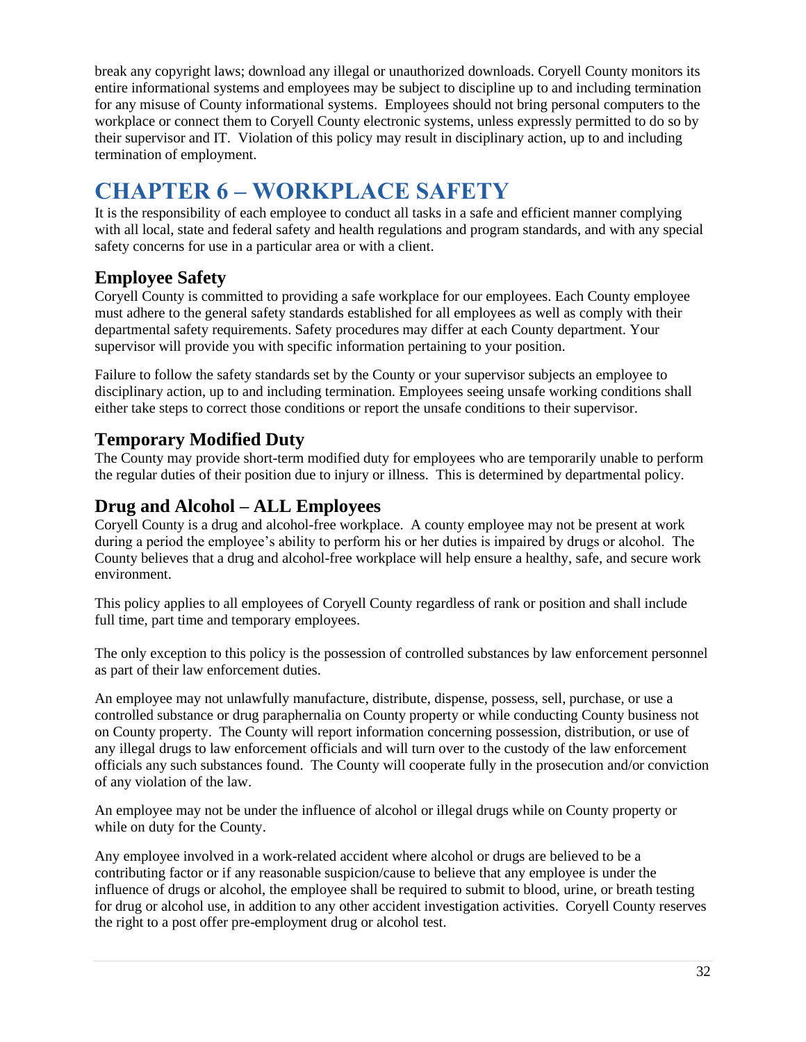break any copyright laws; download any illegal or unauthorized downloads. Coryell County monitors its entire informational systems and employees may be subject to discipline up to and including termination for any misuse of County informational systems. Employees should not bring personal computers to the workplace or connect them to Coryell County electronic systems, unless expressly permitted to do so by their supervisor and IT. Violation of this policy may result in disciplinary action, up to and including termination of employment.

# CHAPTER 6 – WORKPLACE SAFETY

It is the responsibility of each employee to conduct all tasks in a safe and efficient manner complying with all local, state and federal safety and health regulations and program standards, and with any special safety concerns for use in a particular area or with a client.

## Employee Safety

Coryell County is committed to providing a safe workplace for our employees. Each County employee must adhere to the general safety standards established for all employees as well as comply with their departmental safety requirements. Safety procedures may differ at each County department. Your supervisor will provide you with specific information pertaining to your position.

Failure to follow the safety standards set by the County or your supervisor subjects an employee to disciplinary action, up to and including termination. Employees seeing unsafe working conditions shall either take steps to correct those conditions or report the unsafe conditions to their supervisor.

## Temporary Modified Duty

The County may provide short-term modified duty for employees who are temporarily unable to perform the regular duties of their position due to injury or illness. This is determined by departmental policy.

## Drug and Alcohol – ALL Employees

Coryell County is a drug and alcohol-free workplace. A county employee may not be present at work during a period the employee's ability to perform his or her duties is impaired by drugs or alcohol. The County believes that a drug and alcohol-free workplace will help ensure a healthy, safe, and secure work environment.

This policy applies to all employees of Coryell County regardless of rank or position and shall include full time, part time and temporary employees.

The only exception to this policy is the possession of controlled substances by law enforcement personnel as part of their law enforcement duties.

An employee may not unlawfully manufacture, distribute, dispense, possess, sell, purchase, or use a controlled substance or drug paraphernalia on County property or while conducting County business not on County property. The County will report information concerning possession, distribution, or use of any illegal drugs to law enforcement officials and will turn over to the custody of the law enforcement officials any such substances found. The County will cooperate fully in the prosecution and/or conviction of any violation of the law.

An employee may not be under the influence of alcohol or illegal drugs while on County property or while on duty for the County.

Any employee involved in a work-related accident where alcohol or drugs are believed to be a contributing factor or if any reasonable suspicion/cause to believe that any employee is under the influence of drugs or alcohol, the employee shall be required to submit to blood, urine, or breath testing for drug or alcohol use, in addition to any other accident investigation activities. Coryell County reserves the right to a post offer pre-employment drug or alcohol test.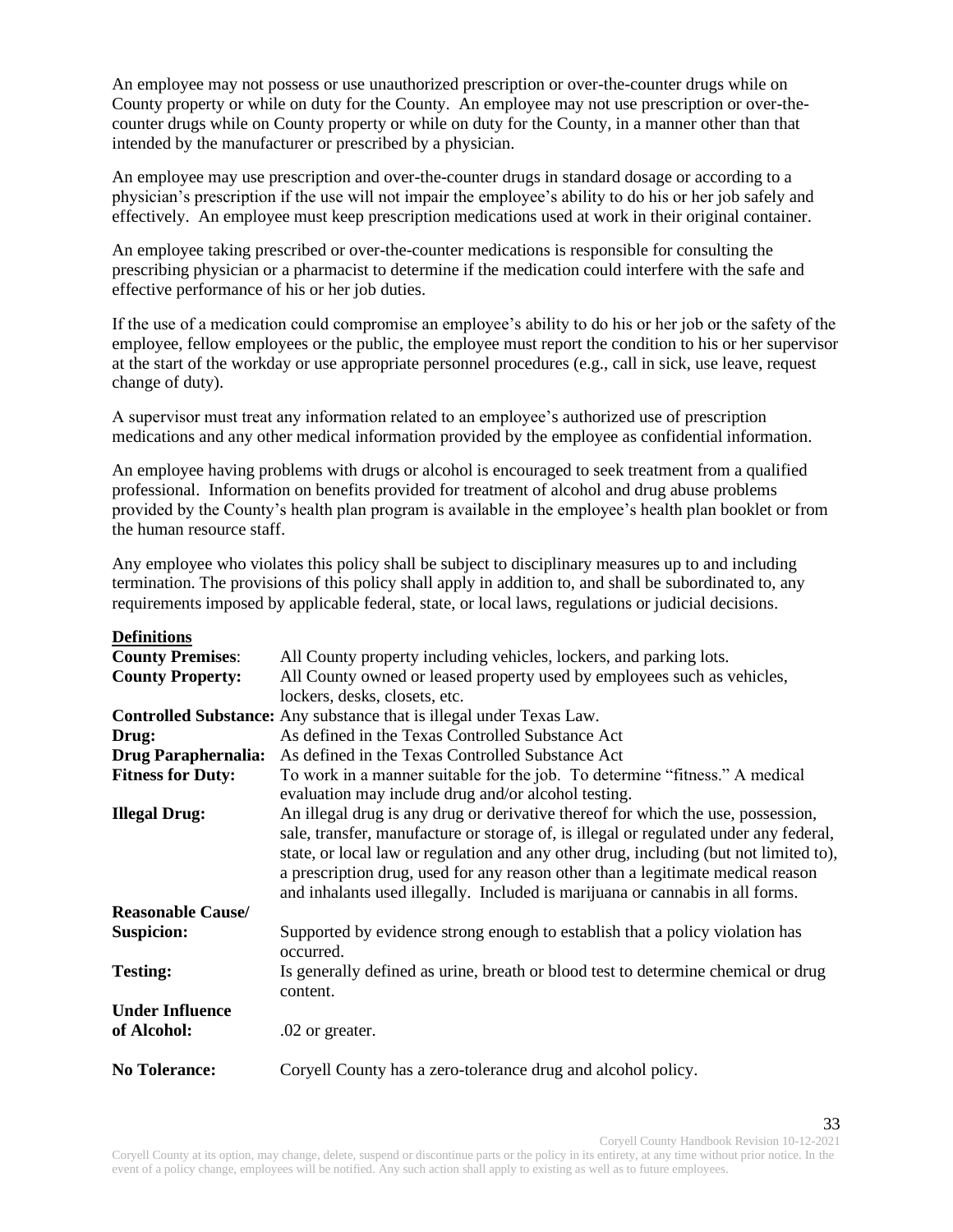An employee may not possess or use unauthorized prescription or over-the-counter drugs while on County property or while on duty for the County. An employee may not use prescription or over-the-counter drugs while on County property or while on duty for the County, in a manner other than that intended by the manufacturer or prescribed by a physician.

An employee may use prescription and over-the-counter drugs in standard dosage or according to a physician's prescription if the use will not impair the employee's ability to do his or her job safely and effectively. An employee must keep prescription medications used at work in their original container.

An employee taking prescribed or over-the-counter medications is responsible for consulting the prescribing physician or a pharmacist to determine if the medication could interfere with the safe and effective performance of his or her job duties.

If the use of a medication could compromise an employee's ability to do his or her job or the safety of the employee, fellow employees or the public, the employee must report the condition to his or her supervisor at the start of the workday or use appropriate personnel procedures (e.g., call in sick, use leave, request change of duty).

A supervisor must treat any information related to an employee's authorized use of prescription medications and any other medical information provided by the employee as confidential information.

An employee having problems with drugs or alcohol is encouraged to seek treatment from a qualified professional. Information on benefits provided for treatment of alcohol and drug abuse problems provided by the County's health plan program is available in the employee's health plan booklet or from the human resource staff.

Any employee who violates this policy shall be subject to disciplinary measures up to and including termination. The provisions of this policy shall apply in addition to, and shall be subordinated to, any requirements imposed by applicable federal, state, or local laws, regulations or judicial decisions.

**Definitions**

**County Premises**: All County property including vehicles, lockers, and parking lots.

**County Property:** All County owned or leased property used by employees such as vehicles, lockers, desks, closets, etc.

**Controlled Substance:** Any substance that is illegal under Texas Law.

**Drug:** As defined in the Texas Controlled Substance Act

**Drug Paraphernalia:** As defined in the Texas Controlled Substance Act

**Fitness for Duty:** To work in a manner suitable for the job. To determine "fitness." A medical evaluation may include drug and/or alcohol testing.

**Illegal Drug:** An illegal drug is any drug or derivative thereof for which the use, possession, sale, transfer, manufacture or storage of, is illegal or regulated under any federal, state, or local law or regulation and any other drug, including (but not limited to), a prescription drug, used for any reason other than a legitimate medical reason and inhalants used illegally. Included is marijuana or cannabis in all forms.

**Reasonable Cause/ Suspicion:** Supported by evidence strong enough to establish that a policy violation has occurred.

**Testing:** Is generally defined as urine, breath or blood test to determine chemical or drug content.

**Under Influence of Alcohol:** .02 or greater.

**No Tolerance:** Coryell County has a zero-tolerance drug and alcohol policy.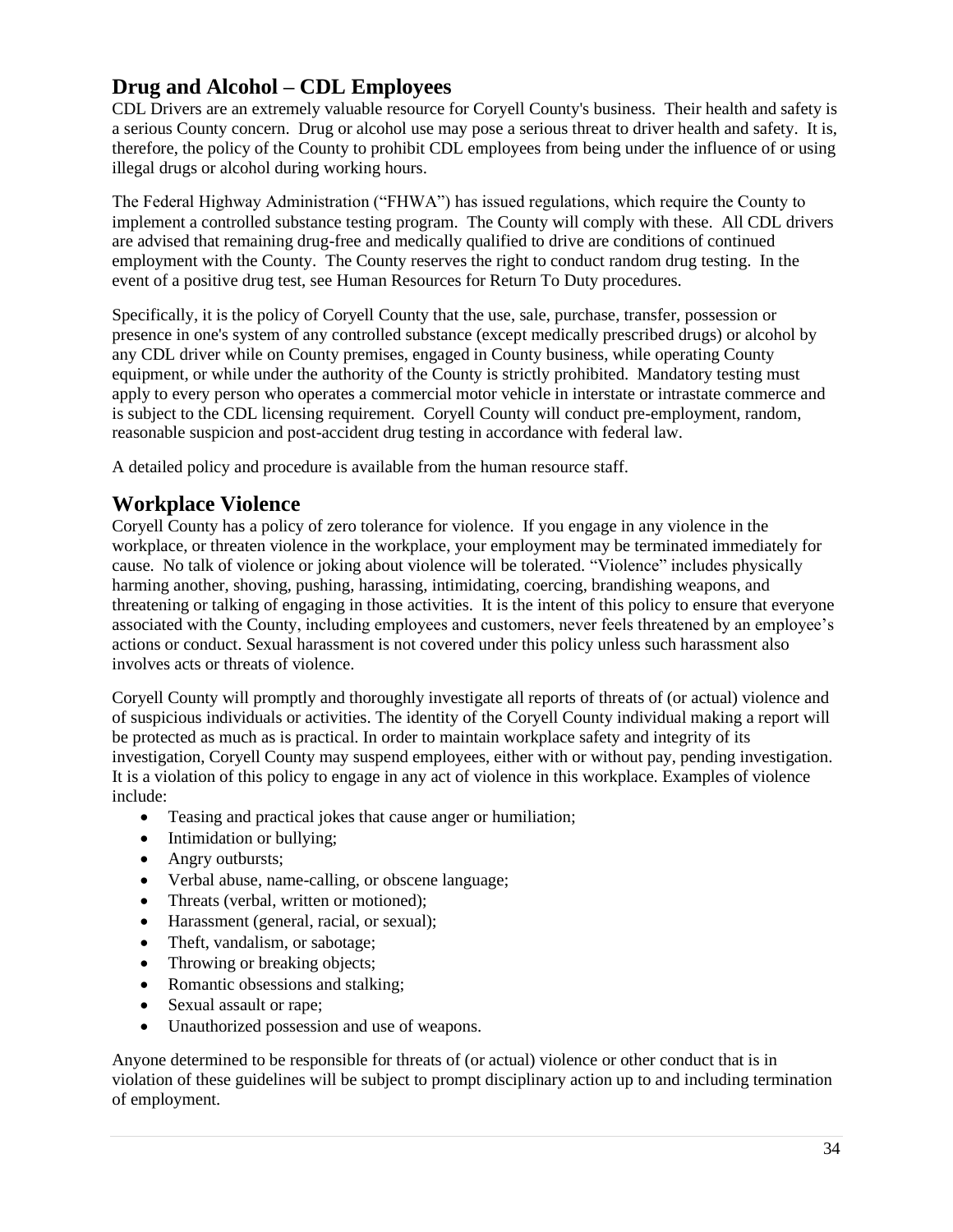## Drug and Alcohol – CDL Employees

CDL Drivers are an extremely valuable resource for Coryell County's business. Their health and safety is a serious County concern. Drug or alcohol use may pose a serious threat to driver health and safety. It is, therefore, the policy of the County to prohibit CDL employees from being under the influence of or using illegal drugs or alcohol during working hours.

The Federal Highway Administration ("FHWA") has issued regulations, which require the County to implement a controlled substance testing program. The County will comply with these. All CDL drivers are advised that remaining drug-free and medically qualified to drive are conditions of continued employment with the County. The County reserves the right to conduct random drug testing. In the event of a positive drug test, see Human Resources for Return To Duty procedures.

Specifically, it is the policy of Coryell County that the use, sale, purchase, transfer, possession or presence in one's system of any controlled substance (except medically prescribed drugs) or alcohol by any CDL driver while on County premises, engaged in County business, while operating County equipment, or while under the authority of the County is strictly prohibited. Mandatory testing must apply to every person who operates a commercial motor vehicle in interstate or intrastate commerce and is subject to the CDL licensing requirement. Coryell County will conduct pre-employment, random, reasonable suspicion and post-accident drug testing in accordance with federal law.

A detailed policy and procedure is available from the human resource staff.

## Workplace Violence

Coryell County has a policy of zero tolerance for violence. If you engage in any violence in the workplace, or threaten violence in the workplace, your employment may be terminated immediately for cause. No talk of violence or joking about violence will be tolerated. "Violence" includes physically harming another, shoving, pushing, harassing, intimidating, coercing, brandishing weapons, and threatening or talking of engaging in those activities. It is the intent of this policy to ensure that everyone associated with the County, including employees and customers, never feels threatened by an employee's actions or conduct. Sexual harassment is not covered under this policy unless such harassment also involves acts or threats of violence.

Coryell County will promptly and thoroughly investigate all reports of threats of (or actual) violence and of suspicious individuals or activities. The identity of the Coryell County individual making a report will be protected as much as is practical. In order to maintain workplace safety and integrity of its investigation, Coryell County may suspend employees, either with or without pay, pending investigation. It is a violation of this policy to engage in any act of violence in this workplace. Examples of violence include:

- Teasing and practical jokes that cause anger or humiliation;
- Intimidation or bullying;
- Angry outbursts;
- Verbal abuse, name-calling, or obscene language;
- Threats (verbal, written or motioned);
- Harassment (general, racial, or sexual);
- Theft, vandalism, or sabotage;
- Throwing or breaking objects;
- Romantic obsessions and stalking;
- Sexual assault or rape;
- Unauthorized possession and use of weapons.

Anyone determined to be responsible for threats of (or actual) violence or other conduct that is in violation of these guidelines will be subject to prompt disciplinary action up to and including termination of employment.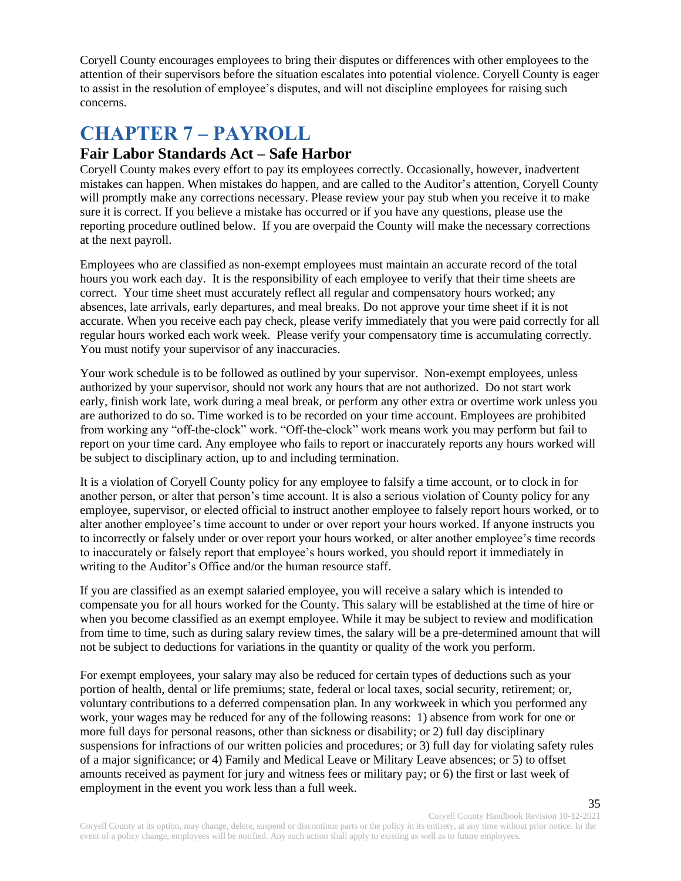Coryell County encourages employees to bring their disputes or differences with other employees to the attention of their supervisors before the situation escalates into potential violence. Coryell County is eager to assist in the resolution of employee's disputes, and will not discipline employees for raising such concerns.

# CHAPTER 7 – PAYROLL

## Fair Labor Standards Act – Safe Harbor

Coryell County makes every effort to pay its employees correctly. Occasionally, however, inadvertent mistakes can happen. When mistakes do happen, and are called to the Auditor's attention, Coryell County will promptly make any corrections necessary. Please review your pay stub when you receive it to make sure it is correct. If you believe a mistake has occurred or if you have any questions, please use the reporting procedure outlined below. If you are overpaid the County will make the necessary corrections at the next payroll.

Employees who are classified as non-exempt employees must maintain an accurate record of the total hours you work each day. It is the responsibility of each employee to verify that their time sheets are correct. Your time sheet must accurately reflect all regular and compensatory hours worked; any absences, late arrivals, early departures, and meal breaks. Do not approve your time sheet if it is not accurate. When you receive each pay check, please verify immediately that you were paid correctly for all regular hours worked each work week. Please verify your compensatory time is accumulating correctly. You must notify your supervisor of any inaccuracies.

Your work schedule is to be followed as outlined by your supervisor. Non-exempt employees, unless authorized by your supervisor, should not work any hours that are not authorized. Do not start work early, finish work late, work during a meal break, or perform any other extra or overtime work unless you are authorized to do so. Time worked is to be recorded on your time account. Employees are prohibited from working any "off-the-clock" work. "Off-the-clock" work means work you may perform but fail to report on your time card. Any employee who fails to report or inaccurately reports any hours worked will be subject to disciplinary action, up to and including termination.

It is a violation of Coryell County policy for any employee to falsify a time account, or to clock in for another person, or alter that person's time account. It is also a serious violation of County policy for any employee, supervisor, or elected official to instruct another employee to falsely report hours worked, or to alter another employee's time account to under or over report your hours worked. If anyone instructs you to incorrectly or falsely under or over report your hours worked, or alter another employee's time records to inaccurately or falsely report that employee's hours worked, you should report it immediately in writing to the Auditor's Office and/or the human resource staff.

If you are classified as an exempt salaried employee, you will receive a salary which is intended to compensate you for all hours worked for the County. This salary will be established at the time of hire or when you become classified as an exempt employee. While it may be subject to review and modification from time to time, such as during salary review times, the salary will be a pre-determined amount that will not be subject to deductions for variations in the quantity or quality of the work you perform.

For exempt employees, your salary may also be reduced for certain types of deductions such as your portion of health, dental or life premiums; state, federal or local taxes, social security, retirement; or, voluntary contributions to a deferred compensation plan. In any workweek in which you performed any work, your wages may be reduced for any of the following reasons: 1) absence from work for one or more full days for personal reasons, other than sickness or disability; or 2) full day disciplinary suspensions for infractions of our written policies and procedures; or 3) full day for violating safety rules of a major significance; or 4) Family and Medical Leave or Military Leave absences; or 5) to offset amounts received as payment for jury and witness fees or military pay; or 6) the first or last week of employment in the event you work less than a full week.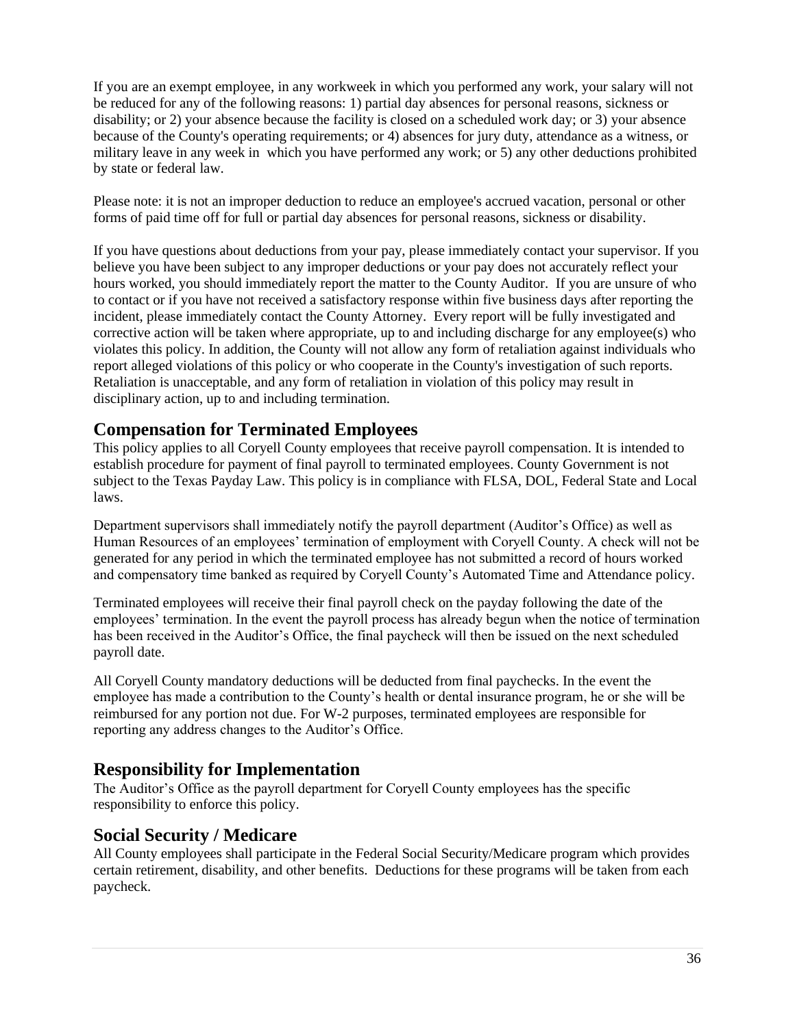If you are an exempt employee, in any workweek in which you performed any work, your salary will not be reduced for any of the following reasons: 1) partial day absences for personal reasons, sickness or disability; or 2) your absence because the facility is closed on a scheduled work day; or 3) your absence because of the County's operating requirements; or 4) absences for jury duty, attendance as a witness, or military leave in any week in which you have performed any work; or 5) any other deductions prohibited by state or federal law.

Please note: it is not an improper deduction to reduce an employee's accrued vacation, personal or other forms of paid time off for full or partial day absences for personal reasons, sickness or disability.

If you have questions about deductions from your pay, please immediately contact your supervisor. If you believe you have been subject to any improper deductions or your pay does not accurately reflect your hours worked, you should immediately report the matter to the County Auditor. If you are unsure of who to contact or if you have not received a satisfactory response within five business days after reporting the incident, please immediately contact the County Attorney. Every report will be fully investigated and corrective action will be taken where appropriate, up to and including discharge for any employee(s) who violates this policy. In addition, the County will not allow any form of retaliation against individuals who report alleged violations of this policy or who cooperate in the County's investigation of such reports. Retaliation is unacceptable, and any form of retaliation in violation of this policy may result in disciplinary action, up to and including termination.

## Compensation for Terminated Employees

This policy applies to all Coryell County employees that receive payroll compensation. It is intended to establish procedure for payment of final payroll to terminated employees. County Government is not subject to the Texas Payday Law. This policy is in compliance with FLSA, DOL, Federal State and Local laws.

Department supervisors shall immediately notify the payroll department (Auditor's Office) as well as Human Resources of an employees' termination of employment with Coryell County. A check will not be generated for any period in which the terminated employee has not submitted a record of hours worked and compensatory time banked as required by Coryell County's Automated Time and Attendance policy.

Terminated employees will receive their final payroll check on the payday following the date of the employees' termination. In the event the payroll process has already begun when the notice of termination has been received in the Auditor's Office, the final paycheck will then be issued on the next scheduled payroll date.

All Coryell County mandatory deductions will be deducted from final paychecks. In the event the employee has made a contribution to the County's health or dental insurance program, he or she will be reimbursed for any portion not due. For W-2 purposes, terminated employees are responsible for reporting any address changes to the Auditor's Office.

## Responsibility for Implementation

The Auditor's Office as the payroll department for Coryell County employees has the specific responsibility to enforce this policy.

## Social Security / Medicare

All County employees shall participate in the Federal Social Security/Medicare program which provides certain retirement, disability, and other benefits. Deductions for these programs will be taken from each paycheck.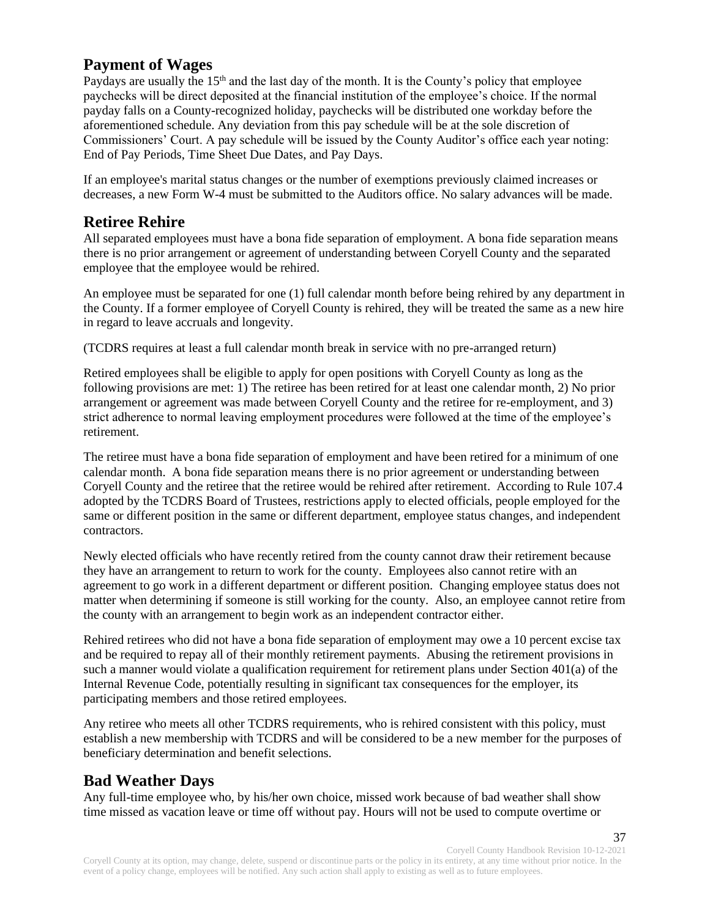## Payment of Wages

Paydays are usually the 15th and the last day of the month. It is the County's policy that employee paychecks will be direct deposited at the financial institution of the employee's choice. If the normal payday falls on a County-recognized holiday, paychecks will be distributed one workday before the aforementioned schedule. Any deviation from this pay schedule will be at the sole discretion of Commissioners' Court. A pay schedule will be issued by the County Auditor's office each year noting: End of Pay Periods, Time Sheet Due Dates, and Pay Days.

If an employee's marital status changes or the number of exemptions previously claimed increases or decreases, a new Form W-4 must be submitted to the Auditors office. No salary advances will be made.

## Retiree Rehire

All separated employees must have a bona fide separation of employment. A bona fide separation means there is no prior arrangement or agreement of understanding between Coryell County and the separated employee that the employee would be rehired.

An employee must be separated for one (1) full calendar month before being rehired by any department in the County. If a former employee of Coryell County is rehired, they will be treated the same as a new hire in regard to leave accruals and longevity.

(TCDRS requires at least a full calendar month break in service with no pre-arranged return)

Retired employees shall be eligible to apply for open positions with Coryell County as long as the following provisions are met: 1) The retiree has been retired for at least one calendar month, 2) No prior arrangement or agreement was made between Coryell County and the retiree for re-employment, and 3) strict adherence to normal leaving employment procedures were followed at the time of the employee's retirement.

The retiree must have a bona fide separation of employment and have been retired for a minimum of one calendar month. A bona fide separation means there is no prior agreement or understanding between Coryell County and the retiree that the retiree would be rehired after retirement. According to Rule 107.4 adopted by the TCDRS Board of Trustees, restrictions apply to elected officials, people employed for the same or different position in the same or different department, employee status changes, and independent contractors.

Newly elected officials who have recently retired from the county cannot draw their retirement because they have an arrangement to return to work for the county. Employees also cannot retire with an agreement to go work in a different department or different position. Changing employee status does not matter when determining if someone is still working for the county. Also, an employee cannot retire from the county with an arrangement to begin work as an independent contractor either.

Rehired retirees who did not have a bona fide separation of employment may owe a 10 percent excise tax and be required to repay all of their monthly retirement payments. Abusing the retirement provisions in such a manner would violate a qualification requirement for retirement plans under Section 401(a) of the Internal Revenue Code, potentially resulting in significant tax consequences for the employer, its participating members and those retired employees.

Any retiree who meets all other TCDRS requirements, who is rehired consistent with this policy, must establish a new membership with TCDRS and will be considered to be a new member for the purposes of beneficiary determination and benefit selections.

## Bad Weather Days

Any full-time employee who, by his/her own choice, missed work because of bad weather shall show time missed as vacation leave or time off without pay. Hours will not be used to compute overtime or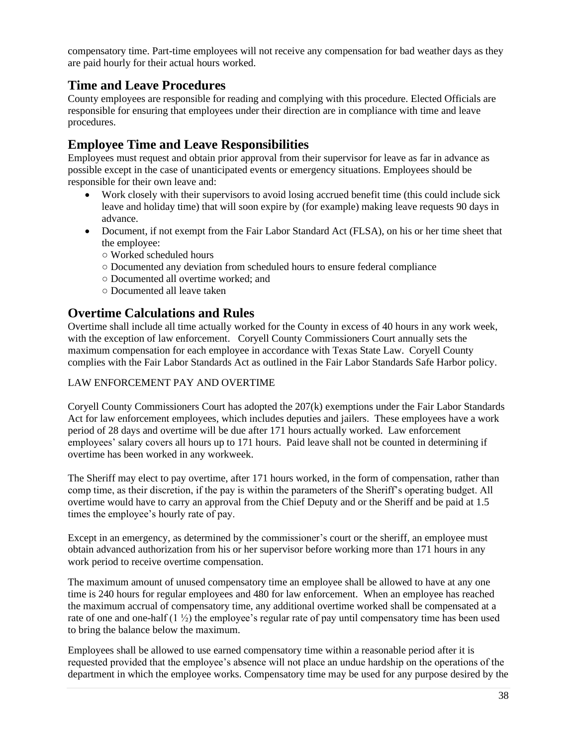compensatory time. Part-time employees will not receive any compensation for bad weather days as they are paid hourly for their actual hours worked.

## Time and Leave Procedures

County employees are responsible for reading and complying with this procedure. Elected Officials are responsible for ensuring that employees under their direction are in compliance with time and leave procedures.

## Employee Time and Leave Responsibilities

Employees must request and obtain prior approval from their supervisor for leave as far in advance as possible except in the case of unanticipated events or emergency situations. Employees should be responsible for their own leave and:

- Work closely with their supervisors to avoid losing accrued benefit time (this could include sick leave and holiday time) that will soon expire by (for example) making leave requests 90 days in advance.
- Document, if not exempt from the Fair Labor Standard Act (FLSA), on his or her time sheet that the employee:
  - Worked scheduled hours
  - Documented any deviation from scheduled hours to ensure federal compliance
  - Documented all overtime worked; and
  - Documented all leave taken

## Overtime Calculations and Rules

Overtime shall include all time actually worked for the County in excess of 40 hours in any work week, with the exception of law enforcement. Coryell County Commissioners Court annually sets the maximum compensation for each employee in accordance with Texas State Law. Coryell County complies with the Fair Labor Standards Act as outlined in the Fair Labor Standards Safe Harbor policy.

LAW ENFORCEMENT PAY AND OVERTIME

Coryell County Commissioners Court has adopted the 207(k) exemptions under the Fair Labor Standards Act for law enforcement employees, which includes deputies and jailers. These employees have a work period of 28 days and overtime will be due after 171 hours actually worked. Law enforcement employees' salary covers all hours up to 171 hours. Paid leave shall not be counted in determining if overtime has been worked in any workweek.

The Sheriff may elect to pay overtime, after 171 hours worked, in the form of compensation, rather than comp time, as their discretion, if the pay is within the parameters of the Sheriff's operating budget. All overtime would have to carry an approval from the Chief Deputy and or the Sheriff and be paid at 1.5 times the employee's hourly rate of pay.

Except in an emergency, as determined by the commissioner's court or the sheriff, an employee must obtain advanced authorization from his or her supervisor before working more than 171 hours in any work period to receive overtime compensation.

The maximum amount of unused compensatory time an employee shall be allowed to have at any one time is 240 hours for regular employees and 480 for law enforcement. When an employee has reached the maximum accrual of compensatory time, any additional overtime worked shall be compensated at a rate of one and one-half (1 ½) the employee's regular rate of pay until compensatory time has been used to bring the balance below the maximum.

Employees shall be allowed to use earned compensatory time within a reasonable period after it is requested provided that the employee's absence will not place an undue hardship on the operations of the department in which the employee works. Compensatory time may be used for any purpose desired by the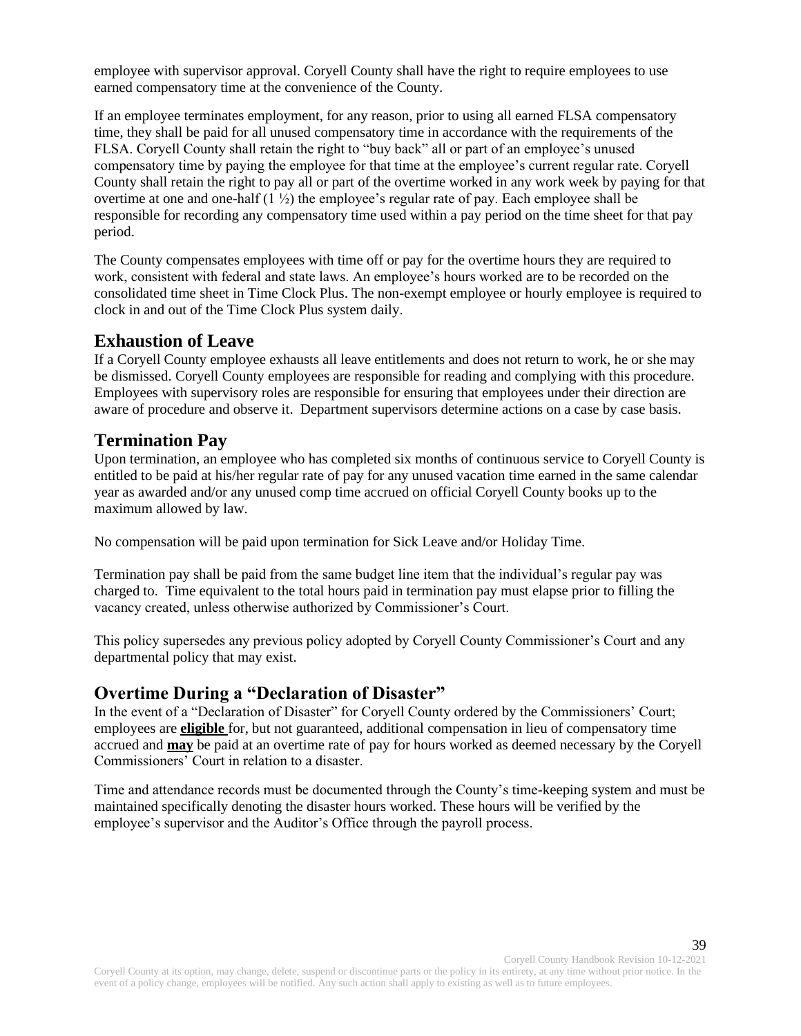employee with supervisor approval. Coryell County shall have the right to require employees to use earned compensatory time at the convenience of the County.

If an employee terminates employment, for any reason, prior to using all earned FLSA compensatory time, they shall be paid for all unused compensatory time in accordance with the requirements of the FLSA. Coryell County shall retain the right to "buy back" all or part of an employee's unused compensatory time by paying the employee for that time at the employee's current regular rate. Coryell County shall retain the right to pay all or part of the overtime worked in any work week by paying for that overtime at one and one-half (1 ½) the employee's regular rate of pay. Each employee shall be responsible for recording any compensatory time used within a pay period on the time sheet for that pay period.

The County compensates employees with time off or pay for the overtime hours they are required to work, consistent with federal and state laws. An employee's hours worked are to be recorded on the consolidated time sheet in Time Clock Plus. The non-exempt employee or hourly employee is required to clock in and out of the Time Clock Plus system daily.

## Exhaustion of Leave

If a Coryell County employee exhausts all leave entitlements and does not return to work, he or she may be dismissed. Coryell County employees are responsible for reading and complying with this procedure. Employees with supervisory roles are responsible for ensuring that employees under their direction are aware of procedure and observe it. Department supervisors determine actions on a case by case basis.

## Termination Pay

Upon termination, an employee who has completed six months of continuous service to Coryell County is entitled to be paid at his/her regular rate of pay for any unused vacation time earned in the same calendar year as awarded and/or any unused comp time accrued on official Coryell County books up to the maximum allowed by law.

No compensation will be paid upon termination for Sick Leave and/or Holiday Time.

Termination pay shall be paid from the same budget line item that the individual's regular pay was charged to. Time equivalent to the total hours paid in termination pay must elapse prior to filling the vacancy created, unless otherwise authorized by Commissioner's Court.

This policy supersedes any previous policy adopted by Coryell County Commissioner's Court and any departmental policy that may exist.

## Overtime During a "Declaration of Disaster"

In the event of a "Declaration of Disaster" for Coryell County ordered by the Commissioners' Court; employees are **eligible** for, but not guaranteed, additional compensation in lieu of compensatory time accrued and **may** be paid at an overtime rate of pay for hours worked as deemed necessary by the Coryell Commissioners' Court in relation to a disaster.

Time and attendance records must be documented through the County's time-keeping system and must be maintained specifically denoting the disaster hours worked. These hours will be verified by the employee's supervisor and the Auditor's Office through the payroll process.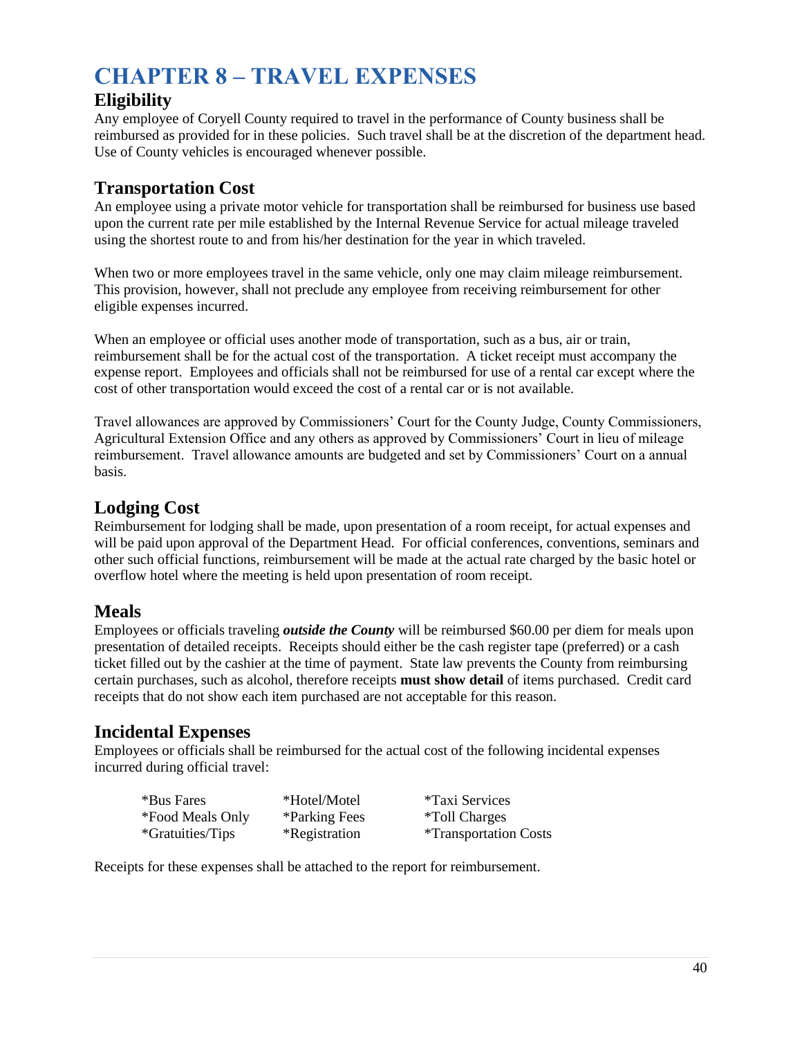# CHAPTER 8 – TRAVEL EXPENSES

## Eligibility

Any employee of Coryell County required to travel in the performance of County business shall be reimbursed as provided for in these policies. Such travel shall be at the discretion of the department head. Use of County vehicles is encouraged whenever possible.

## Transportation Cost

An employee using a private motor vehicle for transportation shall be reimbursed for business use based upon the current rate per mile established by the Internal Revenue Service for actual mileage traveled using the shortest route to and from his/her destination for the year in which traveled.

When two or more employees travel in the same vehicle, only one may claim mileage reimbursement. This provision, however, shall not preclude any employee from receiving reimbursement for other eligible expenses incurred.

When an employee or official uses another mode of transportation, such as a bus, air or train, reimbursement shall be for the actual cost of the transportation. A ticket receipt must accompany the expense report. Employees and officials shall not be reimbursed for use of a rental car except where the cost of other transportation would exceed the cost of a rental car or is not available.

Travel allowances are approved by Commissioners' Court for the County Judge, County Commissioners, Agricultural Extension Office and any others as approved by Commissioners' Court in lieu of mileage reimbursement. Travel allowance amounts are budgeted and set by Commissioners' Court on a annual basis.

## Lodging Cost

Reimbursement for lodging shall be made, upon presentation of a room receipt, for actual expenses and will be paid upon approval of the Department Head. For official conferences, conventions, seminars and other such official functions, reimbursement will be made at the actual rate charged by the basic hotel or overflow hotel where the meeting is held upon presentation of room receipt.

## Meals

Employees or officials traveling ***outside the County*** will be reimbursed $60.00 per diem for meals upon presentation of detailed receipts. Receipts should either be the cash register tape (preferred) or a cash ticket filled out by the cashier at the time of payment. State law prevents the County from reimbursing certain purchases, such as alcohol, therefore receipts **must show detail** of items purchased. Credit card receipts that do not show each item purchased are not acceptable for this reason.

## Incidental Expenses

Employees or officials shall be reimbursed for the actual cost of the following incidental expenses incurred during official travel:

| | | |
|---|---|---|
| *Bus Fares | *Hotel/Motel | *Taxi Services |
| *Food Meals Only | *Parking Fees | *Toll Charges |
| *Gratuities/Tips | *Registration | *Transportation Costs |

Receipts for these expenses shall be attached to the report for reimbursement.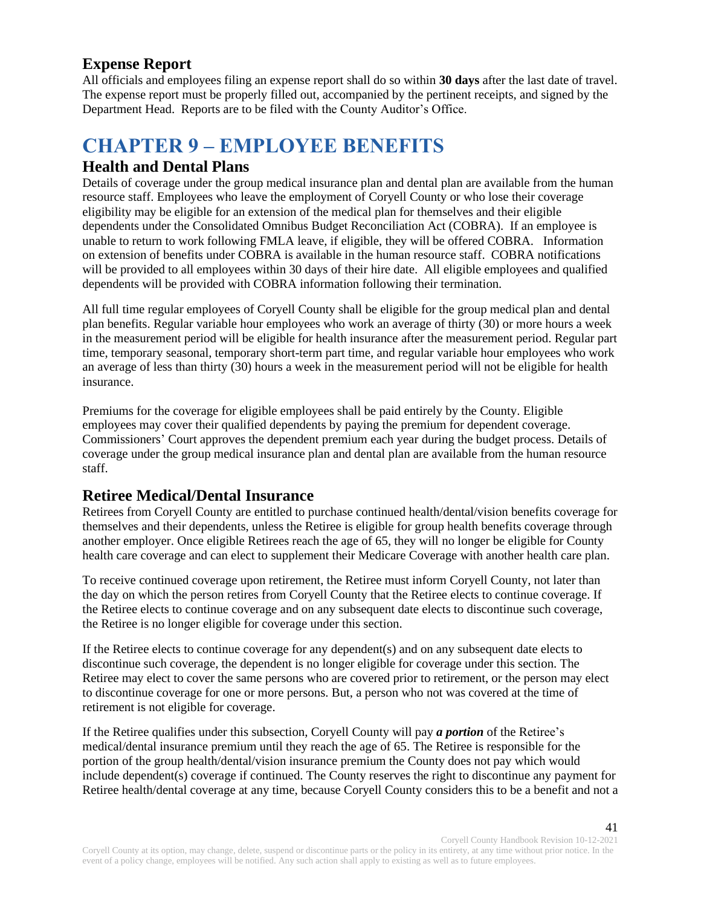### Expense Report

All officials and employees filing an expense report shall do so within **30 days** after the last date of travel. The expense report must be properly filled out, accompanied by the pertinent receipts, and signed by the Department Head. Reports are to be filed with the County Auditor's Office.

# CHAPTER 9 – EMPLOYEE BENEFITS

## Health and Dental Plans

Details of coverage under the group medical insurance plan and dental plan are available from the human resource staff. Employees who leave the employment of Coryell County or who lose their coverage eligibility may be eligible for an extension of the medical plan for themselves and their eligible dependents under the Consolidated Omnibus Budget Reconciliation Act (COBRA). If an employee is unable to return to work following FMLA leave, if eligible, they will be offered COBRA. Information on extension of benefits under COBRA is available in the human resource staff. COBRA notifications will be provided to all employees within 30 days of their hire date. All eligible employees and qualified dependents will be provided with COBRA information following their termination.

All full time regular employees of Coryell County shall be eligible for the group medical plan and dental plan benefits. Regular variable hour employees who work an average of thirty (30) or more hours a week in the measurement period will be eligible for health insurance after the measurement period. Regular part time, temporary seasonal, temporary short-term part time, and regular variable hour employees who work an average of less than thirty (30) hours a week in the measurement period will not be eligible for health insurance.

Premiums for the coverage for eligible employees shall be paid entirely by the County. Eligible employees may cover their qualified dependents by paying the premium for dependent coverage. Commissioners' Court approves the dependent premium each year during the budget process. Details of coverage under the group medical insurance plan and dental plan are available from the human resource staff.

## Retiree Medical/Dental Insurance

Retirees from Coryell County are entitled to purchase continued health/dental/vision benefits coverage for themselves and their dependents, unless the Retiree is eligible for group health benefits coverage through another employer. Once eligible Retirees reach the age of 65, they will no longer be eligible for County health care coverage and can elect to supplement their Medicare Coverage with another health care plan.

To receive continued coverage upon retirement, the Retiree must inform Coryell County, not later than the day on which the person retires from Coryell County that the Retiree elects to continue coverage. If the Retiree elects to continue coverage and on any subsequent date elects to discontinue such coverage, the Retiree is no longer eligible for coverage under this section.

If the Retiree elects to continue coverage for any dependent(s) and on any subsequent date elects to discontinue such coverage, the dependent is no longer eligible for coverage under this section. The Retiree may elect to cover the same persons who are covered prior to retirement, or the person may elect to discontinue coverage for one or more persons. But, a person who not was covered at the time of retirement is not eligible for coverage.

If the Retiree qualifies under this subsection, Coryell County will pay ***a portion*** of the Retiree's medical/dental insurance premium until they reach the age of 65. The Retiree is responsible for the portion of the group health/dental/vision insurance premium the County does not pay which would include dependent(s) coverage if continued. The County reserves the right to discontinue any payment for Retiree health/dental coverage at any time, because Coryell County considers this to be a benefit and not a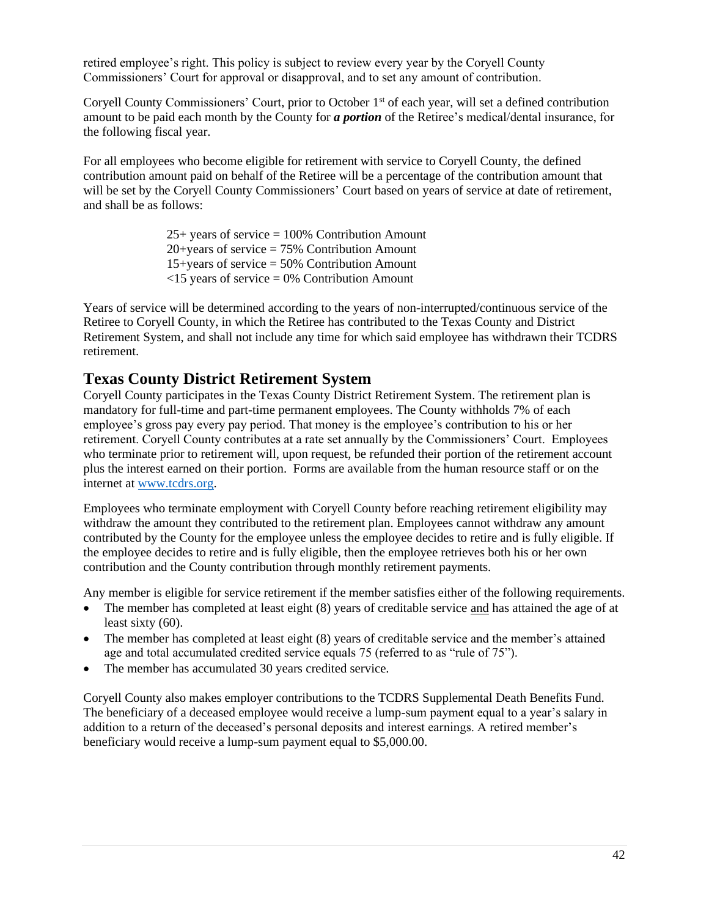retired employee's right. This policy is subject to review every year by the Coryell County Commissioners' Court for approval or disapproval, and to set any amount of contribution.

Coryell County Commissioners' Court, prior to October 1st of each year, will set a defined contribution amount to be paid each month by the County for ***a portion*** of the Retiree's medical/dental insurance, for the following fiscal year.

For all employees who become eligible for retirement with service to Coryell County, the defined contribution amount paid on behalf of the Retiree will be a percentage of the contribution amount that will be set by the Coryell County Commissioners' Court based on years of service at date of retirement, and shall be as follows:

25+ years of service = 100% Contribution Amount
20+years of service = 75% Contribution Amount
15+years of service = 50% Contribution Amount
<15 years of service = 0% Contribution Amount

Years of service will be determined according to the years of non-interrupted/continuous service of the Retiree to Coryell County, in which the Retiree has contributed to the Texas County and District Retirement System, and shall not include any time for which said employee has withdrawn their TCDRS retirement.

## Texas County District Retirement System

Coryell County participates in the Texas County District Retirement System. The retirement plan is mandatory for full-time and part-time permanent employees. The County withholds 7% of each employee's gross pay every pay period. That money is the employee's contribution to his or her retirement. Coryell County contributes at a rate set annually by the Commissioners' Court. Employees who terminate prior to retirement will, upon request, be refunded their portion of the retirement account plus the interest earned on their portion. Forms are available from the human resource staff or on the internet at [www.tcdrs.org](www.tcdrs.org).

Employees who terminate employment with Coryell County before reaching retirement eligibility may withdraw the amount they contributed to the retirement plan. Employees cannot withdraw any amount contributed by the County for the employee unless the employee decides to retire and is fully eligible. If the employee decides to retire and is fully eligible, then the employee retrieves both his or her own contribution and the County contribution through monthly retirement payments.

Any member is eligible for service retirement if the member satisfies either of the following requirements.

- The member has completed at least eight (8) years of creditable service and has attained the age of at least sixty (60).
- The member has completed at least eight (8) years of creditable service and the member's attained age and total accumulated credited service equals 75 (referred to as "rule of 75").
- The member has accumulated 30 years credited service.

Coryell County also makes employer contributions to the TCDRS Supplemental Death Benefits Fund. The beneficiary of a deceased employee would receive a lump-sum payment equal to a year's salary in addition to a return of the deceased's personal deposits and interest earnings. A retired member's beneficiary would receive a lump-sum payment equal to $5,000.00.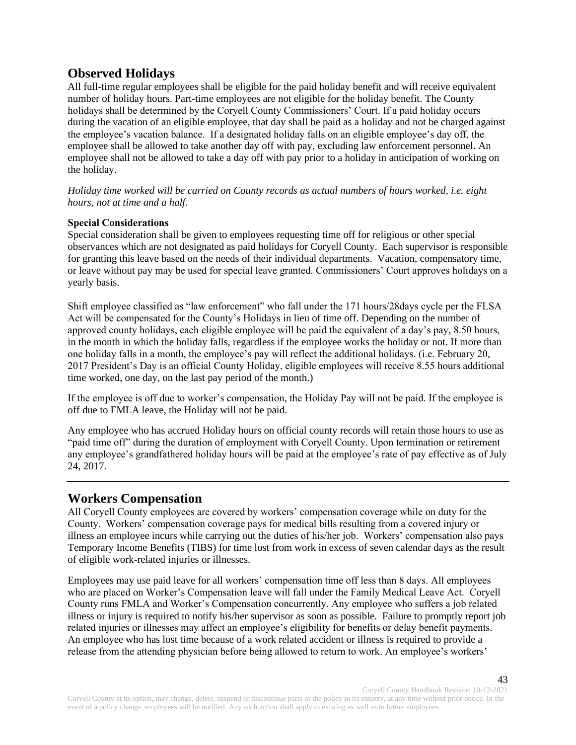## Observed Holidays

All full-time regular employees shall be eligible for the paid holiday benefit and will receive equivalent number of holiday hours. Part-time employees are not eligible for the holiday benefit. The County holidays shall be determined by the Coryell County Commissioners' Court. If a paid holiday occurs during the vacation of an eligible employee, that day shall be paid as a holiday and not be charged against the employee's vacation balance. If a designated holiday falls on an eligible employee's day off, the employee shall be allowed to take another day off with pay, excluding law enforcement personnel. An employee shall not be allowed to take a day off with pay prior to a holiday in anticipation of working on the holiday.

*Holiday time worked will be carried on County records as actual numbers of hours worked, i.e. eight hours, not at time and a half.*

**Special Considerations**

Special consideration shall be given to employees requesting time off for religious or other special observances which are not designated as paid holidays for Coryell County. Each supervisor is responsible for granting this leave based on the needs of their individual departments. Vacation, compensatory time, or leave without pay may be used for special leave granted. Commissioners' Court approves holidays on a yearly basis.

Shift employee classified as "law enforcement" who fall under the 171 hours/28days cycle per the FLSA Act will be compensated for the County's Holidays in lieu of time off. Depending on the number of approved county holidays, each eligible employee will be paid the equivalent of a day's pay, 8.50 hours, in the month in which the holiday falls, regardless if the employee works the holiday or not. If more than one holiday falls in a month, the employee's pay will reflect the additional holidays. (i.e. February 20, 2017 President's Day is an official County Holiday, eligible employees will receive 8.55 hours additional time worked, one day, on the last pay period of the month.)

If the employee is off due to worker's compensation, the Holiday Pay will not be paid. If the employee is off due to FMLA leave, the Holiday will not be paid.

Any employee who has accrued Holiday hours on official county records will retain those hours to use as "paid time off" during the duration of employment with Coryell County. Upon termination or retirement any employee's grandfathered holiday hours will be paid at the employee's rate of pay effective as of July 24, 2017.

---

## Workers Compensation

All Coryell County employees are covered by workers' compensation coverage while on duty for the County. Workers' compensation coverage pays for medical bills resulting from a covered injury or illness an employee incurs while carrying out the duties of his/her job. Workers' compensation also pays Temporary Income Benefits (TIBS) for time lost from work in excess of seven calendar days as the result of eligible work-related injuries or illnesses.

Employees may use paid leave for all workers' compensation time off less than 8 days. All employees who are placed on Worker's Compensation leave will fall under the Family Medical Leave Act. Coryell County runs FMLA and Worker's Compensation concurrently. Any employee who suffers a job related illness or injury is required to notify his/her supervisor as soon as possible. Failure to promptly report job related injuries or illnesses may affect an employee's eligibility for benefits or delay benefit payments. An employee who has lost time because of a work related accident or illness is required to provide a release from the attending physician before being allowed to return to work. An employee's workers'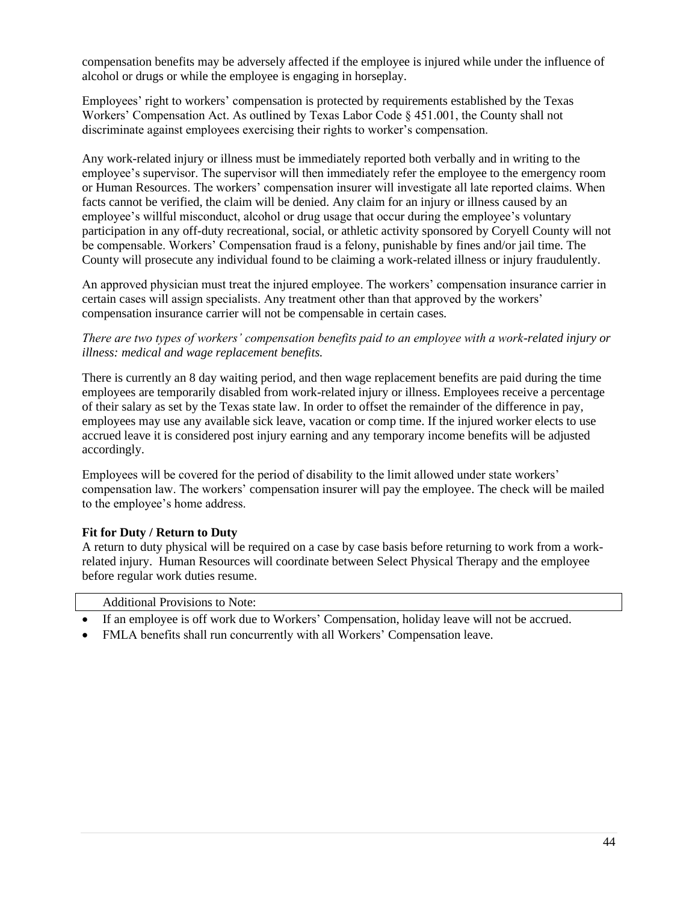compensation benefits may be adversely affected if the employee is injured while under the influence of alcohol or drugs or while the employee is engaging in horseplay.

Employees' right to workers' compensation is protected by requirements established by the Texas Workers' Compensation Act. As outlined by Texas Labor Code § 451.001, the County shall not discriminate against employees exercising their rights to worker's compensation.

Any work-related injury or illness must be immediately reported both verbally and in writing to the employee's supervisor. The supervisor will then immediately refer the employee to the emergency room or Human Resources. The workers' compensation insurer will investigate all late reported claims. When facts cannot be verified, the claim will be denied. Any claim for an injury or illness caused by an employee's willful misconduct, alcohol or drug usage that occur during the employee's voluntary participation in any off-duty recreational, social, or athletic activity sponsored by Coryell County will not be compensable. Workers' Compensation fraud is a felony, punishable by fines and/or jail time. The County will prosecute any individual found to be claiming a work-related illness or injury fraudulently.

An approved physician must treat the injured employee. The workers' compensation insurance carrier in certain cases will assign specialists. Any treatment other than that approved by the workers' compensation insurance carrier will not be compensable in certain cases.

*There are two types of workers' compensation benefits paid to an employee with a work-related injury or illness: medical and wage replacement benefits.*

There is currently an 8 day waiting period, and then wage replacement benefits are paid during the time employees are temporarily disabled from work-related injury or illness. Employees receive a percentage of their salary as set by the Texas state law. In order to offset the remainder of the difference in pay, employees may use any available sick leave, vacation or comp time. If the injured worker elects to use accrued leave it is considered post injury earning and any temporary income benefits will be adjusted accordingly.

Employees will be covered for the period of disability to the limit allowed under state workers' compensation law. The workers' compensation insurer will pay the employee. The check will be mailed to the employee's home address.

**Fit for Duty / Return to Duty**

A return to duty physical will be required on a case by case basis before returning to work from a work-related injury. Human Resources will coordinate between Select Physical Therapy and the employee before regular work duties resume.

| Additional Provisions to Note: |
|---|

- If an employee is off work due to Workers' Compensation, holiday leave will not be accrued.
- FMLA benefits shall run concurrently with all Workers' Compensation leave.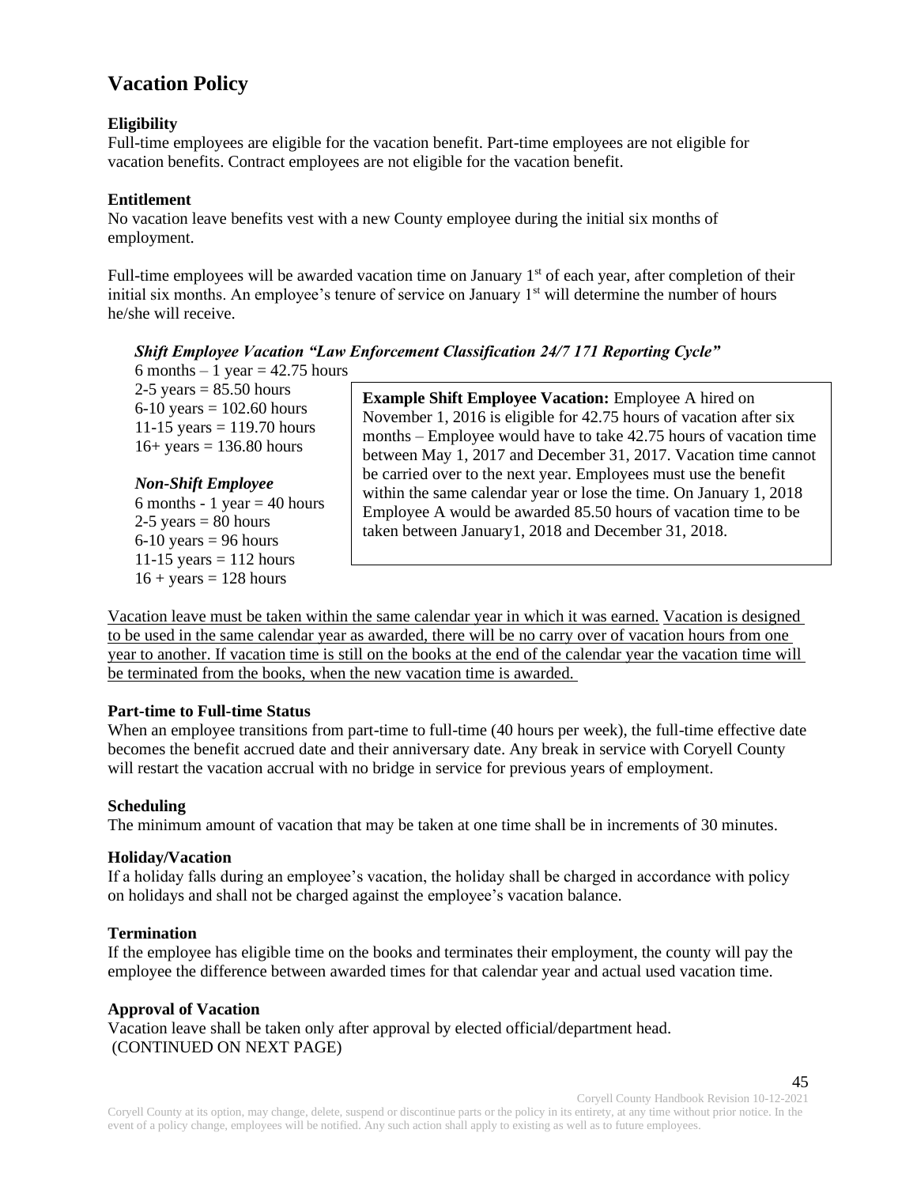## Vacation Policy

**Eligibility**
Full-time employees are eligible for the vacation benefit. Part-time employees are not eligible for vacation benefits. Contract employees are not eligible for the vacation benefit.

**Entitlement**
No vacation leave benefits vest with a new County employee during the initial six months of employment.

Full-time employees will be awarded vacation time on January 1st of each year, after completion of their initial six months. An employee's tenure of service on January 1st will determine the number of hours he/she will receive.

***Shift Employee Vacation "Law Enforcement Classification 24/7 171 Reporting Cycle"***

6 months – 1 year = 42.75 hours
2-5 years = 85.50 hours
6-10 years = 102.60 hours
11-15 years = 119.70 hours
16+ years = 136.80 hours

***Non-Shift Employee***

6 months - 1 year = 40 hours
2-5 years = 80 hours
6-10 years = 96 hours
11-15 years = 112 hours
16 + years = 128 hours

**Example Shift Employee Vacation:** Employee A hired on November 1, 2016 is eligible for 42.75 hours of vacation after six months – Employee would have to take 42.75 hours of vacation time between May 1, 2017 and December 31, 2017. Vacation time cannot be carried over to the next year. Employees must use the benefit within the same calendar year or lose the time. On January 1, 2018 Employee A would be awarded 85.50 hours of vacation time to be taken between January1, 2018 and December 31, 2018.

<u>Vacation leave must be taken within the same calendar year in which it was earned. Vacation is designed to be used in the same calendar year as awarded, there will be no carry over of vacation hours from one year to another. If vacation time is still on the books at the end of the calendar year the vacation time will be terminated from the books, when the new vacation time is awarded.</u>

**Part-time to Full-time Status**
When an employee transitions from part-time to full-time (40 hours per week), the full-time effective date becomes the benefit accrued date and their anniversary date. Any break in service with Coryell County will restart the vacation accrual with no bridge in service for previous years of employment.

**Scheduling**
The minimum amount of vacation that may be taken at one time shall be in increments of 30 minutes.

**Holiday/Vacation**
If a holiday falls during an employee's vacation, the holiday shall be charged in accordance with policy on holidays and shall not be charged against the employee's vacation balance.

**Termination**
If the employee has eligible time on the books and terminates their employment, the county will pay the employee the difference between awarded times for that calendar year and actual used vacation time.

**Approval of Vacation**
Vacation leave shall be taken only after approval by elected official/department head.
(CONTINUED ON NEXT PAGE)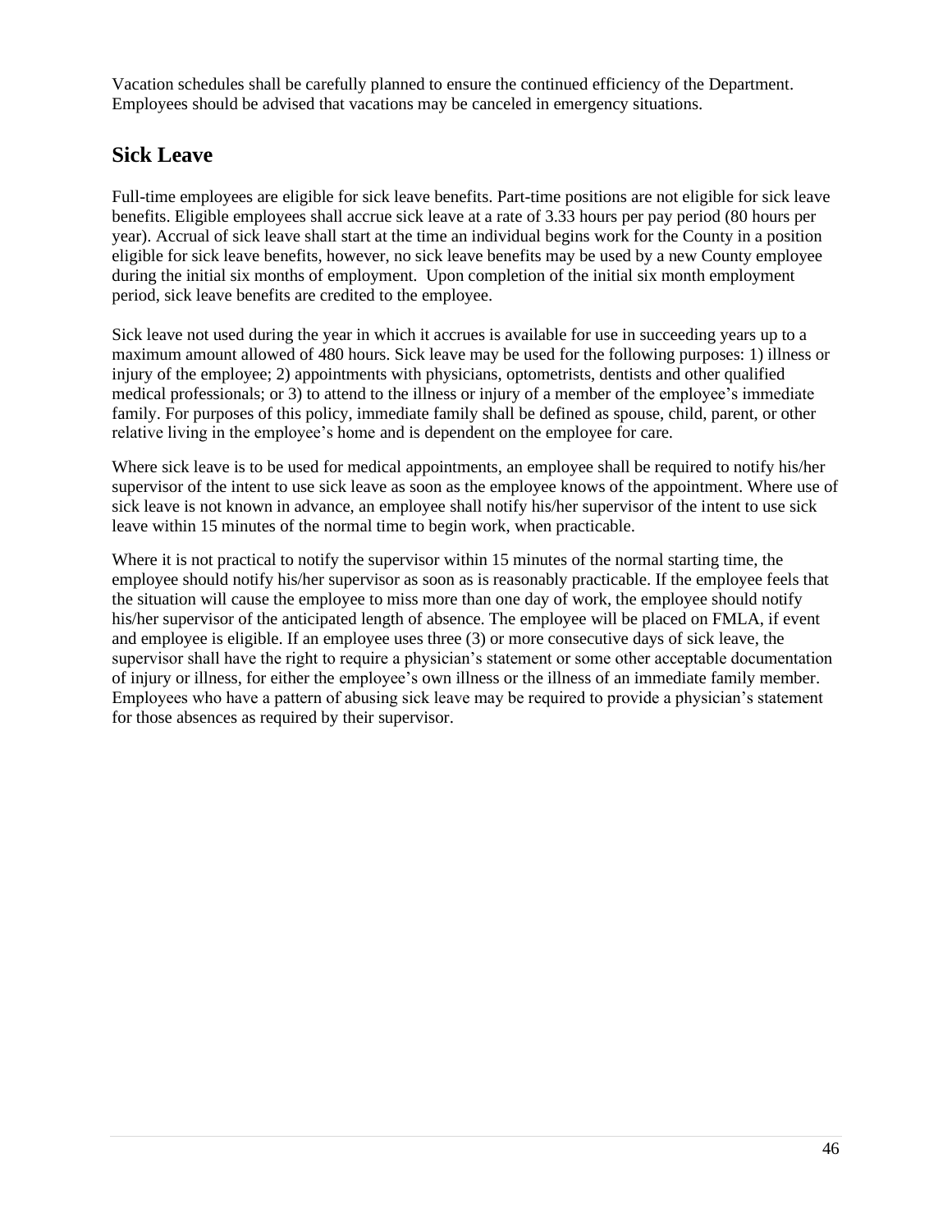Vacation schedules shall be carefully planned to ensure the continued efficiency of the Department. Employees should be advised that vacations may be canceled in emergency situations.

## Sick Leave

Full-time employees are eligible for sick leave benefits. Part-time positions are not eligible for sick leave benefits. Eligible employees shall accrue sick leave at a rate of 3.33 hours per pay period (80 hours per year). Accrual of sick leave shall start at the time an individual begins work for the County in a position eligible for sick leave benefits, however, no sick leave benefits may be used by a new County employee during the initial six months of employment. Upon completion of the initial six month employment period, sick leave benefits are credited to the employee.

Sick leave not used during the year in which it accrues is available for use in succeeding years up to a maximum amount allowed of 480 hours. Sick leave may be used for the following purposes: 1) illness or injury of the employee; 2) appointments with physicians, optometrists, dentists and other qualified medical professionals; or 3) to attend to the illness or injury of a member of the employee's immediate family. For purposes of this policy, immediate family shall be defined as spouse, child, parent, or other relative living in the employee's home and is dependent on the employee for care.

Where sick leave is to be used for medical appointments, an employee shall be required to notify his/her supervisor of the intent to use sick leave as soon as the employee knows of the appointment. Where use of sick leave is not known in advance, an employee shall notify his/her supervisor of the intent to use sick leave within 15 minutes of the normal time to begin work, when practicable.

Where it is not practical to notify the supervisor within 15 minutes of the normal starting time, the employee should notify his/her supervisor as soon as is reasonably practicable. If the employee feels that the situation will cause the employee to miss more than one day of work, the employee should notify his/her supervisor of the anticipated length of absence. The employee will be placed on FMLA, if event and employee is eligible. If an employee uses three (3) or more consecutive days of sick leave, the supervisor shall have the right to require a physician's statement or some other acceptable documentation of injury or illness, for either the employee's own illness or the illness of an immediate family member. Employees who have a pattern of abusing sick leave may be required to provide a physician's statement for those absences as required by their supervisor.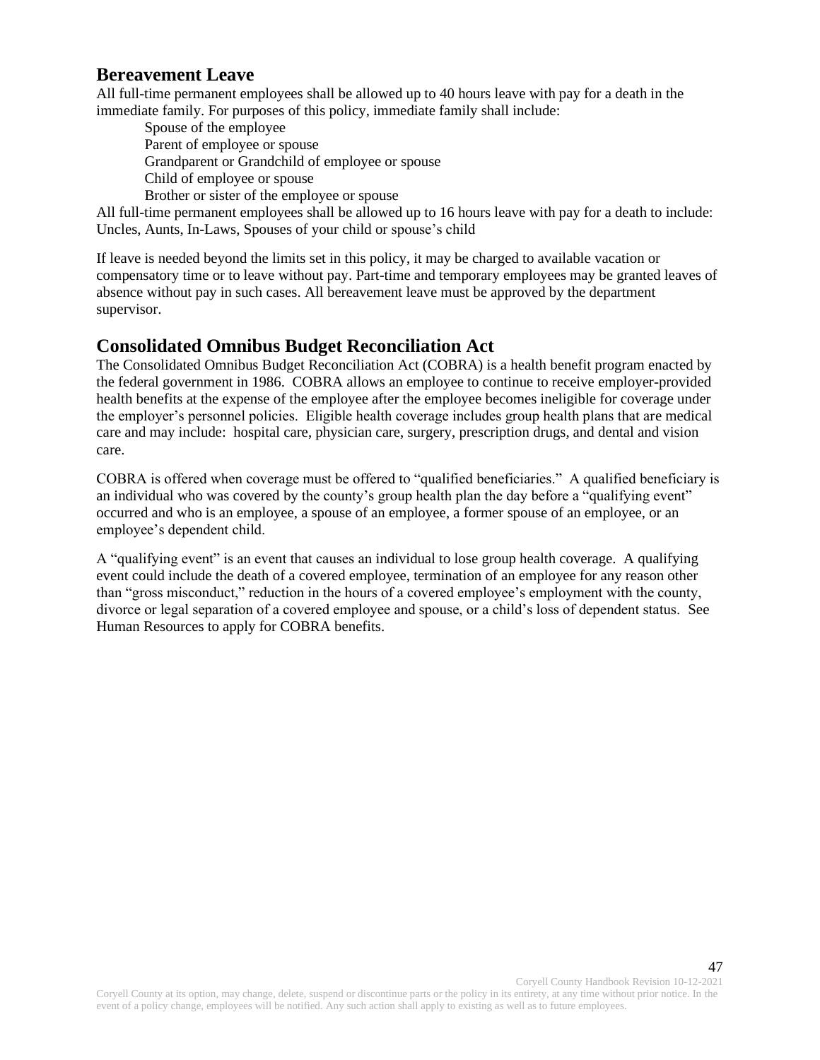## Bereavement Leave

All full-time permanent employees shall be allowed up to 40 hours leave with pay for a death in the immediate family. For purposes of this policy, immediate family shall include:

- Spouse of the employee
- Parent of employee or spouse
- Grandparent or Grandchild of employee or spouse
- Child of employee or spouse
- Brother or sister of the employee or spouse

All full-time permanent employees shall be allowed up to 16 hours leave with pay for a death to include: Uncles, Aunts, In-Laws, Spouses of your child or spouse's child

If leave is needed beyond the limits set in this policy, it may be charged to available vacation or compensatory time or to leave without pay. Part-time and temporary employees may be granted leaves of absence without pay in such cases. All bereavement leave must be approved by the department supervisor.

## Consolidated Omnibus Budget Reconciliation Act

The Consolidated Omnibus Budget Reconciliation Act (COBRA) is a health benefit program enacted by the federal government in 1986. COBRA allows an employee to continue to receive employer-provided health benefits at the expense of the employee after the employee becomes ineligible for coverage under the employer's personnel policies. Eligible health coverage includes group health plans that are medical care and may include: hospital care, physician care, surgery, prescription drugs, and dental and vision care.

COBRA is offered when coverage must be offered to "qualified beneficiaries." A qualified beneficiary is an individual who was covered by the county's group health plan the day before a "qualifying event" occurred and who is an employee, a spouse of an employee, a former spouse of an employee, or an employee's dependent child.

A "qualifying event" is an event that causes an individual to lose group health coverage. A qualifying event could include the death of a covered employee, termination of an employee for any reason other than "gross misconduct," reduction in the hours of a covered employee's employment with the county, divorce or legal separation of a covered employee and spouse, or a child's loss of dependent status. See Human Resources to apply for COBRA benefits.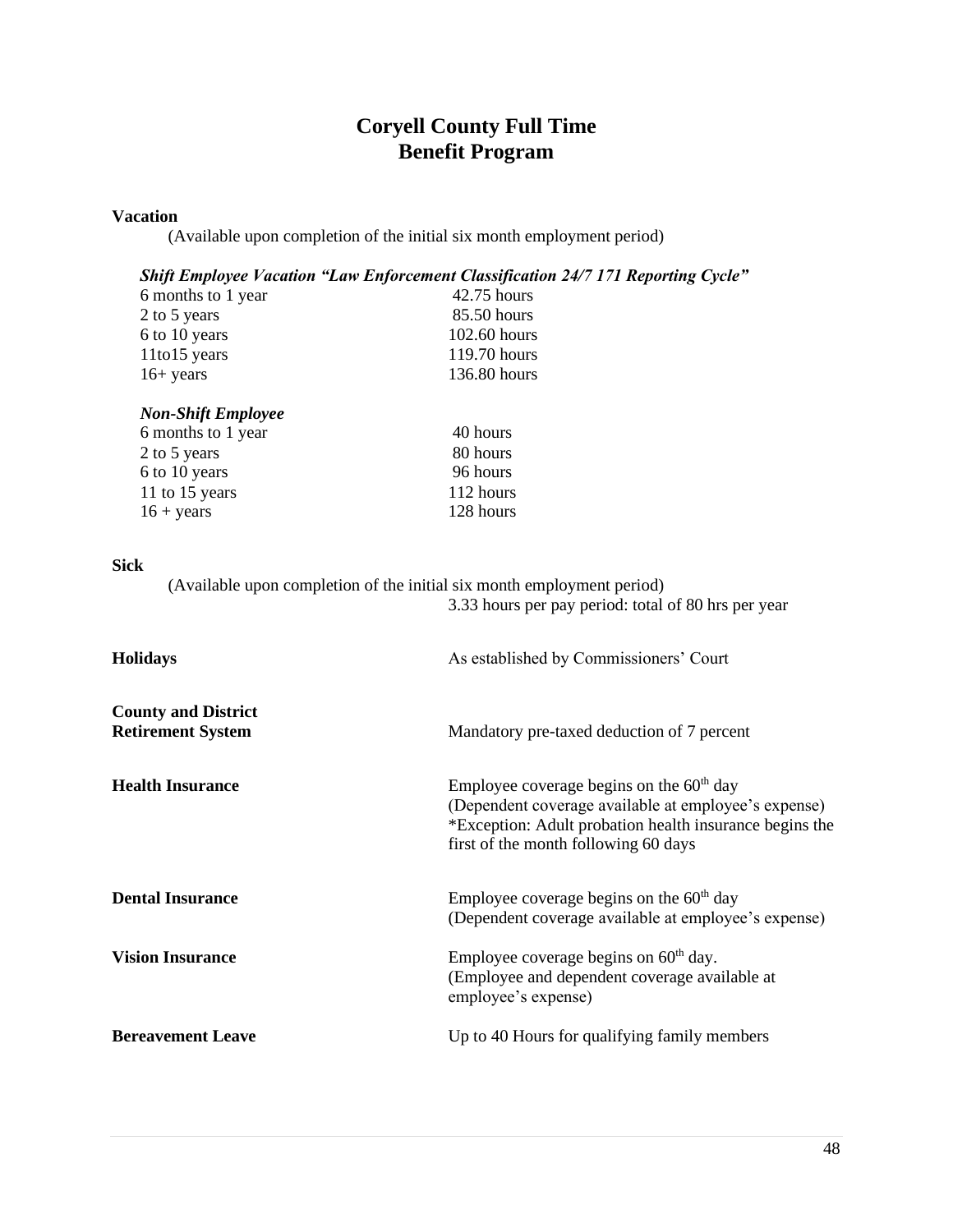# Coryell County Full Time Benefit Program

**Vacation**

(Available upon completion of the initial six month employment period)

***Shift Employee Vacation "Law Enforcement Classification 24/7 171 Reporting Cycle"***

| | |
|---|---|
| 6 months to 1 year | 42.75 hours |
| 2 to 5 years | 85.50 hours |
| 6 to 10 years | 102.60 hours |
| 11to15 years | 119.70 hours |
| 16+ years | 136.80 hours |

***Non-Shift Employee***

| | |
|---|---|
| 6 months to 1 year | 40 hours |
| 2 to 5 years | 80 hours |
| 6 to 10 years | 96 hours |
| 11 to 15 years | 112 hours |
| 16 + years | 128 hours |

**Sick**

(Available upon completion of the initial six month employment period)

3.33 hours per pay period: total of 80 hrs per year

| | |
|---|---|
| **Holidays** | As established by Commissioners' Court |
| **County and District Retirement System** | Mandatory pre-taxed deduction of 7 percent |
| **Health Insurance** | Employee coverage begins on the 60th day (Dependent coverage available at employee's expense) *Exception: Adult probation health insurance begins the first of the month following 60 days |
| **Dental Insurance** | Employee coverage begins on the 60th day (Dependent coverage available at employee's expense) |
| **Vision Insurance** | Employee coverage begins on 60th day. (Employee and dependent coverage available at employee's expense) |
| **Bereavement Leave** | Up to 40 Hours for qualifying family members |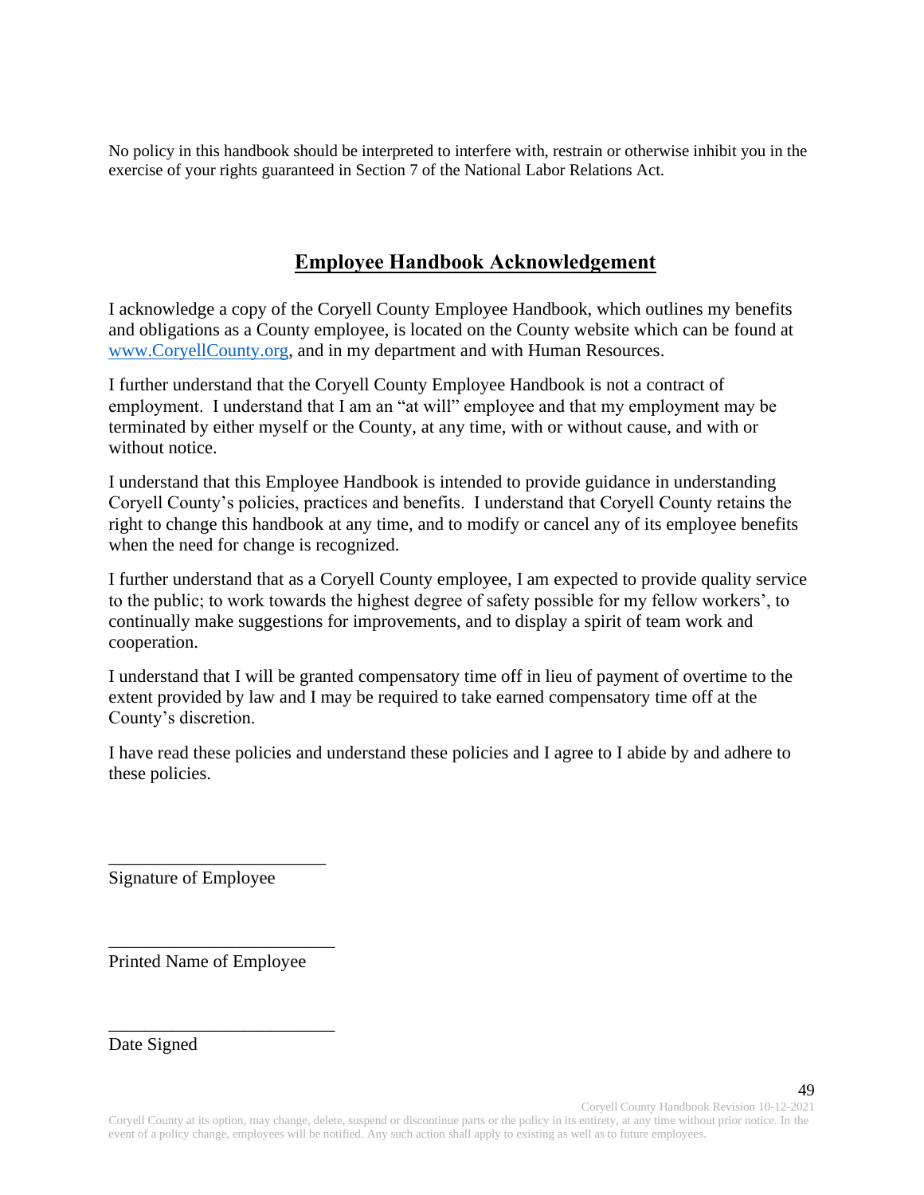No policy in this handbook should be interpreted to interfere with, restrain or otherwise inhibit you in the exercise of your rights guaranteed in Section 7 of the National Labor Relations Act.

## Employee Handbook Acknowledgement

I acknowledge a copy of the Coryell County Employee Handbook, which outlines my benefits and obligations as a County employee, is located on the County website which can be found at [www.CoryellCounty.org](www.CoryellCounty.org), and in my department and with Human Resources.

I further understand that the Coryell County Employee Handbook is not a contract of employment. I understand that I am an "at will" employee and that my employment may be terminated by either myself or the County, at any time, with or without cause, and with or without notice.

I understand that this Employee Handbook is intended to provide guidance in understanding Coryell County's policies, practices and benefits. I understand that Coryell County retains the right to change this handbook at any time, and to modify or cancel any of its employee benefits when the need for change is recognized.

I further understand that as a Coryell County employee, I am expected to provide quality service to the public; to work towards the highest degree of safety possible for my fellow workers', to continually make suggestions for improvements, and to display a spirit of team work and cooperation.

I understand that I will be granted compensatory time off in lieu of payment of overtime to the extent provided by law and I may be required to take earned compensatory time off at the County's discretion.

I have read these policies and understand these policies and I agree to I abide by and adhere to these policies.

________________________
Signature of Employee

_________________________
Printed Name of Employee

_________________________
Date Signed

Coryell County at its option, may change, delete, suspend or discontinue parts or the policy in its entirety, at any time without prior notice. In the event of a policy change, employees will be notified. Any such action shall apply to existing as well as to future employees.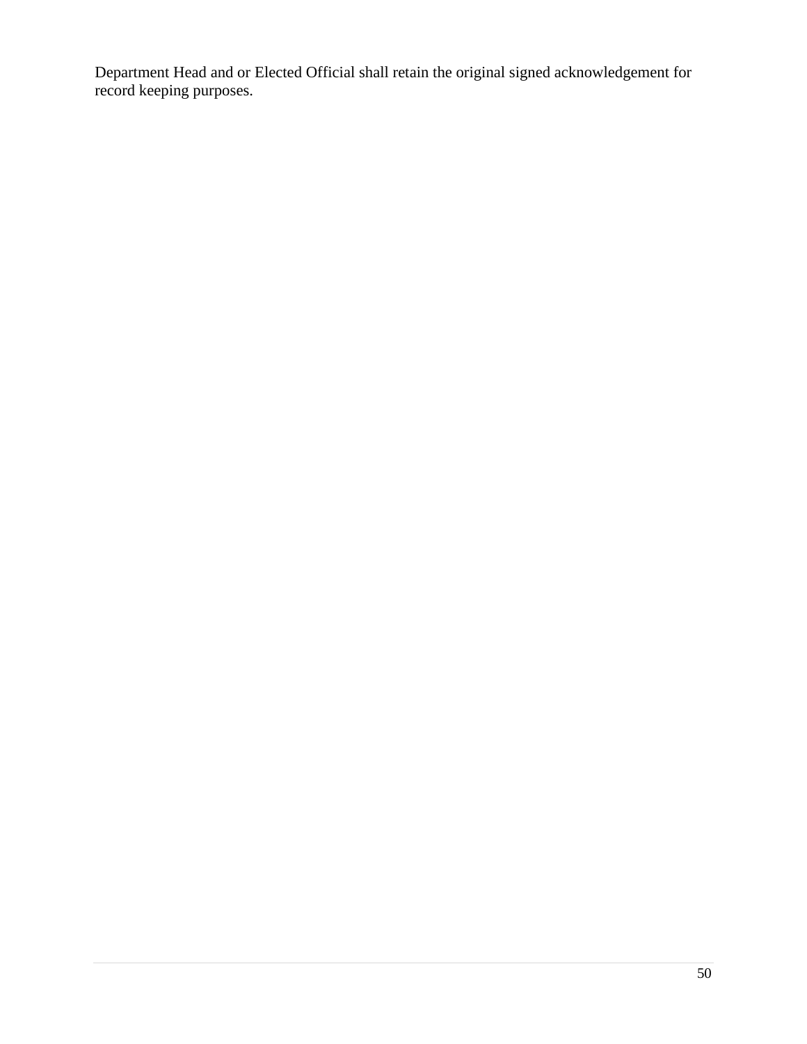Department Head and or Elected Official shall retain the original signed acknowledgement for record keeping purposes.